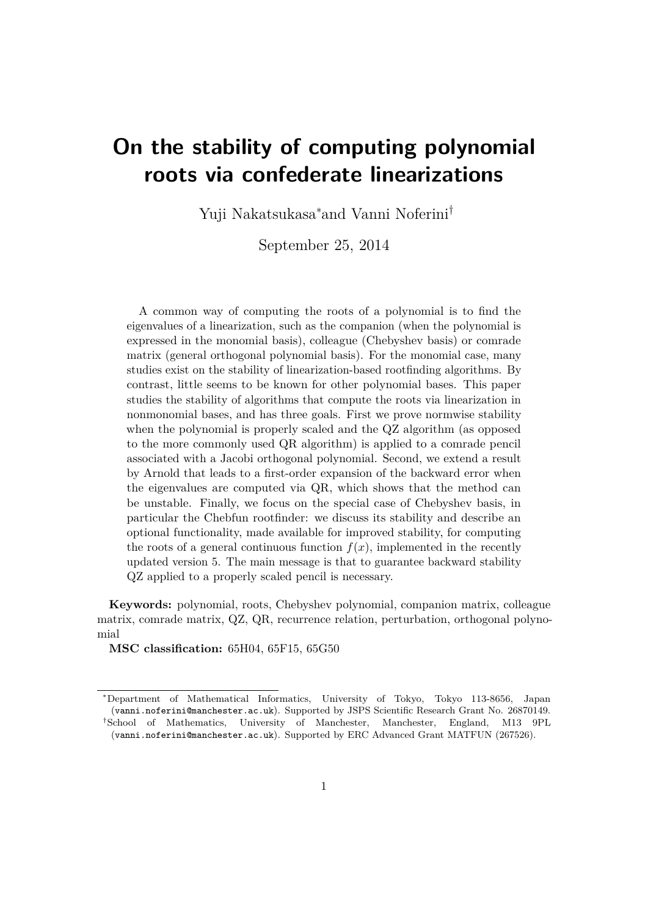# On the stability of computing polynomial roots via confederate linearizations

Yuji Nakatsukasa[*] and Vanni Noferini[†]

September 25, 2014

A common way of computing the roots of a polynomial is to find the eigenvalues of a linearization, such as the companion (when the polynomial is expressed in the monomial basis), colleague (Chebyshev basis) or comrade matrix (general orthogonal polynomial basis). For the monomial case, many studies exist on the stability of linearization-based rootfinding algorithms. By contrast, little seems to be known for other polynomial bases. This paper studies the stability of algorithms that compute the roots via linearization in nonmonomial bases, and has three goals. First we prove normwise stability when the polynomial is properly scaled and the QZ algorithm (as opposed to the more commonly used QR algorithm) is applied to a comrade pencil associated with a Jacobi orthogonal polynomial. Second, we extend a result by Arnold that leads to a first-order expansion of the backward error when the eigenvalues are computed via QR, which shows that the method can be unstable. Finally, we focus on the special case of Chebyshev basis, in particular the Chebfun rootfinder: we discuss its stability and describe an optional functionality, made available for improved stability, for computing the roots of a general continuous function $f(x)$, implemented in the recently updated version 5. The main message is that to guarantee backward stability QZ applied to a properly scaled pencil is necessary.

**Keywords:** polynomial, roots, Chebyshev polynomial, companion matrix, colleague matrix, comrade matrix, QZ, QR, recurrence relation, perturbation, orthogonal polynomial

**MSC classification:** 65H04, 65F15, 65G50

---

[*]Department of Mathematical Informatics, University of Tokyo, Tokyo 113-8656, Japan (vanni.noferini@manchester.ac.uk). Supported by JSPS Scientific Research Grant No. 26870149.

[†]School of Mathematics, University of Manchester, Manchester, England, M13 9PL (vanni.noferini@manchester.ac.uk). Supported by ERC Advanced Grant MATFUN (267526).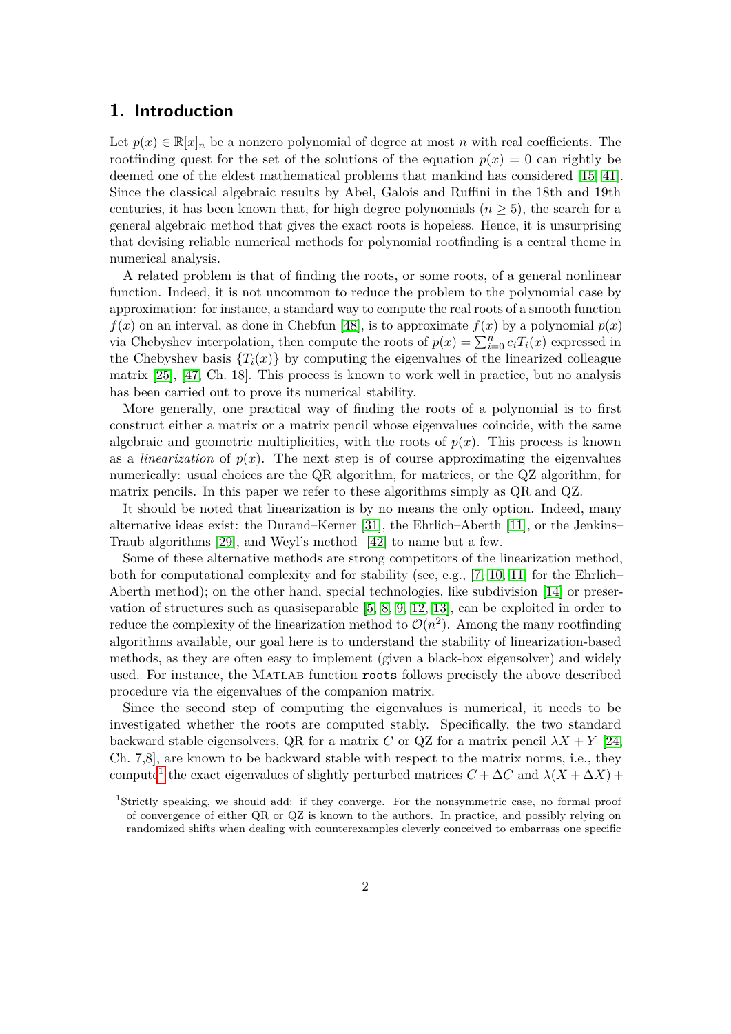## 1. Introduction

Let $p(x) \in \mathbb{R}[x]_n$ be a nonzero polynomial of degree at most $n$ with real coefficients. The rootfinding quest for the set of the solutions of the equation $p(x) = 0$ can rightly be deemed one of the eldest mathematical problems that mankind has considered [15, 41]. Since the classical algebraic results by Abel, Galois and Ruffini in the 18th and 19th centuries, it has been known that, for high degree polynomials ($n \geq 5$), the search for a general algebraic method that gives the exact roots is hopeless. Hence, it is unsurprising that devising reliable numerical methods for polynomial rootfinding is a central theme in numerical analysis.

A related problem is that of finding the roots, or some roots, of a general nonlinear function. Indeed, it is not uncommon to reduce the problem to the polynomial case by approximation: for instance, a standard way to compute the real roots of a smooth function $f(x)$ on an interval, as done in Chebfun [48], is to approximate $f(x)$ by a polynomial $p(x)$ via Chebyshev interpolation, then compute the roots of $p(x) = \sum_{i=0}^{n} c_i T_i(x)$ expressed in the Chebyshev basis $\{T_i(x)\}$ by computing the eigenvalues of the linearized colleague matrix [25], [47, Ch. 18]. This process is known to work well in practice, but no analysis has been carried out to prove its numerical stability.

More generally, one practical way of finding the roots of a polynomial is to first construct either a matrix or a matrix pencil whose eigenvalues coincide, with the same algebraic and geometric multiplicities, with the roots of $p(x)$. This process is known as a *linearization* of $p(x)$. The next step is of course approximating the eigenvalues numerically: usual choices are the QR algorithm, for matrices, or the QZ algorithm, for matrix pencils. In this paper we refer to these algorithms simply as QR and QZ.

It should be noted that linearization is by no means the only option. Indeed, many alternative ideas exist: the Durand–Kerner [31], the Ehrlich–Aberth [11], or the Jenkins–Traub algorithms [29], and Weyl's method [42] to name but a few.

Some of these alternative methods are strong competitors of the linearization method, both for computational complexity and for stability (see, e.g., [7, 10, 11] for the Ehrlich–Aberth method); on the other hand, special technologies, like subdivision [14] or preservation of structures such as quasiseparable [5, 8, 9, 12, 13], can be exploited in order to reduce the complexity of the linearization method to $\mathcal{O}(n^2)$. Among the many rootfinding algorithms available, our goal here is to understand the stability of linearization-based methods, as they are often easy to implement (given a black-box eigensolver) and widely used. For instance, the MATLAB function `roots` follows precisely the above described procedure via the eigenvalues of the companion matrix.

Since the second step of computing the eigenvalues is numerical, it needs to be investigated whether the roots are computed stably. Specifically, the two standard backward stable eigensolvers, QR for a matrix $C$ or QZ for a matrix pencil $\lambda X + Y$ [24, Ch. 7,8], are known to be backward stable with respect to the matrix norms, i.e., they compute[1] the exact eigenvalues of slightly perturbed matrices $C + \Delta C$ and $\lambda(X + \Delta X) +$

[1] Strictly speaking, we should add: if they converge. For the nonsymmetric case, no formal proof of convergence of either QR or QZ is known to the authors. In practice, and possibly relying on randomized shifts when dealing with counterexamples cleverly conceived to embarrass one specific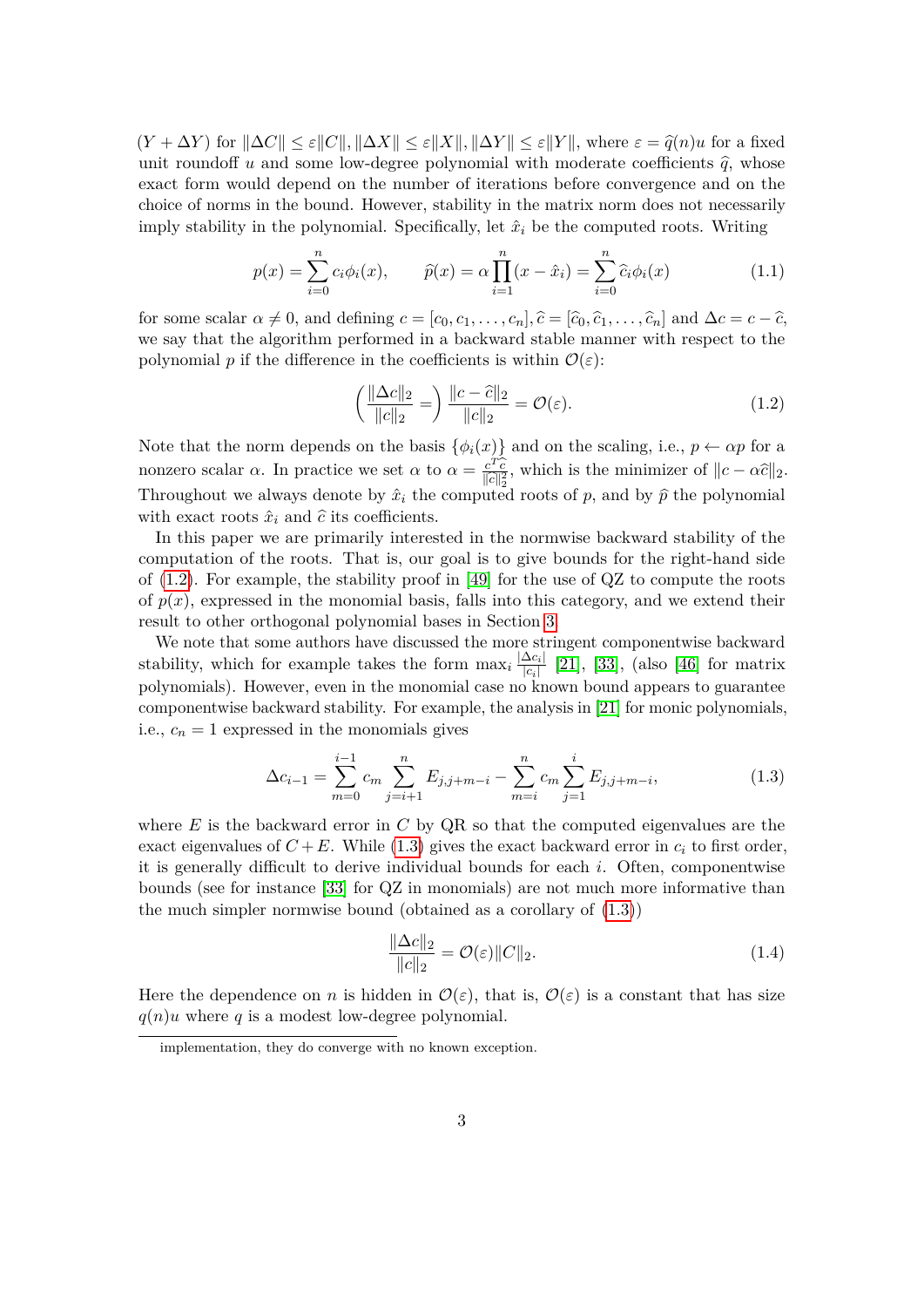$(Y+\Delta Y)$ for $\|\Delta C\| \le \varepsilon\|C\|, \|\Delta X\| \le \varepsilon\|X\|, \|\Delta Y\| \le \varepsilon\|Y\|$, where $\varepsilon = \widehat{q}(n)u$ for a fixed unit roundoff $u$ and some low-degree polynomial with moderate coefficients $\widehat{q}$, whose exact form would depend on the number of iterations before convergence and on the choice of norms in the bound. However, stability in the matrix norm does not necessarily imply stability in the polynomial. Specifically, let $\hat{x}_i$ be the computed roots. Writing

$$p(x) = \sum_{i=0}^{n} c_i \phi_i(x), \qquad \widehat{p}(x) = \alpha \prod_{i=1}^{n}(x - \hat{x}_i) = \sum_{i=0}^{n} \widehat{c}_i \phi_i(x) \tag{1.1}$$

for some scalar $\alpha \neq 0$, and defining $c = [c_0, c_1, \dots, c_n], \widehat{c} = [\widehat{c}_0, \widehat{c}_1, \dots, \widehat{c}_n]$ and $\Delta c = c - \widehat{c}$, we say that the algorithm performed in a backward stable manner with respect to the polynomial $p$ if the difference in the coefficients is within $\mathcal{O}(\varepsilon)$:

$$\left(\frac{\|\Delta c\|_2}{\|c\|_2} = \right) \frac{\|c - \widehat{c}\|_2}{\|c\|_2} = \mathcal{O}(\varepsilon). \tag{1.2}$$

Note that the norm depends on the basis $\{\phi_i(x)\}$ and on the scaling, i.e., $p \leftarrow \alpha p$ for a nonzero scalar $\alpha$. In practice we set $\alpha$ to $\alpha = \frac{c^T\widehat{c}}{\|\widehat{c}\|_2^2}$, which is the minimizer of $\|c - \alpha\widehat{c}\|_2$. Throughout we always denote by $\hat{x}_i$ the computed roots of $p$, and by $\widehat{p}$ the polynomial with exact roots $\hat{x}_i$ and $\widehat{c}$ its coefficients.

In this paper we are primarily interested in the normwise backward stability of the computation of the roots. That is, our goal is to give bounds for the right-hand side of (1.2). For example, the stability proof in [49] for the use of QZ to compute the roots of $p(x)$, expressed in the monomial basis, falls into this category, and we extend their result to other orthogonal polynomial bases in Section 3.

We note that some authors have discussed the more stringent componentwise backward stability, which for example takes the form $\max_i \frac{|\Delta c_i|}{|c_i|}$ [21], [33], (also [46] for matrix polynomials). However, even in the monomial case no known bound appears to guarantee componentwise backward stability. For example, the analysis in [21] for monic polynomials, i.e., $c_n = 1$ expressed in the monomials gives

$$\Delta c_{i-1} = \sum_{m=0}^{i-1} c_m \sum_{j=i+1}^{n} E_{j,j+m-i} - \sum_{m=i}^{n} c_m \sum_{j=1}^{i} E_{j,j+m-i}, \tag{1.3}$$

where $E$ is the backward error in $C$ by QR so that the computed eigenvalues are the exact eigenvalues of $C+E$. While (1.3) gives the exact backward error in $c_i$ to first order, it is generally difficult to derive individual bounds for each $i$. Often, componentwise bounds (see for instance [33] for QZ in monomials) are not much more informative than the much simpler normwise bound (obtained as a corollary of (1.3))

$$\frac{\|\Delta c\|_2}{\|c\|_2} = \mathcal{O}(\varepsilon)\|C\|_2. \tag{1.4}$$

Here the dependence on $n$ is hidden in $\mathcal{O}(\varepsilon)$, that is, $\mathcal{O}(\varepsilon)$ is a constant that has size $q(n)u$ where $q$ is a modest low-degree polynomial.

implementation, they do converge with no known exception.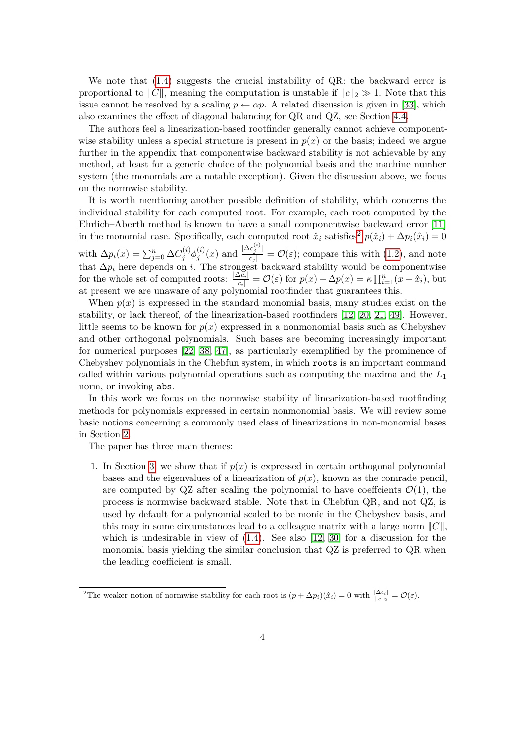We note that (1.4) suggests the crucial instability of QR: the backward error is proportional to $\|C\|$, meaning the computation is unstable if $\|c\|_2 \gg 1$. Note that this issue cannot be resolved by a scaling $p \leftarrow \alpha p$. A related discussion is given in [33], which also examines the effect of diagonal balancing for QR and QZ, see Section 4.4.

The authors feel a linearization-based rootfinder generally cannot achieve componentwise stability unless a special structure is present in $p(x)$ or the basis; indeed we argue further in the appendix that componentwise backward stability is not achievable by any method, at least for a generic choice of the polynomial basis and the machine number system (the monomials are a notable exception). Given the discussion above, we focus on the normwise stability.

It is worth mentioning another possible definition of stability, which concerns the individual stability for each computed root. For example, each root computed by the Ehrlich–Aberth method is known to have a small componentwise backward error [11] in the monomial case. Specifically, each computed root $\hat{x}_i$ satisfies[2] $p(\hat{x}_i) + \Delta p_i(\hat{x}_i) = 0$ with $\Delta p_i(x) = \sum_{j=0}^{n} \Delta C_j^{(i)} \phi_j^{(i)}(x)$ and $\frac{|\Delta c_j^{(i)}|}{|c_j|} = \mathcal{O}(\varepsilon)$; compare this with (1.2), and note that $\Delta p_i$ here depends on $i$. The strongest backward stability would be componentwise for the whole set of computed roots: $\frac{|\Delta c_i|}{|c_i|} = \mathcal{O}(\varepsilon)$ for $p(x) + \Delta p(x) = \kappa \prod_{i=1}^{n}(x - \hat{x}_i)$, but at present we are unaware of any polynomial rootfinder that guarantees this.

When $p(x)$ is expressed in the standard monomial basis, many studies exist on the stability, or lack thereof, of the linearization-based rootfinders [12, 20, 21, 49]. However, little seems to be known for $p(x)$ expressed in a nonmonomial basis such as Chebyshev and other orthogonal polynomials. Such bases are becoming increasingly important for numerical purposes [22, 38, 47], as particularly exemplified by the prominence of Chebyshev polynomials in the Chebfun system, in which `roots` is an important command called within various polynomial operations such as computing the maxima and the $L_1$ norm, or invoking `abs`.

In this work we focus on the normwise stability of linearization-based rootfinding methods for polynomials expressed in certain nonmonomial basis. We will review some basic notions concerning a commonly used class of linearizations in non-monomial bases in Section 2.

The paper has three main themes:

1. In Section 3, we show that if $p(x)$ is expressed in certain orthogonal polynomial bases and the eigenvalues of a linearization of $p(x)$, known as the comrade pencil, are computed by QZ after scaling the polynomial to have coeffcients $\mathcal{O}(1)$, the process is normwise backward stable. Note that in Chebfun QR, and not QZ, is used by default for a polynomial scaled to be monic in the Chebyshev basis, and this may in some circumstances lead to a colleague matrix with a large norm $\|C\|$, which is undesirable in view of (1.4). See also [12, 30] for a discussion for the monomial basis yielding the similar conclusion that QZ is preferred to QR when the leading coefficient is small.

[2] The weaker notion of normwise stability for each root is $(p + \Delta p_i)(\hat{x}_i) = 0$ with $\frac{|\Delta c_i|}{\|c\|_2} = \mathcal{O}(\varepsilon)$.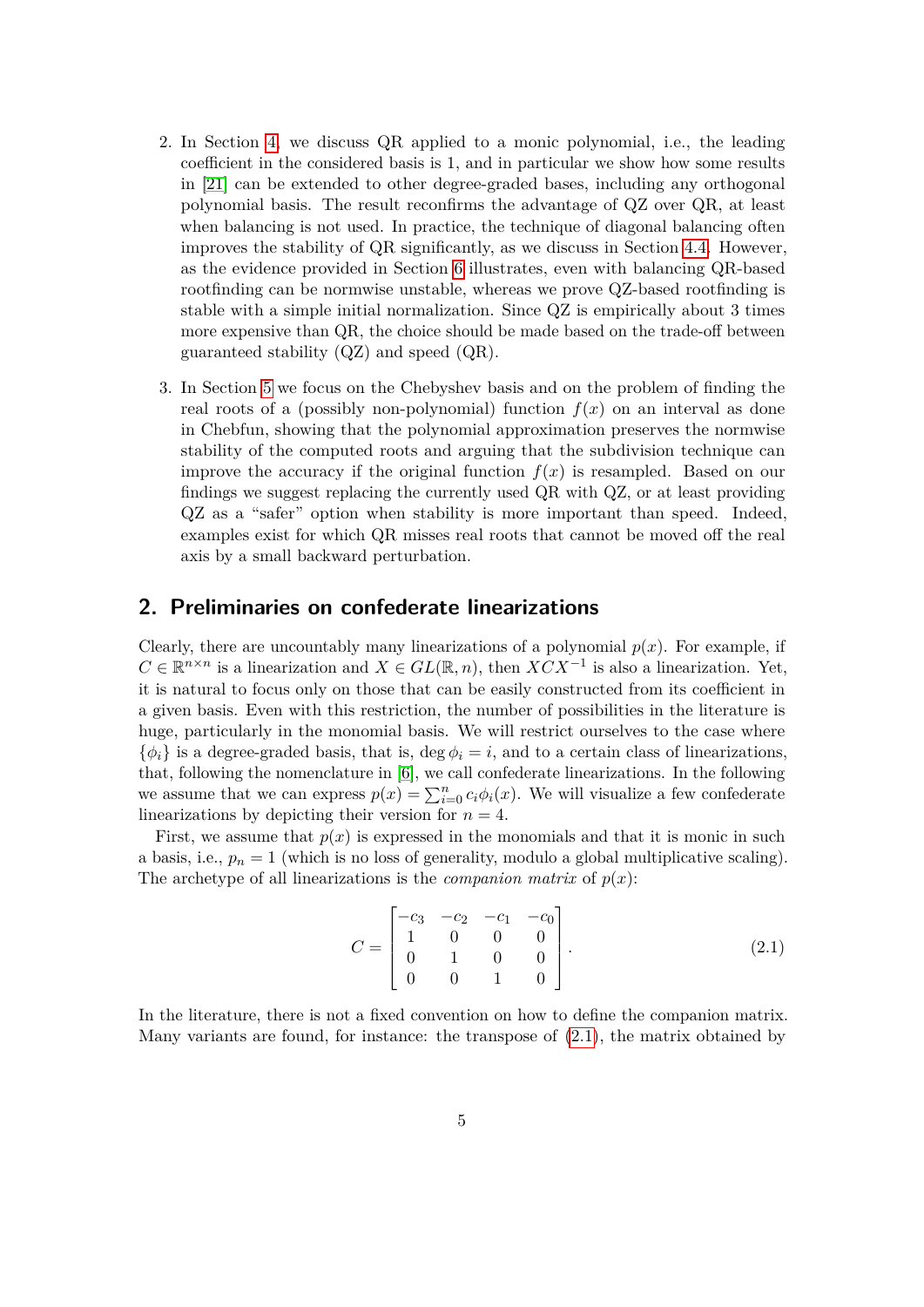2. In Section 4, we discuss QR applied to a monic polynomial, i.e., the leading coefficient in the considered basis is 1, and in particular we show how some results in [21] can be extended to other degree-graded bases, including any orthogonal polynomial basis. The result reconfirms the advantage of QZ over QR, at least when balancing is not used. In practice, the technique of diagonal balancing often improves the stability of QR significantly, as we discuss in Section 4.4. However, as the evidence provided in Section 6 illustrates, even with balancing QR-based rootfinding can be normwise unstable, whereas we prove QZ-based rootfinding is stable with a simple initial normalization. Since QZ is empirically about 3 times more expensive than QR, the choice should be made based on the trade-off between guaranteed stability (QZ) and speed (QR).

3. In Section 5 we focus on the Chebyshev basis and on the problem of finding the real roots of a (possibly non-polynomial) function $f(x)$ on an interval as done in Chebfun, showing that the polynomial approximation preserves the normwise stability of the computed roots and arguing that the subdivision technique can improve the accuracy if the original function $f(x)$ is resampled. Based on our findings we suggest replacing the currently used QR with QZ, or at least providing QZ as a "safer" option when stability is more important than speed. Indeed, examples exist for which QR misses real roots that cannot be moved off the real axis by a small backward perturbation.

## 2. Preliminaries on confederate linearizations

Clearly, there are uncountably many linearizations of a polynomial $p(x)$. For example, if $C \in \mathbb{R}^{n\times n}$ is a linearization and $X \in GL(\mathbb{R}, n)$, then $XCX^{-1}$ is also a linearization. Yet, it is natural to focus only on those that can be easily constructed from its coefficient in a given basis. Even with this restriction, the number of possibilities in the literature is huge, particularly in the monomial basis. We will restrict ourselves to the case where $\{\phi_i\}$ is a degree-graded basis, that is, $\deg \phi_i = i$, and to a certain class of linearizations, that, following the nomenclature in [6], we call confederate linearizations. In the following we assume that we can express $p(x) = \sum_{i=0}^{n} c_i \phi_i(x)$. We will visualize a few confederate linearizations by depicting their version for $n = 4$.

First, we assume that $p(x)$ is expressed in the monomials and that it is monic in such a basis, i.e., $p_n = 1$ (which is no loss of generality, modulo a global multiplicative scaling). The archetype of all linearizations is the *companion matrix* of $p(x)$:

$$
C = \begin{bmatrix} -c_3 & -c_2 & -c_1 & -c_0 \\ 1 & 0 & 0 & 0 \\ 0 & 1 & 0 & 0 \\ 0 & 0 & 1 & 0 \end{bmatrix}. \tag{2.1}
$$

In the literature, there is not a fixed convention on how to define the companion matrix. Many variants are found, for instance: the transpose of (2.1), the matrix obtained by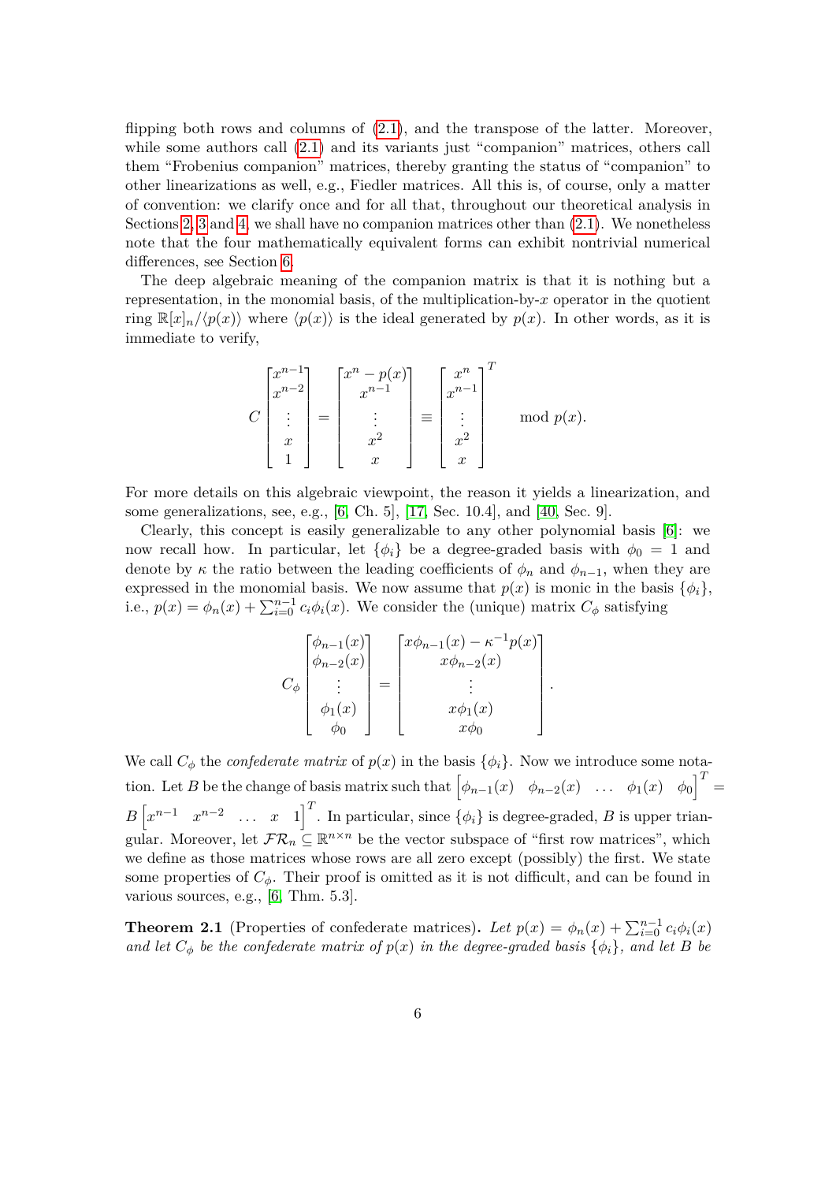flipping both rows and columns of (2.1), and the transpose of the latter. Moreover, while some authors call (2.1) and its variants just "companion" matrices, others call them "Frobenius companion" matrices, thereby granting the status of "companion" to other linearizations as well, e.g., Fiedler matrices. All this is, of course, only a matter of convention: we clarify once and for all that, throughout our theoretical analysis in Sections 2, 3 and 4, we shall have no companion matrices other than (2.1). We nonetheless note that the four mathematically equivalent forms can exhibit nontrivial numerical differences, see Section 6.

The deep algebraic meaning of the companion matrix is that it is nothing but a representation, in the monomial basis, of the multiplication-by-$x$ operator in the quotient ring $\mathbb{R}[x]_n/\langle p(x)\rangle$ where $\langle p(x)\rangle$ is the ideal generated by $p(x)$. In other words, as it is immediate to verify,

$$
C \begin{bmatrix} x^{n-1} \\ x^{n-2} \\ \vdots \\ x \\ 1 \end{bmatrix} = \begin{bmatrix} x^n - p(x) \\ x^{n-1} \\ \vdots \\ x^2 \\ x \end{bmatrix} \equiv \begin{bmatrix} x^n \\ x^{n-1} \\ \vdots \\ x^2 \\ x \end{bmatrix}^T \mod p(x).
$$

For more details on this algebraic viewpoint, the reason it yields a linearization, and some generalizations, see, e.g., [6, Ch. 5], [17, Sec. 10.4], and [40, Sec. 9].

Clearly, this concept is easily generalizable to any other polynomial basis [6]: we now recall how. In particular, let $\{\phi_i\}$ be a degree-graded basis with $\phi_0 = 1$ and denote by $\kappa$ the ratio between the leading coefficients of $\phi_n$ and $\phi_{n-1}$, when they are expressed in the monomial basis. We now assume that $p(x)$ is monic in the basis $\{\phi_i\}$, i.e., $p(x) = \phi_n(x) + \sum_{i=0}^{n-1} c_i \phi_i(x)$. We consider the (unique) matrix $C_\phi$ satisfying

$$
C_\phi \begin{bmatrix} \phi_{n-1}(x) \\ \phi_{n-2}(x) \\ \vdots \\ \phi_1(x) \\ \phi_0 \end{bmatrix} = \begin{bmatrix} x\phi_{n-1}(x) - \kappa^{-1} p(x) \\ x\phi_{n-2}(x) \\ \vdots \\ x\phi_1(x) \\ x\phi_0 \end{bmatrix}.
$$

We call $C_\phi$ the *confederate matrix* of $p(x)$ in the basis $\{\phi_i\}$. Now we introduce some notation. Let $B$ be the change of basis matrix such that $\begin{bmatrix} \phi_{n-1}(x) & \phi_{n-2}(x) & \dots & \phi_1(x) & \phi_0 \end{bmatrix}^T = B \begin{bmatrix} x^{n-1} & x^{n-2} & \dots & x & 1 \end{bmatrix}^T$. In particular, since $\{\phi_i\}$ is degree-graded, $B$ is upper triangular. Moreover, let $\mathcal{FR}_n \subseteq \mathbb{R}^{n \times n}$ be the vector subspace of "first row matrices", which we define as those matrices whose rows are all zero except (possibly) the first. We state some properties of $C_\phi$. Their proof is omitted as it is not difficult, and can be found in various sources, e.g., [6, Thm. 5.3].

**Theorem 2.1** (Properties of confederate matrices)**.** *Let $p(x) = \phi_n(x) + \sum_{i=0}^{n-1} c_i \phi_i(x)$ and let $C_\phi$ be the confederate matrix of $p(x)$ in the degree-graded basis $\{\phi_i\}$, and let $B$ be*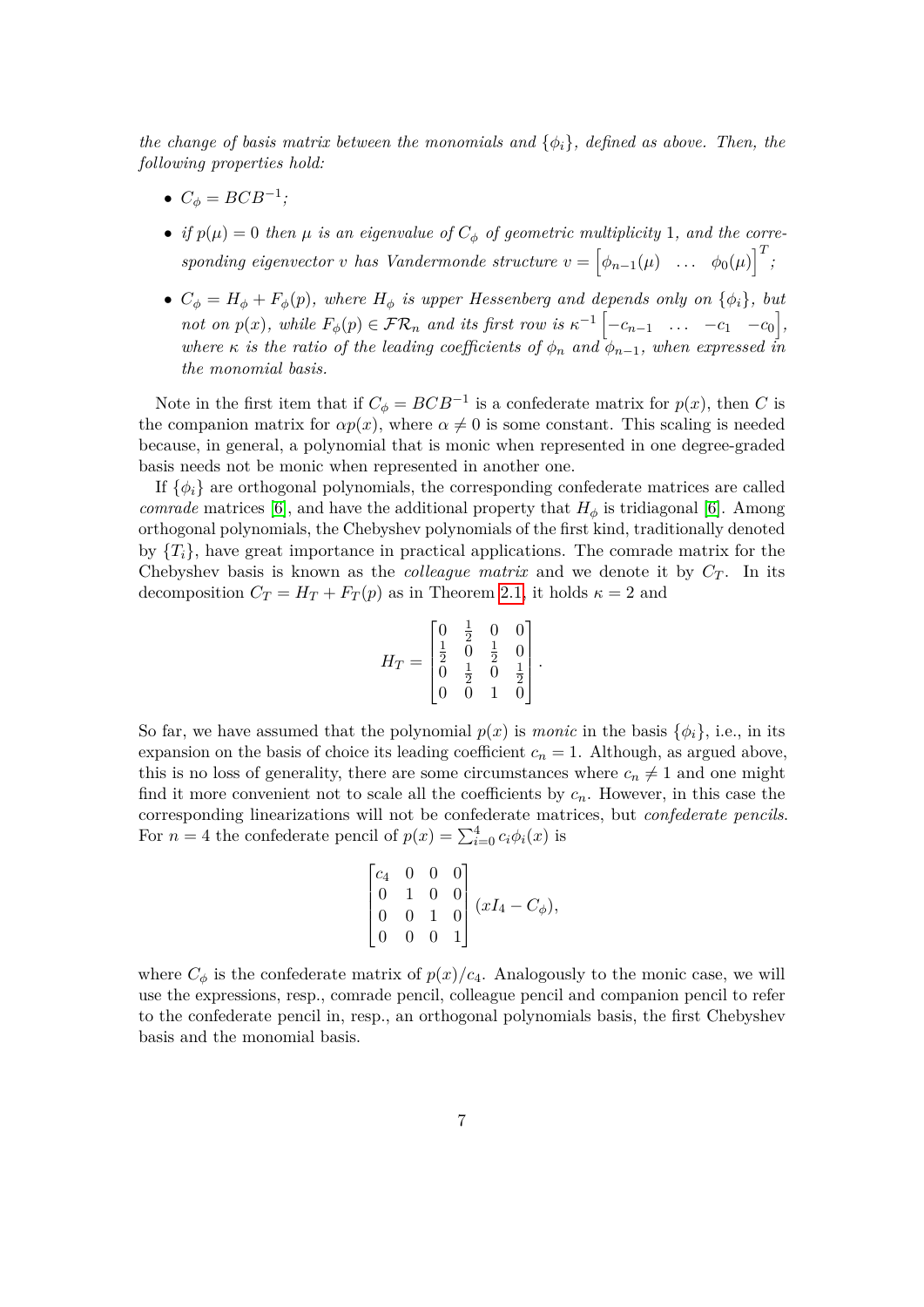*the change of basis matrix between the monomials and $\{\phi_i\}$, defined as above. Then, the following properties hold:*

- $C_\phi = BCB^{-1}$;
- *if* $p(\mu) = 0$ *then* $\mu$ *is an eigenvalue of* $C_\phi$ *of geometric multiplicity* 1, *and the corresponding eigenvector* $v$ *has Vandermonde structure* $v = \begin{bmatrix} \phi_{n-1}(\mu) & \dots & \phi_0(\mu) \end{bmatrix}^T$;
- $C_\phi = H_\phi + F_\phi(p)$, *where* $H_\phi$ *is upper Hessenberg and depends only on* $\{\phi_i\}$, *but not on* $p(x)$, *while* $F_\phi(p) \in \mathcal{FR}_n$ *and its first row is* $\kappa^{-1} \begin{bmatrix} -c_{n-1} & \dots & -c_1 & -c_0 \end{bmatrix}$, *where* $\kappa$ *is the ratio of the leading coefficients of* $\phi_n$ *and* $\phi_{n-1}$, *when expressed in the monomial basis.*

Note in the first item that if $C_\phi = BCB^{-1}$ is a confederate matrix for $p(x)$, then $C$ is the companion matrix for $\alpha p(x)$, where $\alpha \neq 0$ is some constant. This scaling is needed because, in general, a polynomial that is monic when represented in one degree-graded basis needs not be monic when represented in another one.

If $\{\phi_i\}$ are orthogonal polynomials, the corresponding confederate matrices are called *comrade* matrices [6], and have the additional property that $H_\phi$ is tridiagonal [6]. Among orthogonal polynomials, the Chebyshev polynomials of the first kind, traditionally denoted by $\{T_i\}$, have great importance in practical applications. The comrade matrix for the Chebyshev basis is known as the *colleague matrix* and we denote it by $C_T$. In its decomposition $C_T = H_T + F_T(p)$ as in Theorem 2.1, it holds $\kappa = 2$ and

$$H_T = \begin{bmatrix} 0 & \frac{1}{2} & 0 & 0 \\ \frac{1}{2} & 0 & \frac{1}{2} & 0 \\ 0 & \frac{1}{2} & 0 & \frac{1}{2} \\ 0 & 0 & 1 & 0 \end{bmatrix}.$$

So far, we have assumed that the polynomial $p(x)$ is *monic* in the basis $\{\phi_i\}$, i.e., in its expansion on the basis of choice its leading coefficient $c_n = 1$. Although, as argued above, this is no loss of generality, there are some circumstances where $c_n \neq 1$ and one might find it more convenient not to scale all the coefficients by $c_n$. However, in this case the corresponding linearizations will not be confederate matrices, but *confederate pencils*. For $n = 4$ the confederate pencil of $p(x) = \sum_{i=0}^{4} c_i \phi_i(x)$ is

$$\begin{bmatrix} c_4 & 0 & 0 & 0 \\ 0 & 1 & 0 & 0 \\ 0 & 0 & 1 & 0 \\ 0 & 0 & 0 & 1 \end{bmatrix} (xI_4 - C_\phi),$$

where $C_\phi$ is the confederate matrix of $p(x)/c_4$. Analogously to the monic case, we will use the expressions, resp., comrade pencil, colleague pencil and companion pencil to refer to the confederate pencil in, resp., an orthogonal polynomials basis, the first Chebyshev basis and the monomial basis.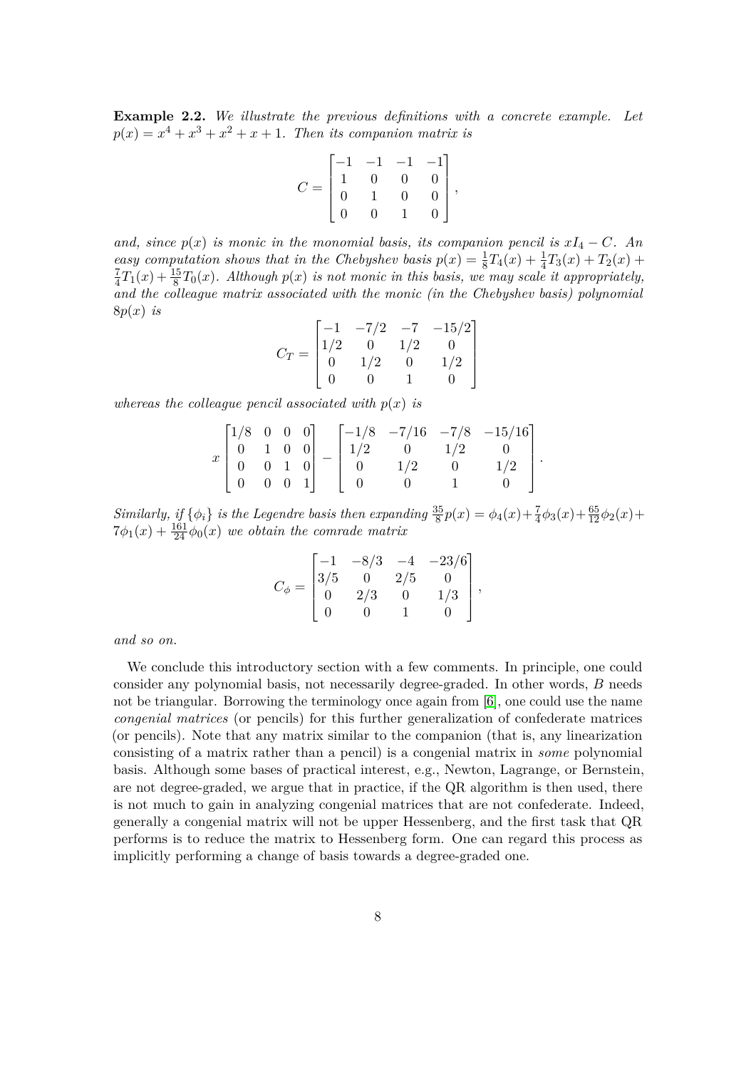**Example 2.2.** *We illustrate the previous definitions with a concrete example. Let $p(x) = x^4 + x^3 + x^2 + x + 1$. Then its companion matrix is*

$$C = \begin{bmatrix} -1 & -1 & -1 & -1 \\ 1 & 0 & 0 & 0 \\ 0 & 1 & 0 & 0 \\ 0 & 0 & 1 & 0 \end{bmatrix},$$

*and, since $p(x)$ is monic in the monomial basis, its companion pencil is $xI_4 - C$. An easy computation shows that in the Chebyshev basis $p(x) = \frac{1}{8}T_4(x) + \frac{1}{4}T_3(x) + T_2(x) + \frac{7}{4}T_1(x) + \frac{15}{8}T_0(x)$. Although $p(x)$ is not monic in this basis, we may scale it appropriately, and the colleague matrix associated with the monic (in the Chebyshev basis) polynomial $8p(x)$ is*

$$C_T = \begin{bmatrix} -1 & -7/2 & -7 & -15/2 \\ 1/2 & 0 & 1/2 & 0 \\ 0 & 1/2 & 0 & 1/2 \\ 0 & 0 & 1 & 0 \end{bmatrix}$$

*whereas the colleague pencil associated with $p(x)$ is*

$$x \begin{bmatrix} 1/8 & 0 & 0 & 0 \\ 0 & 1 & 0 & 0 \\ 0 & 0 & 1 & 0 \\ 0 & 0 & 0 & 1 \end{bmatrix} - \begin{bmatrix} -1/8 & -7/16 & -7/8 & -15/16 \\ 1/2 & 0 & 1/2 & 0 \\ 0 & 1/2 & 0 & 1/2 \\ 0 & 0 & 1 & 0 \end{bmatrix}.$$

*Similarly, if $\{\phi_i\}$ is the Legendre basis then expanding $\frac{35}{8}p(x) = \phi_4(x) + \frac{7}{4}\phi_3(x) + \frac{65}{12}\phi_2(x) + 7\phi_1(x) + \frac{161}{24}\phi_0(x)$ we obtain the comrade matrix*

$$C_\phi = \begin{bmatrix} -1 & -8/3 & -4 & -23/6 \\ 3/5 & 0 & 2/5 & 0 \\ 0 & 2/3 & 0 & 1/3 \\ 0 & 0 & 1 & 0 \end{bmatrix},$$

*and so on.*

We conclude this introductory section with a few comments. In principle, one could consider any polynomial basis, not necessarily degree-graded. In other words, $B$ needs not be triangular. Borrowing the terminology once again from [6], one could use the name *congenial matrices* (or pencils) for this further generalization of confederate matrices (or pencils). Note that any matrix similar to the companion (that is, any linearization consisting of a matrix rather than a pencil) is a congenial matrix in *some* polynomial basis. Although some bases of practical interest, e.g., Newton, Lagrange, or Bernstein, are not degree-graded, we argue that in practice, if the QR algorithm is then used, there is not much to gain in analyzing congenial matrices that are not confederate. Indeed, generally a congenial matrix will not be upper Hessenberg, and the first task that QR performs is to reduce the matrix to Hessenberg form. One can regard this process as implicitly performing a change of basis towards a degree-graded one.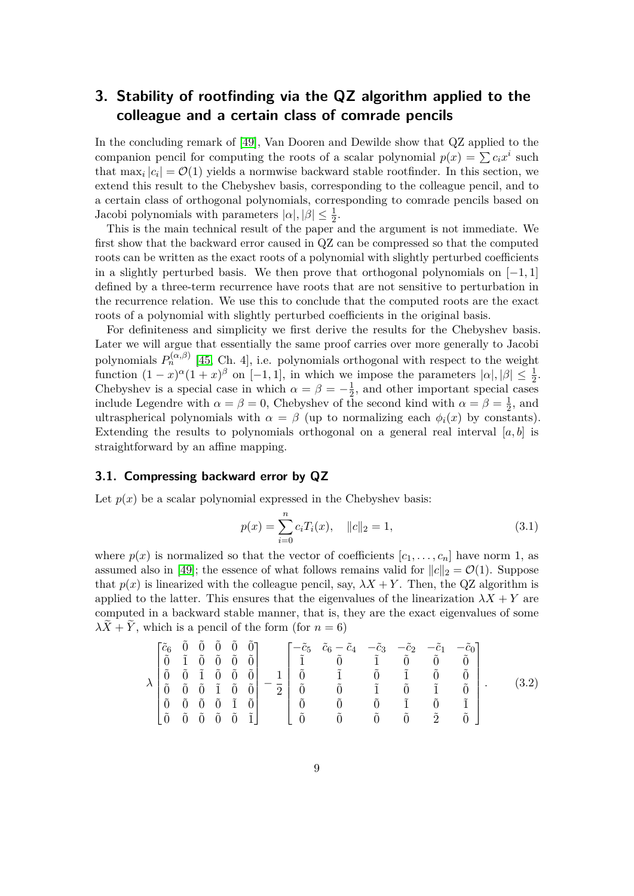## 3. Stability of rootfinding via the QZ algorithm applied to the colleague and a certain class of comrade pencils

In the concluding remark of [49], Van Dooren and Dewilde show that QZ applied to the companion pencil for computing the roots of a scalar polynomial $p(x) = \sum c_i x^i$ such that $\max_i |c_i| = \mathcal{O}(1)$ yields a normwise backward stable rootfinder. In this section, we extend this result to the Chebyshev basis, corresponding to the colleague pencil, and to a certain class of orthogonal polynomials, corresponding to comrade pencils based on Jacobi polynomials with parameters $|\alpha|, |\beta| \le \frac{1}{2}$.

This is the main technical result of the paper and the argument is not immediate. We first show that the backward error caused in QZ can be compressed so that the computed roots can be written as the exact roots of a polynomial with slightly perturbed coefficients in a slightly perturbed basis. We then prove that orthogonal polynomials on $[-1, 1]$ defined by a three-term recurrence have roots that are not sensitive to perturbation in the recurrence relation. We use this to conclude that the computed roots are the exact roots of a polynomial with slightly perturbed coefficients in the original basis.

For definiteness and simplicity we first derive the results for the Chebyshev basis. Later we will argue that essentially the same proof carries over more generally to Jacobi polynomials $P_n^{(\alpha,\beta)}$ [45, Ch. 4], i.e. polynomials orthogonal with respect to the weight function $(1-x)^\alpha(1+x)^\beta$ on $[-1, 1]$, in which we impose the parameters $|\alpha|, |\beta| \le \frac{1}{2}$. Chebyshev is a special case in which $\alpha = \beta = -\frac{1}{2}$, and other important special cases include Legendre with $\alpha = \beta = 0$, Chebyshev of the second kind with $\alpha = \beta = \frac{1}{2}$, and ultraspherical polynomials with $\alpha = \beta$ (up to normalizing each $\phi_i(x)$ by constants). Extending the results to polynomials orthogonal on a general real interval $[a, b]$ is straightforward by an affine mapping.

### 3.1. Compressing backward error by QZ

Let $p(x)$ be a scalar polynomial expressed in the Chebyshev basis:

$$p(x) = \sum_{i=0}^{n} c_i T_i(x), \quad \|c\|_2 = 1, \tag{3.1}$$

where $p(x)$ is normalized so that the vector of coefficients $[c_1, \ldots, c_n]$ have norm 1, as assumed also in [49]; the essence of what follows remains valid for $\|c\|_2 = \mathcal{O}(1)$. Suppose that $p(x)$ is linearized with the colleague pencil, say, $\lambda X + Y$. Then, the QZ algorithm is applied to the latter. This ensures that the eigenvalues of the linearization $\lambda X + Y$ are computed in a backward stable manner, that is, they are the exact eigenvalues of some $\lambda \widetilde{X} + \widetilde{Y}$, which is a pencil of the form (for $n = 6$)

$$\lambda \begin{bmatrix} \tilde{c}_6 & \tilde{0} & \tilde{0} & \tilde{0} & \tilde{0} & \tilde{0} \\ \tilde{0} & \tilde{1} & \tilde{0} & \tilde{0} & \tilde{0} & \tilde{0} \\ \tilde{0} & \tilde{0} & \tilde{1} & \tilde{0} & \tilde{0} & \tilde{0} \\ \tilde{0} & \tilde{0} & \tilde{0} & \tilde{1} & \tilde{0} & \tilde{0} \\ \tilde{0} & \tilde{0} & \tilde{0} & \tilde{0} & \tilde{1} & \tilde{0} \\ \tilde{0} & \tilde{0} & \tilde{0} & \tilde{0} & \tilde{0} & \tilde{1} \end{bmatrix} - \frac{1}{2} \begin{bmatrix} -\tilde{c}_5 & \tilde{c}_6 - \tilde{c}_4 & -\tilde{c}_3 & -\tilde{c}_2 & -\tilde{c}_1 & -\tilde{c}_0 \\ \tilde{1} & \tilde{0} & \tilde{1} & \tilde{0} & \tilde{0} & \tilde{0} \\ \tilde{0} & \tilde{1} & \tilde{0} & \tilde{1} & \tilde{0} & \tilde{0} \\ \tilde{0} & \tilde{0} & \tilde{1} & \tilde{0} & \tilde{1} & \tilde{0} \\ \tilde{0} & \tilde{0} & \tilde{0} & \tilde{1} & \tilde{0} & \tilde{1} \\ \tilde{0} & \tilde{0} & \tilde{0} & \tilde{0} & \tilde{2} & \tilde{0} \end{bmatrix}. \tag{3.2}$$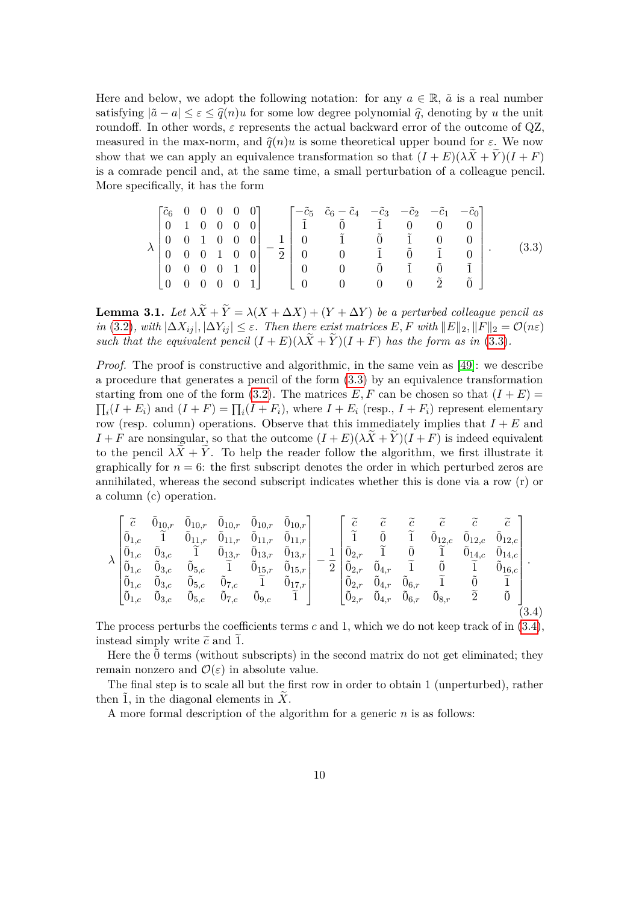Here and below, we adopt the following notation: for any $a \in \mathbb{R}$, $\tilde{a}$ is a real number satisfying $|\tilde{a} - a| \le \varepsilon \le \widehat{q}(n)u$ for some low degree polynomial $\widehat{q}$, denoting by $u$ the unit roundoff. In other words, $\varepsilon$ represents the actual backward error of the outcome of QZ, measured in the max-norm, and $\widehat{q}(n)u$ is some theoretical upper bound for $\varepsilon$. We now show that we can apply an equivalence transformation so that $(I+E)(\lambda\widetilde{X} + \widetilde{Y})(I+F)$ is a comrade pencil and, at the same time, a small perturbation of a colleague pencil. More specifically, it has the form

$$\lambda \begin{bmatrix} \tilde{c}_6 & 0 & 0 & 0 & 0 & 0 \\ 0 & 1 & 0 & 0 & 0 & 0 \\ 0 & 0 & 1 & 0 & 0 & 0 \\ 0 & 0 & 0 & 1 & 0 & 0 \\ 0 & 0 & 0 & 0 & 1 & 0 \\ 0 & 0 & 0 & 0 & 0 & 1 \end{bmatrix} - \frac{1}{2} \begin{bmatrix} -\tilde{c}_5 & \tilde{c}_6 - \tilde{c}_4 & -\tilde{c}_3 & -\tilde{c}_2 & -\tilde{c}_1 & -\tilde{c}_0 \\ \tilde{1} & \tilde{0} & \tilde{1} & 0 & 0 & 0 \\ 0 & \tilde{1} & \tilde{0} & \tilde{1} & 0 & 0 \\ 0 & 0 & \tilde{1} & \tilde{0} & \tilde{1} & 0 \\ 0 & 0 & \tilde{0} & \tilde{1} & \tilde{0} & \tilde{1} \\ 0 & 0 & 0 & 0 & \tilde{2} & \tilde{0} \end{bmatrix}. \tag{3.3}$$

**Lemma 3.1.** *Let $\lambda\widetilde{X} + \widetilde{Y} = \lambda(X + \Delta X) + (Y + \Delta Y)$ be a perturbed colleague pencil as in (3.2), with $|\Delta X_{ij}|, |\Delta Y_{ij}| \le \varepsilon$. Then there exist matrices $E, F$ with $\|E\|_2, \|F\|_2 = \mathcal{O}(n\varepsilon)$ such that the equivalent pencil $(I+E)(\lambda\widetilde{X} + \widetilde{Y})(I+F)$ has the form as in (3.3).*

*Proof.* The proof is constructive and algorithmic, in the same vein as [49]: we describe a procedure that generates a pencil of the form (3.3) by an equivalence transformation starting from one of the form (3.2). The matrices $E, F$ can be chosen so that $(I+E) = \prod_i (I+E_i)$ and $(I+F) = \prod_i (I+F_i)$, where $I+E_i$ (resp., $I+F_i$) represent elementary row (resp. column) operations. Observe that this immediately implies that $I+E$ and $I+F$ are nonsingular, so that the outcome $(I+E)(\lambda\widetilde{X} + \widetilde{Y})(I+F)$ is indeed equivalent to the pencil $\lambda\widetilde{X} + \widetilde{Y}$. To help the reader follow the algorithm, we first illustrate it graphically for $n = 6$: the first subscript denotes the order in which perturbed zeros are annihilated, whereas the second subscript indicates whether this is done via a row (r) or a column (c) operation.

$$\lambda \begin{bmatrix} \widetilde{c} & \tilde{0}_{10,r} & \tilde{0}_{10,r} & \tilde{0}_{10,r} & \tilde{0}_{10,r} & \tilde{0}_{10,r} \\ \tilde{0}_{1,c} & \tilde{1} & \tilde{0}_{11,r} & \tilde{0}_{11,r} & \tilde{0}_{11,r} & \tilde{0}_{11,r} \\ \tilde{0}_{1,c} & \tilde{0}_{3,c} & \tilde{1} & \tilde{0}_{13,r} & \tilde{0}_{13,r} & \tilde{0}_{13,r} \\ \tilde{0}_{1,c} & \tilde{0}_{3,c} & \tilde{0}_{5,c} & \tilde{1} & \tilde{0}_{15,r} & \tilde{0}_{15,r} \\ \tilde{0}_{1,c} & \tilde{0}_{3,c} & \tilde{0}_{5,c} & \tilde{0}_{7,c} & \tilde{1} & \tilde{0}_{17,r} \\ \tilde{0}_{1,c} & \tilde{0}_{3,c} & \tilde{0}_{5,c} & \tilde{0}_{7,c} & \tilde{0}_{9,c} & \tilde{1} \end{bmatrix} - \frac{1}{2} \begin{bmatrix} \widetilde{c} & \widetilde{c} & \widetilde{c} & \widetilde{c} & \widetilde{c} & \widetilde{c} \\ \tilde{1} & \tilde{0} & \tilde{1} & \tilde{0}_{12,c} & \tilde{0}_{12,c} & \tilde{0}_{12,c} \\ \tilde{0}_{2,r} & \tilde{1} & \tilde{0} & \tilde{1} & \tilde{0}_{14,c} & \tilde{0}_{14,c} \\ \tilde{0}_{2,r} & \tilde{0}_{4,r} & \tilde{1} & \tilde{0} & \tilde{1} & \tilde{0}_{16,c} \\ \tilde{0}_{2,r} & \tilde{0}_{4,r} & \tilde{0}_{6,r} & \tilde{1} & \tilde{0} & \tilde{1} \\ \tilde{0}_{2,r} & \tilde{0}_{4,r} & \tilde{0}_{6,r} & \tilde{0}_{8,r} & \tilde{2} & \tilde{0} \end{bmatrix}. \tag{3.4}$$

The process perturbs the coefficients terms $c$ and $1$, which we do not keep track of in (3.4), instead simply write $\widetilde{c}$ and $\tilde{1}$.

Here the $\tilde{0}$ terms (without subscripts) in the second matrix do not get eliminated; they remain nonzero and $\mathcal{O}(\varepsilon)$ in absolute value.

The final step is to scale all but the first row in order to obtain 1 (unperturbed), rather then $\tilde{1}$, in the diagonal elements in $\widetilde{X}$.

A more formal description of the algorithm for a generic $n$ is as follows: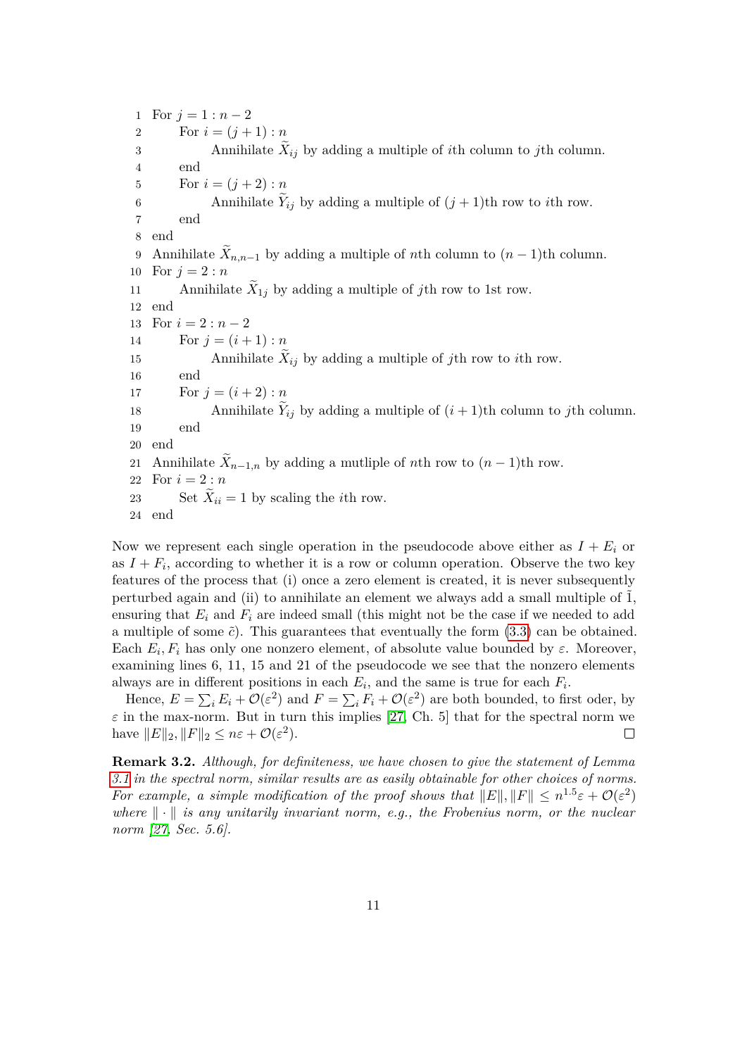```
1  For j = 1 : n − 2
2       For i = (j + 1) : n
3            Annihilate X̃_ij by adding a multiple of ith column to jth column.
4       end
5       For i = (j + 2) : n
6            Annihilate Ỹ_ij by adding a multiple of (j + 1)th row to ith row.
7       end
8  end
9  Annihilate X̃_{n,n−1} by adding a multiple of nth column to (n − 1)th column.
10 For j = 2 : n
11      Annihilate X̃_1j by adding a multiple of jth row to 1st row.
12 end
13 For i = 2 : n − 2
14      For j = (i + 1) : n
15           Annihilate X̃_ij by adding a multiple of jth row to ith row.
16      end
17      For j = (i + 2) : n
18           Annihilate Ỹ_ij by adding a multiple of (i + 1)th column to jth column.
19      end
20 end
21 Annihilate X̃_{n−1,n} by adding a mutliple of nth row to (n − 1)th row.
22 For i = 2 : n
23      Set X̃_ii = 1 by scaling the ith row.
24 end
```

Now we represent each single operation in the pseudocode above either as $I + E_i$ or as $I + F_i$, according to whether it is a row or column operation. Observe the two key features of the process that (i) once a zero element is created, it is never subsequently perturbed again and (ii) to annihilate an element we always add a small multiple of $\tilde{1}$, ensuring that $E_i$ and $F_i$ are indeed small (this might not be the case if we needed to add a multiple of some $\tilde{c}$). This guarantees that eventually the form (3.3) can be obtained. Each $E_i, F_i$ has only one nonzero element, of absolute value bounded by $\varepsilon$. Moreover, examining lines 6, 11, 15 and 21 of the pseudocode we see that the nonzero elements always are in different positions in each $E_i$, and the same is true for each $F_i$.

Hence, $E = \sum_i E_i + \mathcal{O}(\varepsilon^2)$ and $F = \sum_i F_i + \mathcal{O}(\varepsilon^2)$ are both bounded, to first oder, by $\varepsilon$ in the max-norm. But in turn this implies [27, Ch. 5] that for the spectral norm we have $\|E\|_2, \|F\|_2 \leq n\varepsilon + \mathcal{O}(\varepsilon^2)$. □

**Remark 3.2.** *Although, for definiteness, we have chosen to give the statement of Lemma 3.1 in the spectral norm, similar results are as easily obtainable for other choices of norms. For example, a simple modification of the proof shows that* $\|E\|, \|F\| \leq n^{1.5}\varepsilon + \mathcal{O}(\varepsilon^2)$ *where* $\|\cdot\|$ *is any unitarily invariant norm, e.g., the Frobenius norm, or the nuclear norm [27, Sec. 5.6].*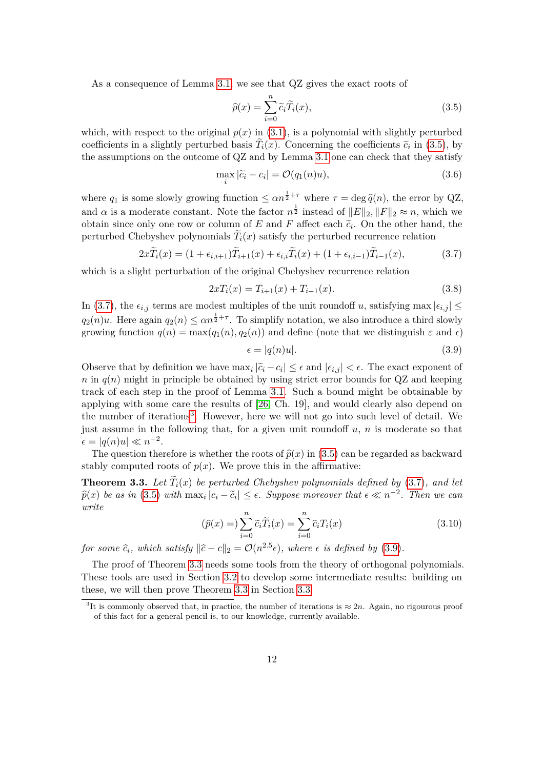As a consequence of Lemma 3.1, we see that QZ gives the exact roots of

$$\widehat{p}(x) = \sum_{i=0}^{n} \widetilde{c}_i \widetilde{T}_i(x), \tag{3.5}$$

which, with respect to the original $p(x)$ in (3.1), is a polynomial with slightly perturbed coefficients in a slightly perturbed basis $\widetilde{T}_i(x)$. Concerning the coefficients $\widetilde{c}_i$ in (3.5), by the assumptions on the outcome of QZ and by Lemma 3.1 one can check that they satisfy

$$\max_i |\widetilde{c}_i - c_i| = \mathcal{O}(q_1(n)u), \tag{3.6}$$

where $q_1$ is some slowly growing function $\leq \alpha n^{\frac{1}{2}+\tau}$ where $\tau = \deg \widehat{q}(n)$, the error by QZ, and $\alpha$ is a moderate constant. Note the factor $n^{\frac{1}{2}}$ instead of $\|E\|_2, \|F\|_2 \approx n$, which we obtain since only one row or column of $E$ and $F$ affect each $\widetilde{c}_i$. On the other hand, the perturbed Chebyshev polynomials $\widetilde{T}_i(x)$ satisfy the perturbed recurrence relation

$$2x\widetilde{T}_i(x) = (1 + \epsilon_{i,i+1})\widetilde{T}_{i+1}(x) + \epsilon_{i,i}\widetilde{T}_i(x) + (1 + \epsilon_{i,i-1})\widetilde{T}_{i-1}(x), \tag{3.7}$$

which is a slight perturbation of the original Chebyshev recurrence relation

$$2xT_i(x) = T_{i+1}(x) + T_{i-1}(x). \tag{3.8}$$

In (3.7), the $\epsilon_{i,j}$ terms are modest multiples of the unit roundoff $u$, satisfying $\max |\epsilon_{i,j}| \leq q_2(n)u$. Here again $q_2(n) \leq \alpha n^{\frac{1}{2}+\tau}$. To simplify notation, we also introduce a third slowly growing function $q(n) = \max(q_1(n), q_2(n))$ and define (note that we distinguish $\varepsilon$ and $\epsilon$)

$$\epsilon = |q(n)u|. \tag{3.9}$$

Observe that by definition we have $\max_i |\widetilde{c}_i - c_i| \leq \epsilon$ and $|\epsilon_{i,j}| < \epsilon$. The exact exponent of $n$ in $q(n)$ might in principle be obtained by using strict error bounds for QZ and keeping track of each step in the proof of Lemma 3.1. Such a bound might be obtainable by applying with some care the results of [26, Ch. 19], and would clearly also depend on the number of iterations[3]. However, here we will not go into such level of detail. We just assume in the following that, for a given unit roundoff $u$, $n$ is moderate so that $\epsilon = |q(n)u| \ll n^{-2}$.

The question therefore is whether the roots of $\widehat{p}(x)$ in (3.5) can be regarded as backward stably computed roots of $p(x)$. We prove this in the affirmative:

**Theorem 3.3.** *Let $\widetilde{T}_i(x)$ be perturbed Chebyshev polynomials defined by (3.7), and let $\widehat{p}(x)$ be as in (3.5) with $\max_i |c_i - \widetilde{c}_i| \leq \epsilon$. Suppose moreover that $\epsilon \ll n^{-2}$. Then we can write*

$$(\widehat{p}(x) =) \sum_{i=0}^{n} \widetilde{c}_i \widetilde{T}_i(x) = \sum_{i=0}^{n} \widehat{c}_i T_i(x) \tag{3.10}$$

*for some $\widehat{c}_i$, which satisfy $\|\widehat{c} - c\|_2 = \mathcal{O}(n^{2.5}\epsilon)$, where $\epsilon$ is defined by (3.9).*

The proof of Theorem 3.3 needs some tools from the theory of orthogonal polynomials. These tools are used in Section 3.2 to develop some intermediate results: building on these, we will then prove Theorem 3.3 in Section 3.3.

[3] It is commonly observed that, in practice, the number of iterations is $\approx 2n$. Again, no rigourous proof of this fact for a general pencil is, to our knowledge, currently available.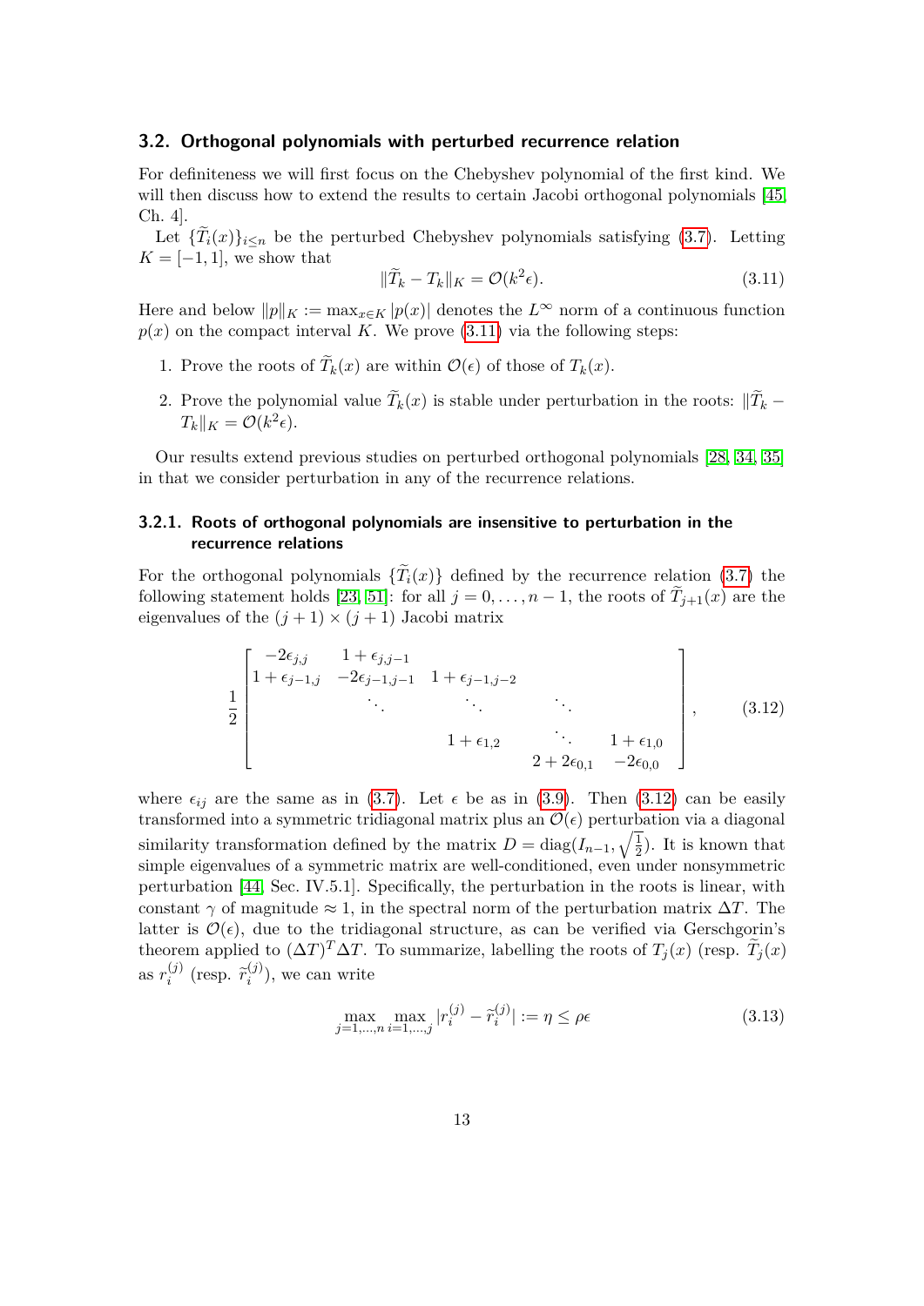### 3.2. Orthogonal polynomials with perturbed recurrence relation

For definiteness we will first focus on the Chebyshev polynomial of the first kind. We will then discuss how to extend the results to certain Jacobi orthogonal polynomials [45, Ch. 4].

Let $\{\widetilde{T}_i(x)\}_{i\le n}$ be the perturbed Chebyshev polynomials satisfying (3.7). Letting $K = [-1, 1]$, we show that

$$\|\widetilde{T}_k - T_k\|_K = \mathcal{O}(k^2\epsilon). \tag{3.11}$$

Here and below $\|p\|_K := \max_{x\in K} |p(x)|$ denotes the $L^\infty$ norm of a continuous function $p(x)$ on the compact interval $K$. We prove (3.11) via the following steps:

1. Prove the roots of $\widetilde{T}_k(x)$ are within $\mathcal{O}(\epsilon)$ of those of $T_k(x)$.
2. Prove the polynomial value $\widetilde{T}_k(x)$ is stable under perturbation in the roots: $\|\widetilde{T}_k - T_k\|_K = \mathcal{O}(k^2\epsilon)$.

Our results extend previous studies on perturbed orthogonal polynomials [28, 34, 35] in that we consider perturbation in any of the recurrence relations.

#### 3.2.1. Roots of orthogonal polynomials are insensitive to perturbation in the recurrence relations

For the orthogonal polynomials $\{\widetilde{T}_i(x)\}$ defined by the recurrence relation (3.7) the following statement holds [23, 51]: for all $j = 0, \dots, n-1$, the roots of $\widetilde{T}_{j+1}(x)$ are the eigenvalues of the $(j+1)\times(j+1)$ Jacobi matrix

$$\frac{1}{2}\begin{bmatrix} -2\epsilon_{j,j} & 1+\epsilon_{j,j-1} & & & \\ 1+\epsilon_{j-1,j} & -2\epsilon_{j-1,j-1} & 1+\epsilon_{j-1,j-2} & & \\ & \ddots & \ddots & \ddots & \\ & & 1+\epsilon_{1,2} & \ddots & 1+\epsilon_{1,0} \\ & & & 2+2\epsilon_{0,1} & -2\epsilon_{0,0} \end{bmatrix}, \tag{3.12}$$

where $\epsilon_{ij}$ are the same as in (3.7). Let $\epsilon$ be as in (3.9). Then (3.12) can be easily transformed into a symmetric tridiagonal matrix plus an $\mathcal{O}(\epsilon)$ perturbation via a diagonal similarity transformation defined by the matrix $D = \operatorname{diag}(I_{n-1}, \sqrt{\tfrac{1}{2}})$. It is known that simple eigenvalues of a symmetric matrix are well-conditioned, even under nonsymmetric perturbation [44, Sec. IV.5.1]. Specifically, the perturbation in the roots is linear, with constant $\gamma$ of magnitude $\approx 1$, in the spectral norm of the perturbation matrix $\Delta T$. The latter is $\mathcal{O}(\epsilon)$, due to the tridiagonal structure, as can be verified via Gerschgorin's theorem applied to $(\Delta T)^T\Delta T$. To summarize, labelling the roots of $T_j(x)$ (resp. $\widetilde{T}_j(x)$ as $r_i^{(j)}$ (resp. $\widetilde{r}_i^{(j)}$), we can write

$$\max_{j=1,\dots,n}\max_{i=1,\dots,j} |r_i^{(j)} - \widetilde{r}_i^{(j)}| := \eta \le \rho\epsilon \tag{3.13}$$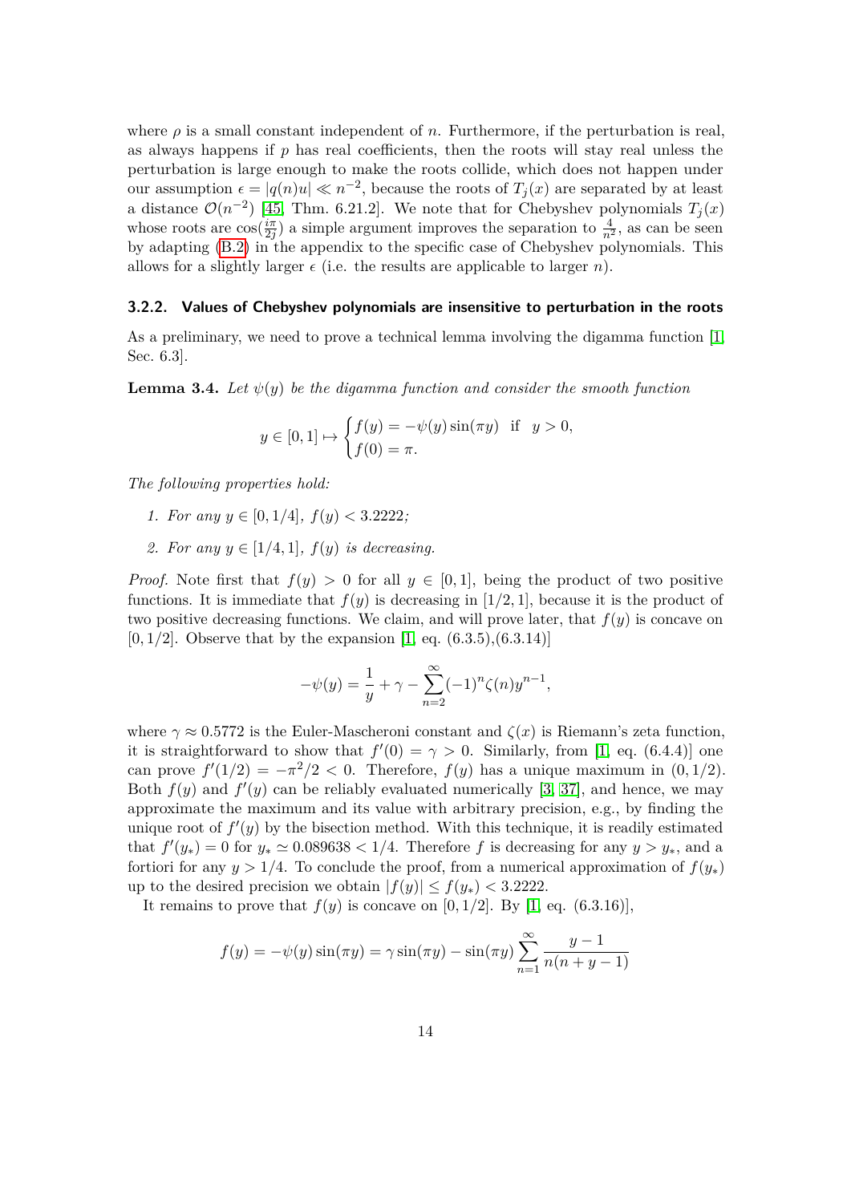where $\rho$ is a small constant independent of $n$. Furthermore, if the perturbation is real, as always happens if $p$ has real coefficients, then the roots will stay real unless the perturbation is large enough to make the roots collide, which does not happen under our assumption $\epsilon = |q(n)u| \ll n^{-2}$, because the roots of $T_j(x)$ are separated by at least a distance $\mathcal{O}(n^{-2})$ [45, Thm. 6.21.2]. We note that for Chebyshev polynomials $T_j(x)$ whose roots are $\cos(\frac{i\pi}{2j})$ a simple argument improves the separation to $\frac{4}{n^2}$, as can be seen by adapting (B.2) in the appendix to the specific case of Chebyshev polynomials. This allows for a slightly larger $\epsilon$ (i.e. the results are applicable to larger $n$).

### 3.2.2. Values of Chebyshev polynomials are insensitive to perturbation in the roots

As a preliminary, we need to prove a technical lemma involving the digamma function [1, Sec. 6.3].

**Lemma 3.4.** *Let $\psi(y)$ be the digamma function and consider the smooth function*

$$y \in [0,1] \mapsto \begin{cases} f(y) = -\psi(y)\sin(\pi y) & \text{if} \quad y > 0, \\ f(0) = \pi. \end{cases}$$

*The following properties hold:*

1. *For any $y \in [0, 1/4]$, $f(y) < 3.2222$;*
2. *For any $y \in [1/4, 1]$, $f(y)$ is decreasing.*

*Proof.* Note first that $f(y) > 0$ for all $y \in [0,1]$, being the product of two positive functions. It is immediate that $f(y)$ is decreasing in $[1/2, 1]$, because it is the product of two positive decreasing functions. We claim, and will prove later, that $f(y)$ is concave on $[0, 1/2]$. Observe that by the expansion [1, eq. (6.3.5),(6.3.14)]

$$-\psi(y) = \frac{1}{y} + \gamma - \sum_{n=2}^{\infty} (-1)^n \zeta(n) y^{n-1},$$

where $\gamma \approx 0.5772$ is the Euler-Mascheroni constant and $\zeta(x)$ is Riemann's zeta function, it is straightforward to show that $f'(0) = \gamma > 0$. Similarly, from [1, eq. (6.4.4)] one can prove $f'(1/2) = -\pi^2/2 < 0$. Therefore, $f(y)$ has a unique maximum in $(0, 1/2)$. Both $f(y)$ and $f'(y)$ can be reliably evaluated numerically [3, 37], and hence, we may approximate the maximum and its value with arbitrary precision, e.g., by finding the unique root of $f'(y)$ by the bisection method. With this technique, it is readily estimated that $f'(y_*) = 0$ for $y_* \simeq 0.089638 < 1/4$. Therefore $f$ is decreasing for any $y > y_*$, and a fortiori for any $y > 1/4$. To conclude the proof, from a numerical approximation of $f(y_*)$ up to the desired precision we obtain $|f(y)| \leq f(y_*) < 3.2222$.

It remains to prove that $f(y)$ is concave on $[0, 1/2]$. By [1, eq. (6.3.16)],

$$f(y) = -\psi(y)\sin(\pi y) = \gamma \sin(\pi y) - \sin(\pi y) \sum_{n=1}^{\infty} \frac{y-1}{n(n+y-1)}$$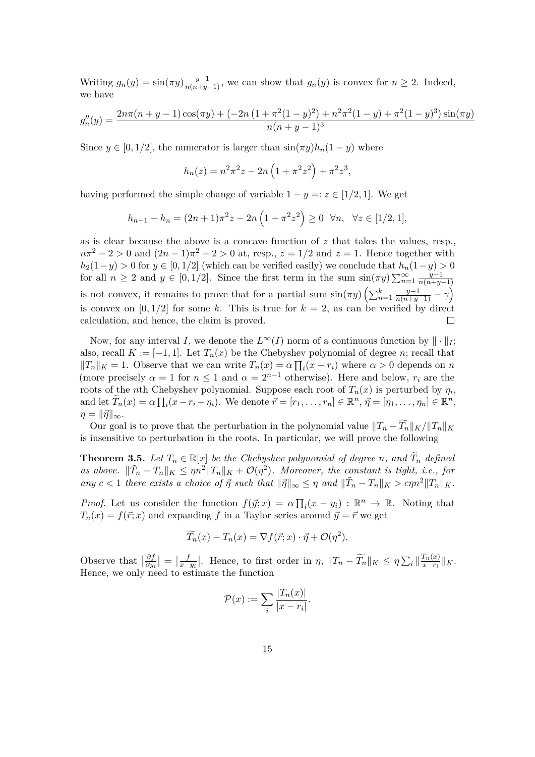Writing $g_n(y) = \sin(\pi y)\frac{y-1}{n(n+y-1)}$, we can show that $g_n(y)$ is convex for $n \geq 2$. Indeed, we have

$$g_n''(y) = \frac{2n\pi(n+y-1)\cos(\pi y) + \left(-2n\left(1+\pi^2(1-y)^2\right) + n^2\pi^2(1-y) + \pi^2(1-y)^3\right)\sin(\pi y)}{n(n+y-1)^3}$$

Since $y \in [0, 1/2]$, the numerator is larger than $\sin(\pi y)h_n(1-y)$ where

$$h_n(z) = n^2\pi^2 z - 2n\left(1+\pi^2 z^2\right) + \pi^2 z^3,$$

having performed the simple change of variable $1 - y =: z \in [1/2, 1]$. We get

$$h_{n+1} - h_n = (2n+1)\pi^2 z - 2n\left(1+\pi^2 z^2\right) \geq 0 \quad \forall n, \quad \forall z \in [1/2, 1],$$

as is clear because the above is a concave function of $z$ that takes the values, resp., $n\pi^2 - 2 > 0$ and $(2n-1)\pi^2 - 2 > 0$ at, resp., $z = 1/2$ and $z = 1$. Hence together with $h_2(1-y) > 0$ for $y \in [0, 1/2]$ (which can be verified easily) we conclude that $h_n(1-y) > 0$ for all $n \geq 2$ and $y \in [0, 1/2]$. Since the first term in the sum $\sin(\pi y)\sum_{n=1}^{\infty}\frac{y-1}{n(n+y-1)}$ is not convex, it remains to prove that for a partial sum $\sin(\pi y)\left(\sum_{n=1}^{k}\frac{y-1}{n(n+y-1)} - \gamma\right)$ is convex on $[0, 1/2]$ for some $k$. This is true for $k = 2$, as can be verified by direct calculation, and hence, the claim is proved. □

Now, for any interval $I$, we denote the $L^\infty(I)$ norm of a continuous function by $\|\cdot\|_I$; also, recall $K := [-1, 1]$. Let $T_n(x)$ be the Chebyshev polynomial of degree $n$; recall that $\|T_n\|_K = 1$. Observe that we can write $T_n(x) = \alpha\prod_i(x - r_i)$ where $\alpha > 0$ depends on $n$ (more precisely $\alpha = 1$ for $n \leq 1$ and $\alpha = 2^{n-1}$ otherwise). Here and below, $r_i$ are the roots of the $n$th Chebyshev polynomial. Suppose each root of $T_n(x)$ is perturbed by $\eta_i$, and let $\widetilde{T}_n(x) = \alpha\prod_i(x - r_i - \eta_i)$. We denote $\vec{r} = [r_1, \ldots, r_n] \in \mathbb{R}^n$, $\vec{\eta} = [\eta_1, \ldots, \eta_n] \in \mathbb{R}^n$, $\eta = \|\vec{\eta}\|_\infty$.

Our goal is to prove that the perturbation in the polynomial value $\|T_n - \widetilde{T_n}\|_K/\|T_n\|_K$ is insensitive to perturbation in the roots. In particular, we will prove the following

**Theorem 3.5.** *Let $T_n \in \mathbb{R}[x]$ be the Chebyshev polynomial of degree $n$, and $\widetilde{T}_n$ defined as above. $\|\tilde{T}_n - T_n\|_K \leq \eta n^2\|T_n\|_K + \mathcal{O}(\eta^2)$. Moreover, the constant is tight, i.e., for any $c < 1$ there exists a choice of $\vec{\eta}$ such that $\|\vec{\eta}\|_\infty \leq \eta$ and $\|\tilde{T}_n - T_n\|_K > c\eta n^2\|T_n\|_K$.*

*Proof.* Let us consider the function $f(\vec{y}; x) = \alpha\prod_i(x - y_i) : \mathbb{R}^n \to \mathbb{R}$. Noting that $T_n(x) = f(\vec{r}; x)$ and expanding $f$ in a Taylor series around $\vec{y} = \vec{r}$ we get

$$\widetilde{T_n}(x) - T_n(x) = \nabla f(\vec{r}; x) \cdot \vec{\eta} + \mathcal{O}(\eta^2).$$

Observe that $\left|\frac{\partial f}{\partial y_i}\right| = \left|\frac{f}{x - y_i}\right|$. Hence, to first order in $\eta$, $\|T_n - \widetilde{T_n}\|_K \leq \eta\sum_i\|\frac{T_n(x)}{x - r_i}\|_K$. Hence, we only need to estimate the function

$$\mathcal{P}(x) := \sum_i \frac{|T_n(x)|}{|x - r_i|}.$$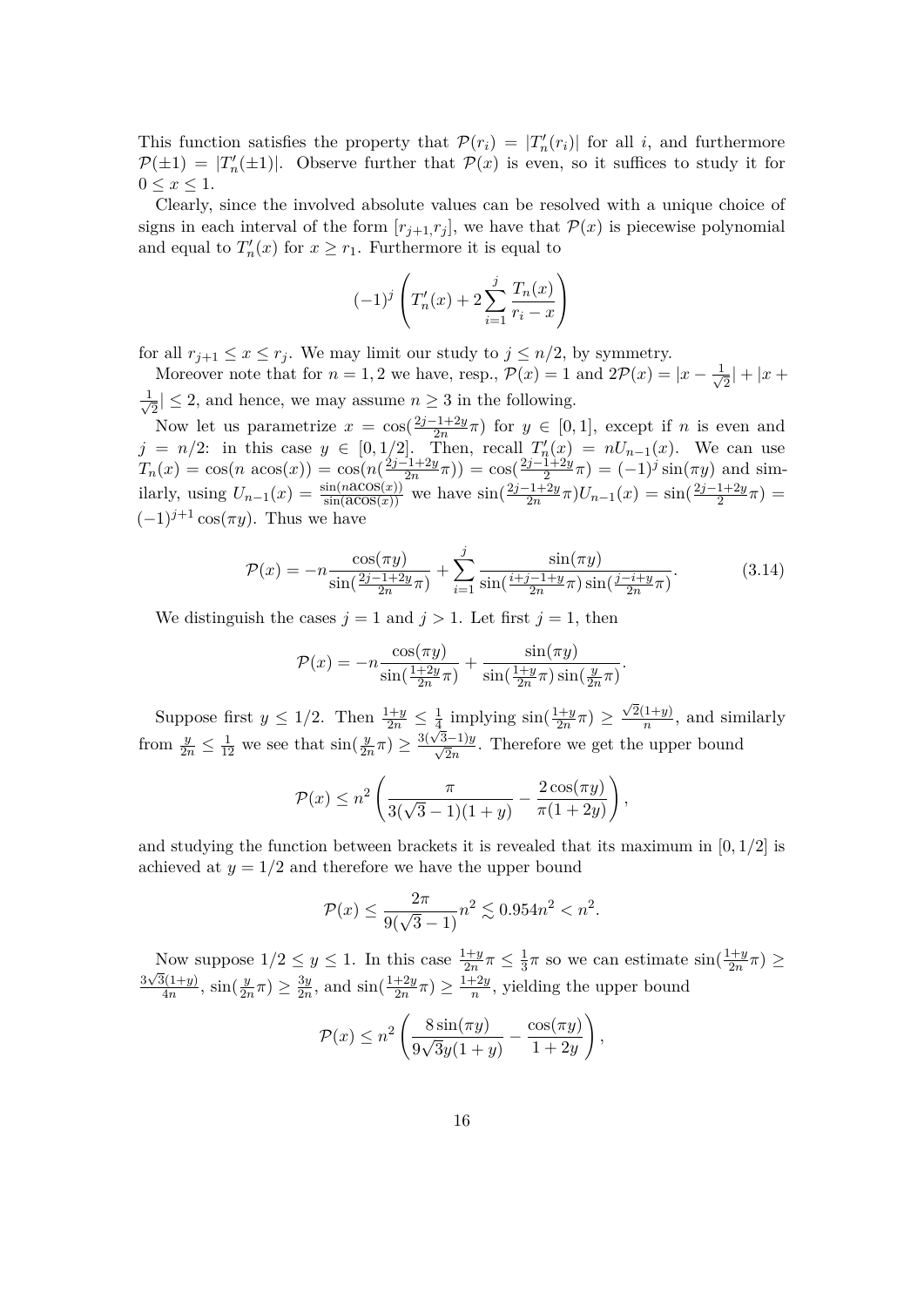This function satisfies the property that $\mathcal{P}(r_i) = |T_n'(r_i)|$ for all $i$, and furthermore $\mathcal{P}(\pm 1) = |T_n'(\pm 1)|$. Observe further that $\mathcal{P}(x)$ is even, so it suffices to study it for $0 \leq x \leq 1$.

Clearly, since the involved absolute values can be resolved with a unique choice of signs in each interval of the form $[r_{j+1}, r_j]$, we have that $\mathcal{P}(x)$ is piecewise polynomial and equal to $T_n'(x)$ for $x \geq r_1$. Furthermore it is equal to

$$(-1)^j \left( T_n'(x) + 2 \sum_{i=1}^{j} \frac{T_n(x)}{r_i - x} \right)$$

for all $r_{j+1} \leq x \leq r_j$. We may limit our study to $j \leq n/2$, by symmetry.

Moreover note that for $n = 1, 2$ we have, resp., $\mathcal{P}(x) = 1$ and $2\mathcal{P}(x) = |x - \frac{1}{\sqrt{2}}| + |x + \frac{1}{\sqrt{2}}| \leq 2$, and hence, we may assume $n \geq 3$ in the following.

Now let us parametrize $x = \cos(\frac{2j-1+2y}{2n}\pi)$ for $y \in [0, 1]$, except if $n$ is even and $j = n/2$: in this case $y \in [0, 1/2]$. Then, recall $T_n'(x) = nU_{n-1}(x)$. We can use $T_n(x) = \cos(n \operatorname{acos}(x)) = \cos(n(\frac{2j-1+2y}{2n}\pi)) = \cos(\frac{2j-1+2y}{2}\pi) = (-1)^j \sin(\pi y)$ and similarly, using $U_{n-1}(x) = \frac{\sin(n\operatorname{acos}(x))}{\sin(\operatorname{acos}(x))}$ we have $\sin(\frac{2j-1+2y}{2n}\pi) U_{n-1}(x) = \sin(\frac{2j-1+2y}{2}\pi) = (-1)^{j+1}\cos(\pi y)$. Thus we have

$$\mathcal{P}(x) = -n \frac{\cos(\pi y)}{\sin(\frac{2j-1+2y}{2n}\pi)} + \sum_{i=1}^{j} \frac{\sin(\pi y)}{\sin(\frac{i+j-1+y}{2n}\pi)\sin(\frac{j-i+y}{2n}\pi)}. \tag{3.14}$$

We distinguish the cases $j = 1$ and $j > 1$. Let first $j = 1$, then

$$\mathcal{P}(x) = -n \frac{\cos(\pi y)}{\sin(\frac{1+2y}{2n}\pi)} + \frac{\sin(\pi y)}{\sin(\frac{1+y}{2n}\pi)\sin(\frac{y}{2n}\pi)}.$$

Suppose first $y \leq 1/2$. Then $\frac{1+y}{2n} \leq \frac{1}{4}$ implying $\sin(\frac{1+y}{2n}\pi) \geq \frac{\sqrt{2}(1+y)}{n}$, and similarly from $\frac{y}{2n} \leq \frac{1}{12}$ we see that $\sin(\frac{y}{2n}\pi) \geq \frac{3(\sqrt{3}-1)y}{\sqrt{2}n}$. Therefore we get the upper bound

$$\mathcal{P}(x) \leq n^2 \left( \frac{\pi}{3(\sqrt{3}-1)(1+y)} - \frac{2\cos(\pi y)}{\pi(1+2y)} \right),$$

and studying the function between brackets it is revealed that its maximum in $[0, 1/2]$ is achieved at $y = 1/2$ and therefore we have the upper bound

$$\mathcal{P}(x) \leq \frac{2\pi}{9(\sqrt{3}-1)} n^2 \lesssim 0.954 n^2 < n^2.$$

Now suppose $1/2 \leq y \leq 1$. In this case $\frac{1+y}{2n}\pi \leq \frac{1}{3}\pi$ so we can estimate $\sin(\frac{1+y}{2n}\pi) \geq \frac{3\sqrt{3}(1+y)}{4n}$, $\sin(\frac{y}{2n}\pi) \geq \frac{3y}{2n}$, and $\sin(\frac{1+2y}{2n}\pi) \geq \frac{1+2y}{n}$, yielding the upper bound

$$\mathcal{P}(x) \leq n^2 \left( \frac{8\sin(\pi y)}{9\sqrt{3}y(1+y)} - \frac{\cos(\pi y)}{1+2y} \right),$$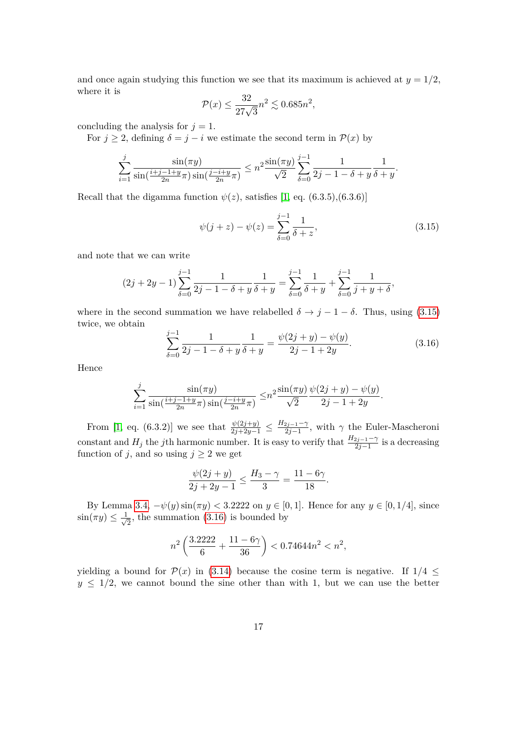and once again studying this function we see that its maximum is achieved at $y = 1/2$, where it is

$$\mathcal{P}(x) \leq \frac{32}{27\sqrt{3}} n^2 \lesssim 0.685 n^2,$$

concluding the analysis for $j = 1$.

For $j \geq 2$, defining $\delta = j - i$ we estimate the second term in $\mathcal{P}(x)$ by

$$\sum_{i=1}^{j} \frac{\sin(\pi y)}{\sin(\frac{i+j-1+y}{2n}\pi)\sin(\frac{j-i+y}{2n}\pi)} \leq n^2 \frac{\sin(\pi y)}{\sqrt{2}} \sum_{\delta=0}^{j-1} \frac{1}{2j-1-\delta+y} \frac{1}{\delta+y}.$$

Recall that the digamma function $\psi(z)$, satisfies [1, eq. (6.3.5),(6.3.6)]

$$\psi(j+z) - \psi(z) = \sum_{\delta=0}^{j-1} \frac{1}{\delta+z}, \tag{3.15}$$

and note that we can write

$$(2j+2y-1) \sum_{\delta=0}^{j-1} \frac{1}{2j-1-\delta+y} \frac{1}{\delta+y} = \sum_{\delta=0}^{j-1} \frac{1}{\delta+y} + \sum_{\delta=0}^{j-1} \frac{1}{j+y+\delta},$$

where in the second summation we have relabelled $\delta \to j - 1 - \delta$. Thus, using (3.15) twice, we obtain

$$\sum_{\delta=0}^{j-1} \frac{1}{2j-1-\delta+y} \frac{1}{\delta+y} = \frac{\psi(2j+y) - \psi(y)}{2j-1+2y}. \tag{3.16}$$

Hence

$$\sum_{i=1}^{j} \frac{\sin(\pi y)}{\sin(\frac{i+j-1+y}{2n}\pi)\sin(\frac{j-i+y}{2n}\pi)} \leq n^2 \frac{\sin(\pi y)}{\sqrt{2}} \frac{\psi(2j+y) - \psi(y)}{2j-1+2y}.$$

From [1, eq. (6.3.2)] we see that $\frac{\psi(2j+y)}{2j+2y-1} \leq \frac{H_{2j-1}-\gamma}{2j-1}$, with $\gamma$ the Euler-Mascheroni constant and $H_j$ the $j$th harmonic number. It is easy to verify that $\frac{H_{2j-1}-\gamma}{2j-1}$ is a decreasing function of $j$, and so using $j \geq 2$ we get

$$\frac{\psi(2j+y)}{2j+2y-1} \leq \frac{H_3 - \gamma}{3} = \frac{11 - 6\gamma}{18}.$$

By Lemma 3.4, $-\psi(y)\sin(\pi y) < 3.2222$ on $y \in [0, 1]$. Hence for any $y \in [0, 1/4]$, since $\sin(\pi y) \leq \frac{1}{\sqrt{2}}$, the summation (3.16) is bounded by

$$n^2 \left( \frac{3.2222}{6} + \frac{11 - 6\gamma}{36} \right) < 0.74644 n^2 < n^2,$$

yielding a bound for $\mathcal{P}(x)$ in (3.14) because the cosine term is negative. If $1/4 \leq y \leq 1/2$, we cannot bound the sine other than with 1, but we can use the better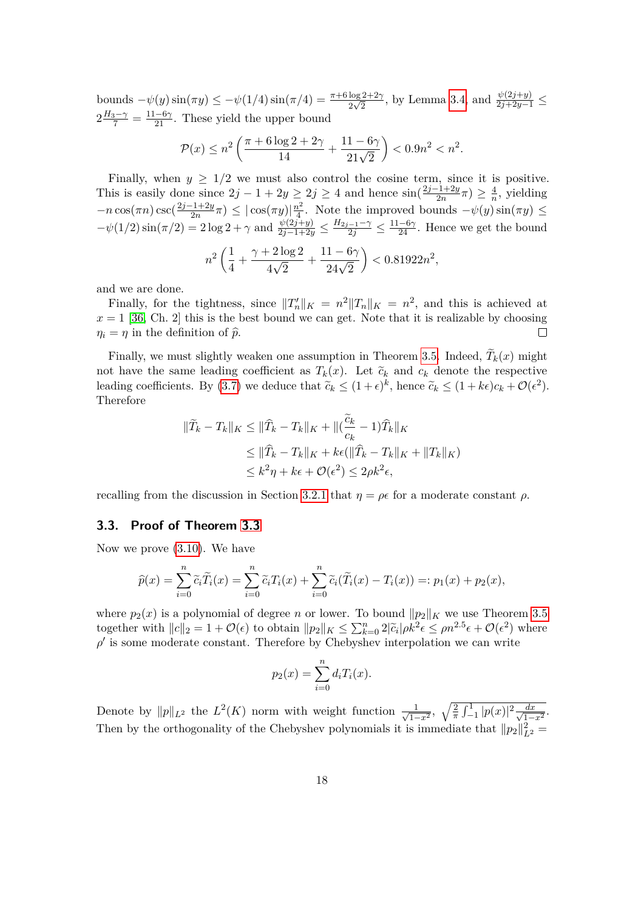bounds $-\psi(y)\sin(\pi y) \leq -\psi(1/4)\sin(\pi/4) = \frac{\pi+6\log 2+2\gamma}{2\sqrt{2}}$, by Lemma 3.4, and $\frac{\psi(2j+y)}{2j+2y-1} \leq 2\frac{H_3-\gamma}{7} = \frac{11-6\gamma}{21}$. These yield the upper bound

$$\mathcal{P}(x) \leq n^2 \left( \frac{\pi + 6\log 2 + 2\gamma}{14} + \frac{11-6\gamma}{21\sqrt{2}} \right) < 0.9n^2 < n^2.$$

Finally, when $y \geq 1/2$ we must also control the cosine term, since it is positive. This is easily done since $2j - 1 + 2y \geq 2j \geq 4$ and hence $\sin(\frac{2j-1+2y}{2n}\pi) \geq \frac{4}{n}$, yielding $-n\cos(\pi n)\csc(\frac{2j-1+2y}{2n}\pi) \leq |\cos(\pi y)|\frac{n^2}{4}$. Note the improved bounds $-\psi(y)\sin(\pi y) \leq -\psi(1/2)\sin(\pi/2) = 2\log 2 + \gamma$ and $\frac{\psi(2j+y)}{2j-1+2y} \leq \frac{H_{2j-1}-\gamma}{2j} \leq \frac{11-6\gamma}{24}$. Hence we get the bound

$$n^2 \left( \frac{1}{4} + \frac{\gamma + 2\log 2}{4\sqrt{2}} + \frac{11-6\gamma}{24\sqrt{2}} \right) < 0.81922n^2,$$

and we are done.

Finally, for the tightness, since $\|T_n'\|_K = n^2\|T_n\|_K = n^2$, and this is achieved at $x = 1$ [36, Ch. 2] this is the best bound we can get. Note that it is realizable by choosing $\eta_i = \eta$ in the definition of $\widehat{p}$. □

Finally, we must slightly weaken one assumption in Theorem 3.5. Indeed, $\widetilde{T}_k(x)$ might not have the same leading coefficient as $T_k(x)$. Let $\widetilde{c}_k$ and $c_k$ denote the respective leading coefficients. By (3.7) we deduce that $\widetilde{c}_k \leq (1+\epsilon)^k$, hence $\widetilde{c}_k \leq (1+k\epsilon)c_k + \mathcal{O}(\epsilon^2)$. Therefore

$$\begin{aligned}
\|\widetilde{T}_k - T_k\|_K &\leq \|\widehat{T}_k - T_k\|_K + \|(\frac{\widetilde{c}_k}{c_k} - 1)\widehat{T}_k\|_K \\
&\leq \|\widehat{T}_k - T_k\|_K + k\epsilon(\|\widehat{T}_k - T_k\|_K + \|T_k\|_K) \\
&\leq k^2\eta + k\epsilon + \mathcal{O}(\epsilon^2) \leq 2\rho k^2\epsilon,
\end{aligned}$$

recalling from the discussion in Section 3.2.1 that $\eta = \rho\epsilon$ for a moderate constant $\rho$.

### 3.3. Proof of Theorem 3.3

Now we prove (3.10). We have

$$\widehat{p}(x) = \sum_{i=0}^{n} \widetilde{c}_i \widetilde{T}_i(x) = \sum_{i=0}^{n} \widetilde{c}_i T_i(x) + \sum_{i=0}^{n} \widetilde{c}_i(\widetilde{T}_i(x) - T_i(x)) =: p_1(x) + p_2(x),$$

where $p_2(x)$ is a polynomial of degree $n$ or lower. To bound $\|p_2\|_K$ we use Theorem 3.5 together with $\|c\|_2 = 1 + \mathcal{O}(\epsilon)$ to obtain $\|p_2\|_K \leq \sum_{k=0}^{n} 2|\widetilde{c}_i|\rho k^2\epsilon \leq \rho n^{2.5}\epsilon + \mathcal{O}(\epsilon^2)$ where $\rho'$ is some moderate constant. Therefore by Chebyshev interpolation we can write

$$p_2(x) = \sum_{i=0}^{n} d_i T_i(x).$$

Denote by $\|p\|_{L^2}$ the $L^2(K)$ norm with weight function $\frac{1}{\sqrt{1-x^2}}$, $\sqrt{\frac{2}{\pi}\int_{-1}^{1} |p(x)|^2 \frac{dx}{\sqrt{1-x^2}}}$. Then by the orthogonality of the Chebyshev polynomials it is immediate that $\|p_2\|_{L^2}^2 =$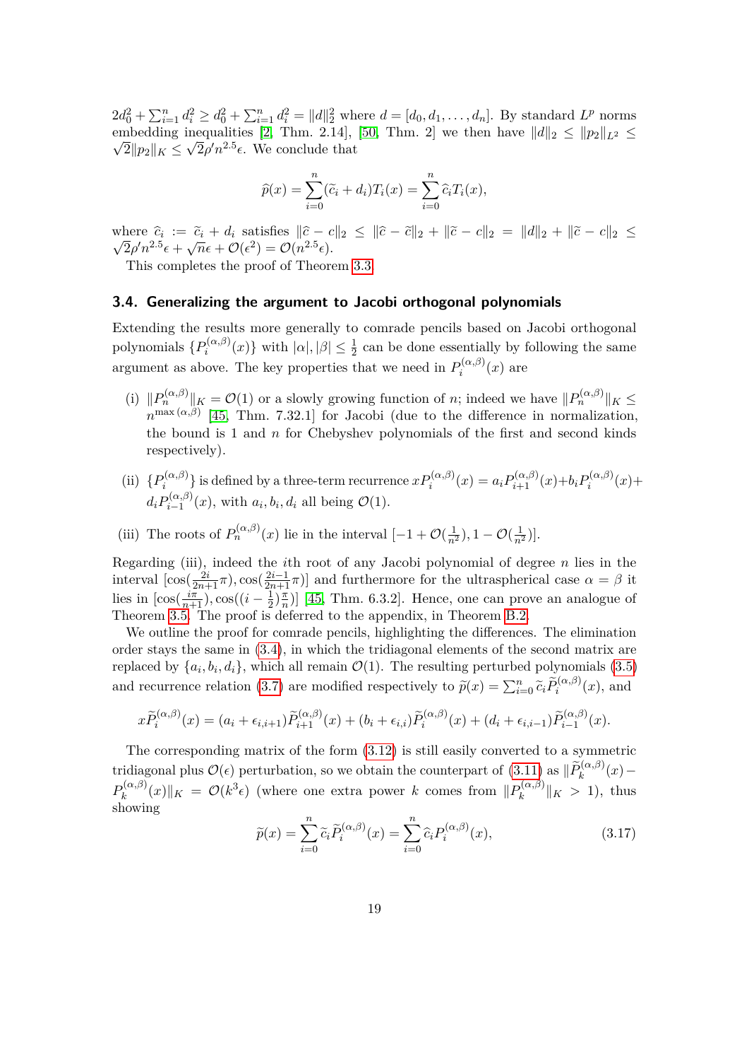$2d_0^2 + \sum_{i=1}^n d_i^2 \geq d_0^2 + \sum_{i=1}^n d_i^2 = \|d\|_2^2$ where $d = [d_0, d_1, \ldots, d_n]$. By standard $L^p$ norms embedding inequalities [2, Thm. 2.14], [50, Thm. 2] we then have $\|d\|_2 \leq \|p_2\|_{L^2} \leq \sqrt{2}\|p_2\|_K \leq \sqrt{2}\rho' n^{2.5}\epsilon$. We conclude that

$$\widehat{p}(x) = \sum_{i=0}^n (\widetilde{c}_i + d_i) T_i(x) = \sum_{i=0}^n \widehat{c}_i T_i(x),$$

where $\widehat{c}_i := \widetilde{c}_i + d_i$ satisfies $\|\widehat{c} - c\|_2 \leq \|\widehat{c} - \widetilde{c}\|_2 + \|\widetilde{c} - c\|_2 = \|d\|_2 + \|\widetilde{c} - c\|_2 \leq \sqrt{2}\rho' n^{2.5}\epsilon + \sqrt{n}\epsilon + \mathcal{O}(\epsilon^2) = \mathcal{O}(n^{2.5}\epsilon)$.

This completes the proof of Theorem 3.3.

### 3.4. Generalizing the argument to Jacobi orthogonal polynomials

Extending the results more generally to comrade pencils based on Jacobi orthogonal polynomials $\{P_i^{(\alpha,\beta)}(x)\}$ with $|\alpha|, |\beta| \leq \frac{1}{2}$ can be done essentially by following the same argument as above. The key properties that we need in $P_i^{(\alpha,\beta)}(x)$ are

(i) $\|P_n^{(\alpha,\beta)}\|_K = \mathcal{O}(1)$ or a slowly growing function of $n$; indeed we have $\|P_n^{(\alpha,\beta)}\|_K \leq n^{\max(\alpha,\beta)}$ [45, Thm. 7.32.1] for Jacobi (due to the difference in normalization, the bound is 1 and $n$ for Chebyshev polynomials of the first and second kinds respectively).

(ii) $\{P_i^{(\alpha,\beta)}\}$ is defined by a three-term recurrence $xP_i^{(\alpha,\beta)}(x) = a_i P_{i+1}^{(\alpha,\beta)}(x) + b_i P_i^{(\alpha,\beta)}(x) + d_i P_{i-1}^{(\alpha,\beta)}(x)$, with $a_i, b_i, d_i$ all being $\mathcal{O}(1)$.

(iii) The roots of $P_n^{(\alpha,\beta)}(x)$ lie in the interval $[-1 + \mathcal{O}(\frac{1}{n^2}), 1 - \mathcal{O}(\frac{1}{n^2})]$.

Regarding (iii), indeed the $i$th root of any Jacobi polynomial of degree $n$ lies in the interval $[\cos(\frac{2i}{2n+1}\pi), \cos(\frac{2i-1}{2n+1}\pi)]$ and furthermore for the ultraspherical case $\alpha = \beta$ it lies in $[\cos(\frac{i\pi}{n+1}), \cos((i - \frac{1}{2})\frac{\pi}{n})]$ [45, Thm. 6.3.2]. Hence, one can prove an analogue of Theorem 3.5. The proof is deferred to the appendix, in Theorem B.2.

We outline the proof for comrade pencils, highlighting the differences. The elimination order stays the same in (3.4), in which the tridiagonal elements of the second matrix are replaced by $\{a_i, b_i, d_i\}$, which all remain $\mathcal{O}(1)$. The resulting perturbed polynomials (3.5) and recurrence relation (3.7) are modified respectively to $\widetilde{p}(x) = \sum_{i=0}^n \widetilde{c}_i \widetilde{P}_i^{(\alpha,\beta)}(x)$, and

$$x\widetilde{P}_i^{(\alpha,\beta)}(x) = (a_i + \epsilon_{i,i+1})\widetilde{P}_{i+1}^{(\alpha,\beta)}(x) + (b_i + \epsilon_{i,i})\widetilde{P}_i^{(\alpha,\beta)}(x) + (d_i + \epsilon_{i,i-1})\widetilde{P}_{i-1}^{(\alpha,\beta)}(x).$$

The corresponding matrix of the form (3.12) is still easily converted to a symmetric tridiagonal plus $\mathcal{O}(\epsilon)$ perturbation, so we obtain the counterpart of (3.11) as $\|\widetilde{P}_k^{(\alpha,\beta)}(x) - P_k^{(\alpha,\beta)}(x)\|_K = \mathcal{O}(k^3\epsilon)$ (where one extra power $k$ comes from $\|P_k^{(\alpha,\beta)}\|_K > 1$), thus showing

$$\widetilde{p}(x) = \sum_{i=0}^n \widetilde{c}_i \widetilde{P}_i^{(\alpha,\beta)}(x) = \sum_{i=0}^n \widehat{c}_i P_i^{(\alpha,\beta)}(x), \tag{3.17}$$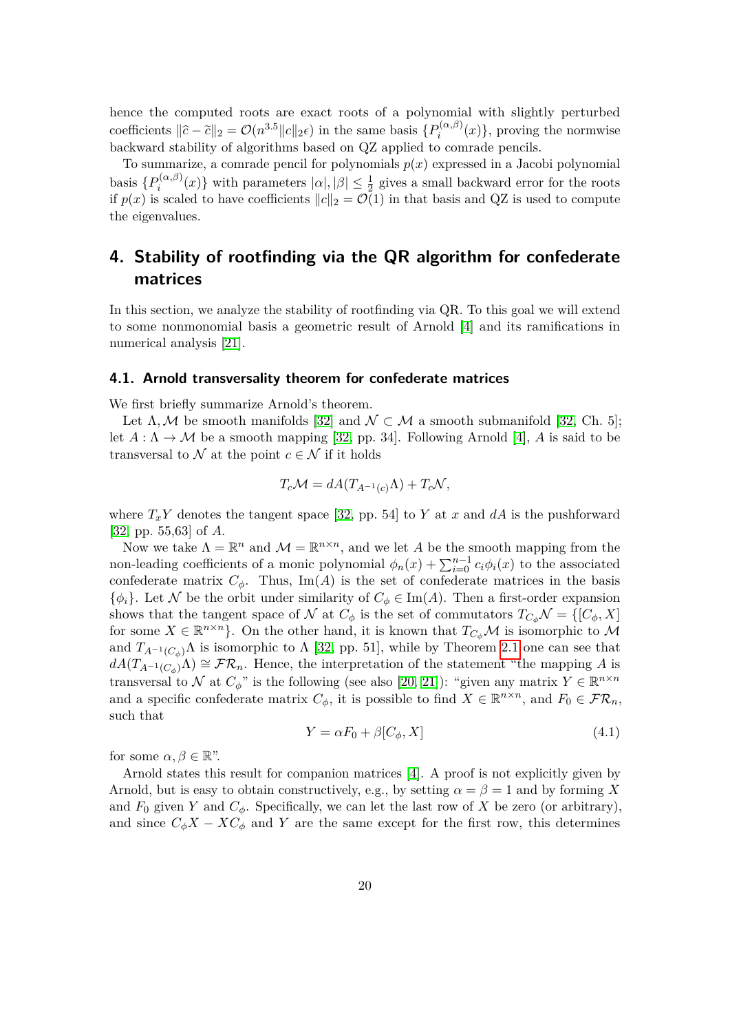hence the computed roots are exact roots of a polynomial with slightly perturbed coefficients $\|\widehat{c} - \widetilde{c}\|_2 = \mathcal{O}(n^{3.5}\|c\|_2\epsilon)$ in the same basis $\{P_i^{(\alpha,\beta)}(x)\}$, proving the normwise backward stability of algorithms based on QZ applied to comrade pencils.

To summarize, a comrade pencil for polynomials $p(x)$ expressed in a Jacobi polynomial basis $\{P_i^{(\alpha,\beta)}(x)\}$ with parameters $|\alpha|, |\beta| \leq \frac{1}{2}$ gives a small backward error for the roots if $p(x)$ is scaled to have coefficients $\|c\|_2 = \mathcal{O}(1)$ in that basis and QZ is used to compute the eigenvalues.

## 4. Stability of rootfinding via the QR algorithm for confederate matrices

In this section, we analyze the stability of rootfinding via QR. To this goal we will extend to some nonmonomial basis a geometric result of Arnold [4] and its ramifications in numerical analysis [21].

### 4.1. Arnold transversality theorem for confederate matrices

We first briefly summarize Arnold's theorem.

Let $\Lambda, \mathcal{M}$ be smooth manifolds [32] and $\mathcal{N} \subset \mathcal{M}$ a smooth submanifold [32, Ch. 5]; let $A : \Lambda \to \mathcal{M}$ be a smooth mapping [32, pp. 34]. Following Arnold [4], $A$ is said to be transversal to $\mathcal{N}$ at the point $c \in \mathcal{N}$ if it holds

$$T_c\mathcal{M} = dA(T_{A^{-1}(c)}\Lambda) + T_c\mathcal{N},$$

where $T_xY$ denotes the tangent space [32, pp. 54] to $Y$ at $x$ and $dA$ is the pushforward [32, pp. 55,63] of $A$.

Now we take $\Lambda = \mathbb{R}^n$ and $\mathcal{M} = \mathbb{R}^{n\times n}$, and we let $A$ be the smooth mapping from the non-leading coefficients of a monic polynomial $\phi_n(x) + \sum_{i=0}^{n-1} c_i\phi_i(x)$ to the associated confederate matrix $C_\phi$. Thus, $\mathrm{Im}(A)$ is the set of confederate matrices in the basis $\{\phi_i\}$. Let $\mathcal{N}$ be the orbit under similarity of $C_\phi \in \mathrm{Im}(A)$. Then a first-order expansion shows that the tangent space of $\mathcal{N}$ at $C_\phi$ is the set of commutators $T_{C_\phi}\mathcal{N} = \{[C_\phi, X]$ for some $X \in \mathbb{R}^{n\times n}\}$. On the other hand, it is known that $T_{C_\phi}\mathcal{M}$ is isomorphic to $\mathcal{M}$ and $T_{A^{-1}(C_\phi)}\Lambda$ is isomorphic to $\Lambda$ [32, pp. 51], while by Theorem 2.1 one can see that $dA(T_{A^{-1}(C_\phi)}\Lambda) \cong \mathcal{FR}_n$. Hence, the interpretation of the statement "the mapping $A$ is transversal to $\mathcal{N}$ at $C_\phi$" is the following (see also [20, 21]): "given any matrix $Y \in \mathbb{R}^{n\times n}$ and a specific confederate matrix $C_\phi$, it is possible to find $X \in \mathbb{R}^{n\times n}$, and $F_0 \in \mathcal{FR}_n$, such that

$$Y = \alpha F_0 + \beta[C_\phi, X] \tag{4.1}$$

for some $\alpha, \beta \in \mathbb{R}$".

Arnold states this result for companion matrices [4]. A proof is not explicitly given by Arnold, but is easy to obtain constructively, e.g., by setting $\alpha = \beta = 1$ and by forming $X$ and $F_0$ given $Y$ and $C_\phi$. Specifically, we can let the last row of $X$ be zero (or arbitrary), and since $C_\phi X - XC_\phi$ and $Y$ are the same except for the first row, this determines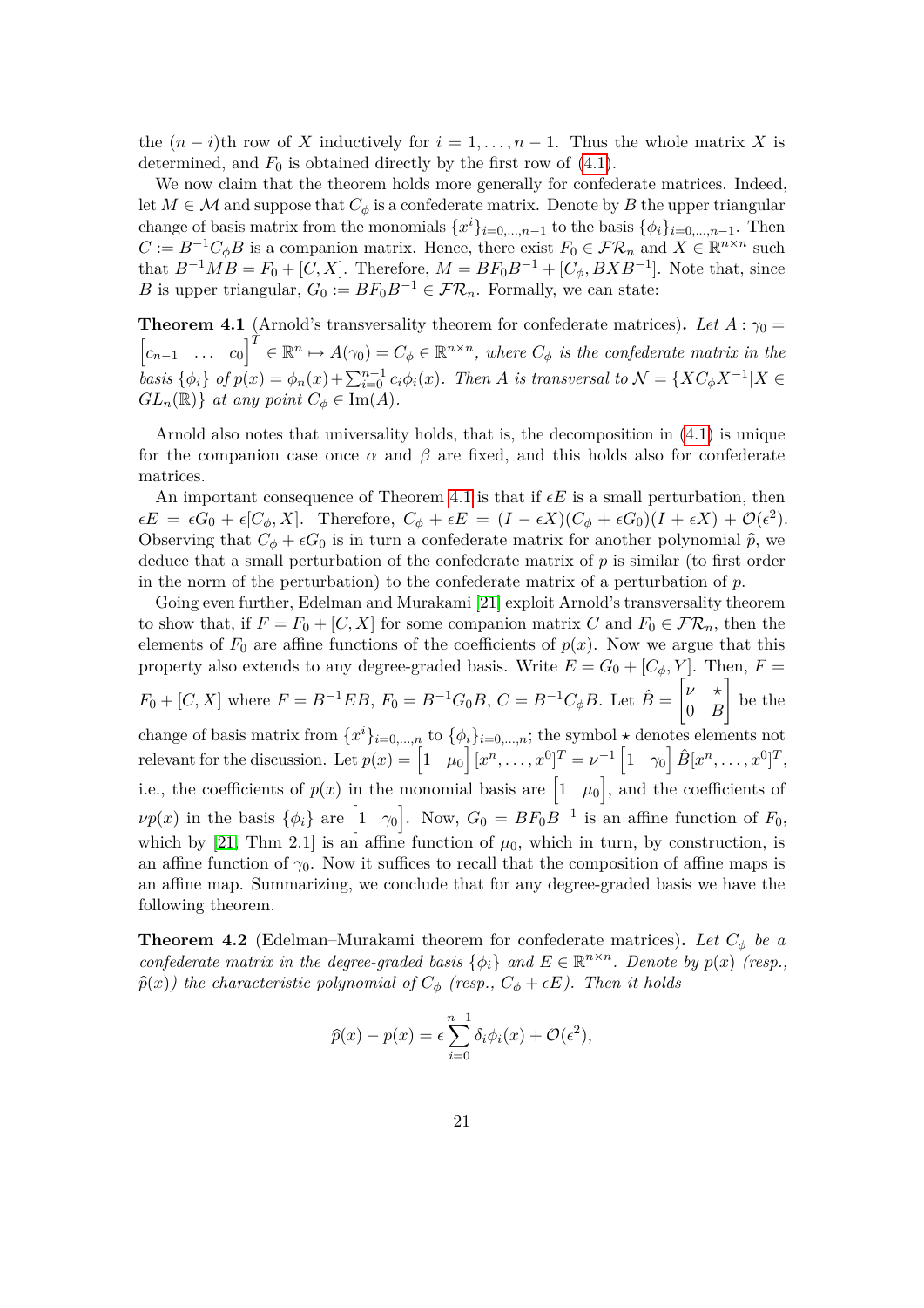the $(n-i)$th row of $X$ inductively for $i = 1, \dots, n-1$. Thus the whole matrix $X$ is determined, and $F_0$ is obtained directly by the first row of (4.1).

We now claim that the theorem holds more generally for confederate matrices. Indeed, let $M \in \mathcal{M}$ and suppose that $C_\phi$ is a confederate matrix. Denote by $B$ the upper triangular change of basis matrix from the monomials $\{x^i\}_{i=0,\dots,n-1}$ to the basis $\{\phi_i\}_{i=0,\dots,n-1}$. Then $C := B^{-1} C_\phi B$ is a companion matrix. Hence, there exist $F_0 \in \mathcal{FR}_n$ and $X \in \mathbb{R}^{n\times n}$ such that $B^{-1}MB = F_0 + [C, X]$. Therefore, $M = BF_0B^{-1} + [C_\phi, BXB^{-1}]$. Note that, since $B$ is upper triangular, $G_0 := BF_0B^{-1} \in \mathcal{FR}_n$. Formally, we can state:

**Theorem 4.1** (Arnold's transversality theorem for confederate matrices)**.** *Let* $A : \gamma_0 = \begin{bmatrix} c_{n-1} & \dots & c_0 \end{bmatrix}^T \in \mathbb{R}^n \mapsto A(\gamma_0) = C_\phi \in \mathbb{R}^{n\times n}$*, where* $C_\phi$ *is the confederate matrix in the basis* $\{\phi_i\}$ *of* $p(x) = \phi_n(x) + \sum_{i=0}^{n-1} c_i \phi_i(x)$*. Then* $A$ *is transversal to* $\mathcal{N} = \{XC_\phi X^{-1} | X \in GL_n(\mathbb{R})\}$ *at any point* $C_\phi \in \operatorname{Im}(A)$*.*

Arnold also notes that universality holds, that is, the decomposition in (4.1) is unique for the companion case once $\alpha$ and $\beta$ are fixed, and this holds also for confederate matrices.

An important consequence of Theorem 4.1 is that if $\epsilon E$ is a small perturbation, then $\epsilon E = \epsilon G_0 + \epsilon [C_\phi, X]$. Therefore, $C_\phi + \epsilon E = (I - \epsilon X)(C_\phi + \epsilon G_0)(I + \epsilon X) + \mathcal{O}(\epsilon^2)$. Observing that $C_\phi + \epsilon G_0$ is in turn a confederate matrix for another polynomial $\widehat{p}$, we deduce that a small perturbation of the confederate matrix of $p$ is similar (to first order in the norm of the perturbation) to the confederate matrix of a perturbation of $p$.

Going even further, Edelman and Murakami [21] exploit Arnold's transversality theorem to show that, if $F = F_0 + [C, X]$ for some companion matrix $C$ and $F_0 \in \mathcal{FR}_n$, then the elements of $F_0$ are affine functions of the coefficients of $p(x)$. Now we argue that this property also extends to any degree-graded basis. Write $E = G_0 + [C_\phi, Y]$. Then, $F = F_0 + [C, X]$ where $F = B^{-1}EB$, $F_0 = B^{-1}G_0B$, $C = B^{-1}C_\phi B$. Let $\hat{B} = \begin{bmatrix} \nu & \star \\ 0 & B \end{bmatrix}$ be the change of basis matrix from $\{x^i\}_{i=0,\dots,n}$ to $\{\phi_i\}_{i=0,\dots,n}$; the symbol $\star$ denotes elements not relevant for the discussion. Let $p(x) = \begin{bmatrix} 1 & \mu_0 \end{bmatrix} [x^n, \dots, x^0]^T = \nu^{-1} \begin{bmatrix} 1 & \gamma_0 \end{bmatrix} \hat{B} [x^n, \dots, x^0]^T$, i.e., the coefficients of $p(x)$ in the monomial basis are $\begin{bmatrix} 1 & \mu_0 \end{bmatrix}$, and the coefficients of $\nu p(x)$ in the basis $\{\phi_i\}$ are $\begin{bmatrix} 1 & \gamma_0 \end{bmatrix}$. Now, $G_0 = BF_0B^{-1}$ is an affine function of $F_0$, which by [21, Thm 2.1] is an affine function of $\mu_0$, which in turn, by construction, is an affine function of $\gamma_0$. Now it suffices to recall that the composition of affine maps is an affine map. Summarizing, we conclude that for any degree-graded basis we have the following theorem.

**Theorem 4.2** (Edelman–Murakami theorem for confederate matrices)**.** *Let* $C_\phi$ *be a confederate matrix in the degree-graded basis* $\{\phi_i\}$ *and* $E \in \mathbb{R}^{n\times n}$*. Denote by* $p(x)$ *(resp.,* $\widehat{p}(x)$*) the characteristic polynomial of* $C_\phi$ *(resp.,* $C_\phi + \epsilon E$*). Then it holds*

$$\widehat{p}(x) - p(x) = \epsilon \sum_{i=0}^{n-1} \delta_i \phi_i(x) + \mathcal{O}(\epsilon^2),$$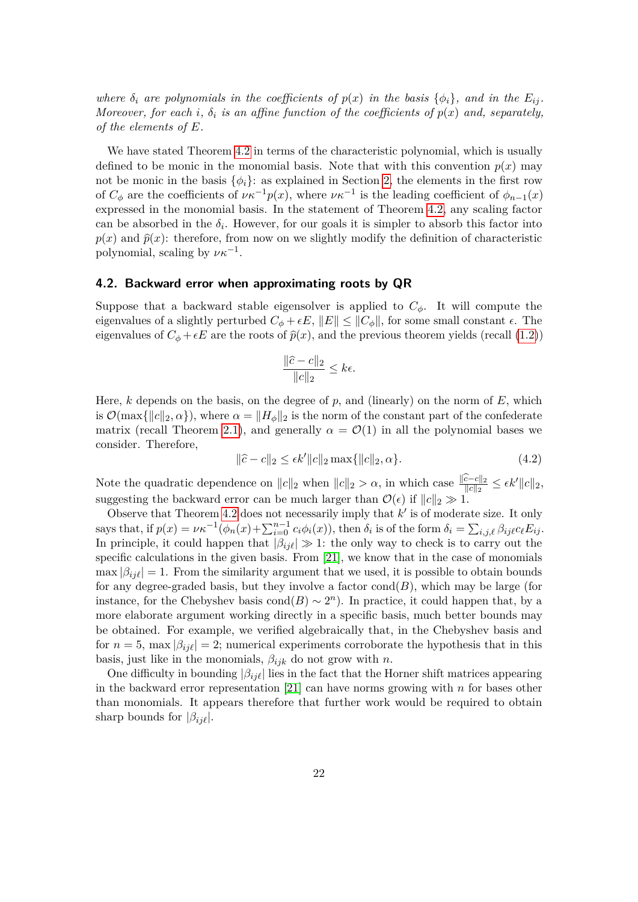*where $\delta_i$ are polynomials in the coefficients of $p(x)$ in the basis $\{\phi_i\}$, and in the $E_{ij}$. Moreover, for each $i$, $\delta_i$ is an affine function of the coefficients of $p(x)$ and, separately, of the elements of $E$.*

We have stated Theorem 4.2 in terms of the characteristic polynomial, which is usually defined to be monic in the monomial basis. Note that with this convention $p(x)$ may not be monic in the basis $\{\phi_i\}$: as explained in Section 2, the elements in the first row of $C_\phi$ are the coefficients of $\nu\kappa^{-1}p(x)$, where $\nu\kappa^{-1}$ is the leading coefficient of $\phi_{n-1}(x)$ expressed in the monomial basis. In the statement of Theorem 4.2, any scaling factor can be absorbed in the $\delta_i$. However, for our goals it is simpler to absorb this factor into $p(x)$ and $\widehat{p}(x)$: therefore, from now on we slightly modify the definition of characteristic polynomial, scaling by $\nu\kappa^{-1}$.

### 4.2. Backward error when approximating roots by QR

Suppose that a backward stable eigensolver is applied to $C_\phi$. It will compute the eigenvalues of a slightly perturbed $C_\phi + \epsilon E$, $\|E\| \le \|C_\phi\|$, for some small constant $\epsilon$. The eigenvalues of $C_\phi + \epsilon E$ are the roots of $\widehat{p}(x)$, and the previous theorem yields (recall (1.2))

$$\frac{\|\widehat{c} - c\|_2}{\|c\|_2} \le k\epsilon.$$

Here, $k$ depends on the basis, on the degree of $p$, and (linearly) on the norm of $E$, which is $\mathcal{O}(\max\{\|c\|_2, \alpha\})$, where $\alpha = \|H_\phi\|_2$ is the norm of the constant part of the confederate matrix (recall Theorem 2.1), and generally $\alpha = \mathcal{O}(1)$ in all the polynomial bases we consider. Therefore,

$$\|\widehat{c} - c\|_2 \le \epsilon k' \|c\|_2 \max\{\|c\|_2, \alpha\}. \tag{4.2}$$

Note the quadratic dependence on $\|c\|_2$ when $\|c\|_2 > \alpha$, in which case $\frac{\|\widehat{c}-c\|_2}{\|c\|_2} \le \epsilon k' \|c\|_2$, suggesting the backward error can be much larger than $\mathcal{O}(\epsilon)$ if $\|c\|_2 \gg 1$.

Observe that Theorem 4.2 does not necessarily imply that $k'$ is of moderate size. It only says that, if $p(x) = \nu\kappa^{-1}(\phi_n(x) + \sum_{i=0}^{n-1} c_i\phi_i(x))$, then $\delta_i$ is of the form $\delta_i = \sum_{i,j,\ell} \beta_{ij\ell} c_\ell E_{ij}$. In principle, it could happen that $|\beta_{ij\ell}| \gg 1$: the only way to check is to carry out the specific calculations in the given basis. From [21], we know that in the case of monomials $\max |\beta_{ij\ell}| = 1$. From the similarity argument that we used, it is possible to obtain bounds for any degree-graded basis, but they involve a factor $\operatorname{cond}(B)$, which may be large (for instance, for the Chebyshev basis $\operatorname{cond}(B) \sim 2^n$). In practice, it could happen that, by a more elaborate argument working directly in a specific basis, much better bounds may be obtained. For example, we verified algebraically that, in the Chebyshev basis and for $n = 5$, $\max |\beta_{ij\ell}| = 2$; numerical experiments corroborate the hypothesis that in this basis, just like in the monomials, $\beta_{ijk}$ do not grow with $n$.

One difficulty in bounding $|\beta_{ij\ell}|$ lies in the fact that the Horner shift matrices appearing in the backward error representation [21] can have norms growing with $n$ for bases other than monomials. It appears therefore that further work would be required to obtain sharp bounds for $|\beta_{ij\ell}|$.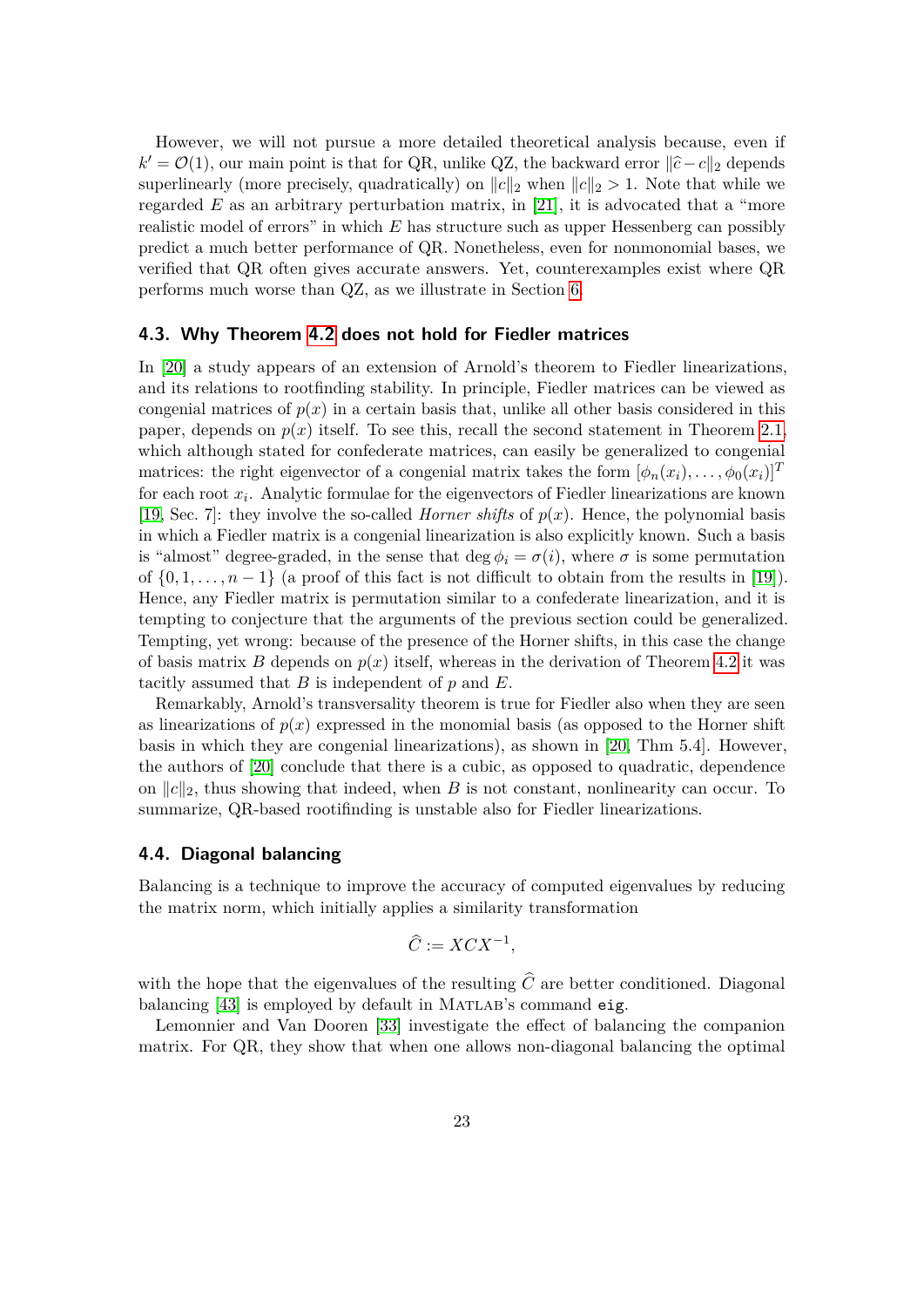However, we will not pursue a more detailed theoretical analysis because, even if $k' = \mathcal{O}(1)$, our main point is that for QR, unlike QZ, the backward error $\|\widehat{c} - c\|_2$ depends superlinearly (more precisely, quadratically) on $\|c\|_2$ when $\|c\|_2 > 1$. Note that while we regarded $E$ as an arbitrary perturbation matrix, in [21], it is advocated that a "more realistic model of errors" in which $E$ has structure such as upper Hessenberg can possibly predict a much better performance of QR. Nonetheless, even for nonmonomial bases, we verified that QR often gives accurate answers. Yet, counterexamples exist where QR performs much worse than QZ, as we illustrate in Section 6.

### 4.3. Why Theorem 4.2 does not hold for Fiedler matrices

In [20] a study appears of an extension of Arnold's theorem to Fiedler linearizations, and its relations to rootfinding stability. In principle, Fiedler matrices can be viewed as congenial matrices of $p(x)$ in a certain basis that, unlike all other basis considered in this paper, depends on $p(x)$ itself. To see this, recall the second statement in Theorem 2.1, which although stated for confederate matrices, can easily be generalized to congenial matrices: the right eigenvector of a congenial matrix takes the form $[\phi_n(x_i), \ldots, \phi_0(x_i)]^T$ for each root $x_i$. Analytic formulae for the eigenvectors of Fiedler linearizations are known [19, Sec. 7]: they involve the so-called *Horner shifts* of $p(x)$. Hence, the polynomial basis in which a Fiedler matrix is a congenial linearization is also explicitly known. Such a basis is "almost" degree-graded, in the sense that $\deg \phi_i = \sigma(i)$, where $\sigma$ is some permutation of $\{0, 1, \ldots, n-1\}$ (a proof of this fact is not difficult to obtain from the results in [19]). Hence, any Fiedler matrix is permutation similar to a confederate linearization, and it is tempting to conjecture that the arguments of the previous section could be generalized. Tempting, yet wrong: because of the presence of the Horner shifts, in this case the change of basis matrix $B$ depends on $p(x)$ itself, whereas in the derivation of Theorem 4.2 it was tacitly assumed that $B$ is independent of $p$ and $E$.

Remarkably, Arnold's transversality theorem is true for Fiedler also when they are seen as linearizations of $p(x)$ expressed in the monomial basis (as opposed to the Horner shift basis in which they are congenial linearizations), as shown in [20, Thm 5.4]. However, the authors of [20] conclude that there is a cubic, as opposed to quadratic, dependence on $\|c\|_2$, thus showing that indeed, when $B$ is not constant, nonlinearity can occur. To summarize, QR-based rootifinding is unstable also for Fiedler linearizations.

### 4.4. Diagonal balancing

Balancing is a technique to improve the accuracy of computed eigenvalues by reducing the matrix norm, which initially applies a similarity transformation

$$\widehat{C} := XCX^{-1},$$

with the hope that the eigenvalues of the resulting $\widehat{C}$ are better conditioned. Diagonal balancing [43] is employed by default in MATLAB's command `eig`.

Lemonnier and Van Dooren [33] investigate the effect of balancing the companion matrix. For QR, they show that when one allows non-diagonal balancing the optimal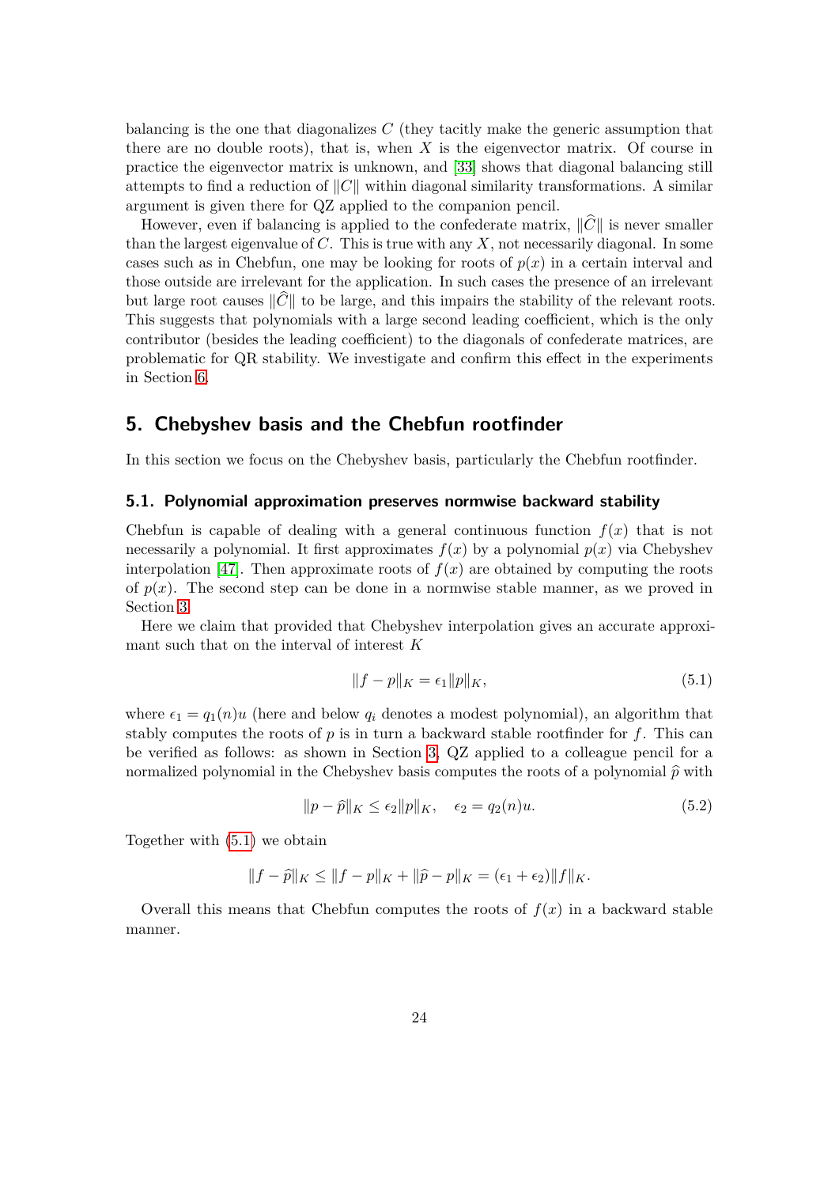balancing is the one that diagonalizes $C$ (they tacitly make the generic assumption that there are no double roots), that is, when $X$ is the eigenvector matrix. Of course in practice the eigenvector matrix is unknown, and [33] shows that diagonal balancing still attempts to find a reduction of $\|C\|$ within diagonal similarity transformations. A similar argument is given there for QZ applied to the companion pencil.

However, even if balancing is applied to the confederate matrix, $\|\widehat{C}\|$ is never smaller than the largest eigenvalue of $C$. This is true with any $X$, not necessarily diagonal. In some cases such as in Chebfun, one may be looking for roots of $p(x)$ in a certain interval and those outside are irrelevant for the application. In such cases the presence of an irrelevant but large root causes $\|\widehat{C}\|$ to be large, and this impairs the stability of the relevant roots. This suggests that polynomials with a large second leading coefficient, which is the only contributor (besides the leading coefficient) to the diagonals of confederate matrices, are problematic for QR stability. We investigate and confirm this effect in the experiments in Section 6.

## 5. Chebyshev basis and the Chebfun rootfinder

In this section we focus on the Chebyshev basis, particularly the Chebfun rootfinder.

### 5.1. Polynomial approximation preserves normwise backward stability

Chebfun is capable of dealing with a general continuous function $f(x)$ that is not necessarily a polynomial. It first approximates $f(x)$ by a polynomial $p(x)$ via Chebyshev interpolation [47]. Then approximate roots of $f(x)$ are obtained by computing the roots of $p(x)$. The second step can be done in a normwise stable manner, as we proved in Section 3.

Here we claim that provided that Chebyshev interpolation gives an accurate approximant such that on the interval of interest $K$

$$\|f - p\|_K = \epsilon_1 \|p\|_K, \tag{5.1}$$

where $\epsilon_1 = q_1(n)u$ (here and below $q_i$ denotes a modest polynomial), an algorithm that stably computes the roots of $p$ is in turn a backward stable rootfinder for $f$. This can be verified as follows: as shown in Section 3, QZ applied to a colleague pencil for a normalized polynomial in the Chebyshev basis computes the roots of a polynomial $\widehat{p}$ with

$$\|p - \widehat{p}\|_K \leq \epsilon_2 \|p\|_K, \quad \epsilon_2 = q_2(n)u. \tag{5.2}$$

Together with (5.1) we obtain

$$\|f - \widehat{p}\|_K \leq \|f - p\|_K + \|\widehat{p} - p\|_K = (\epsilon_1 + \epsilon_2)\|f\|_K.$$

Overall this means that Chebfun computes the roots of $f(x)$ in a backward stable manner.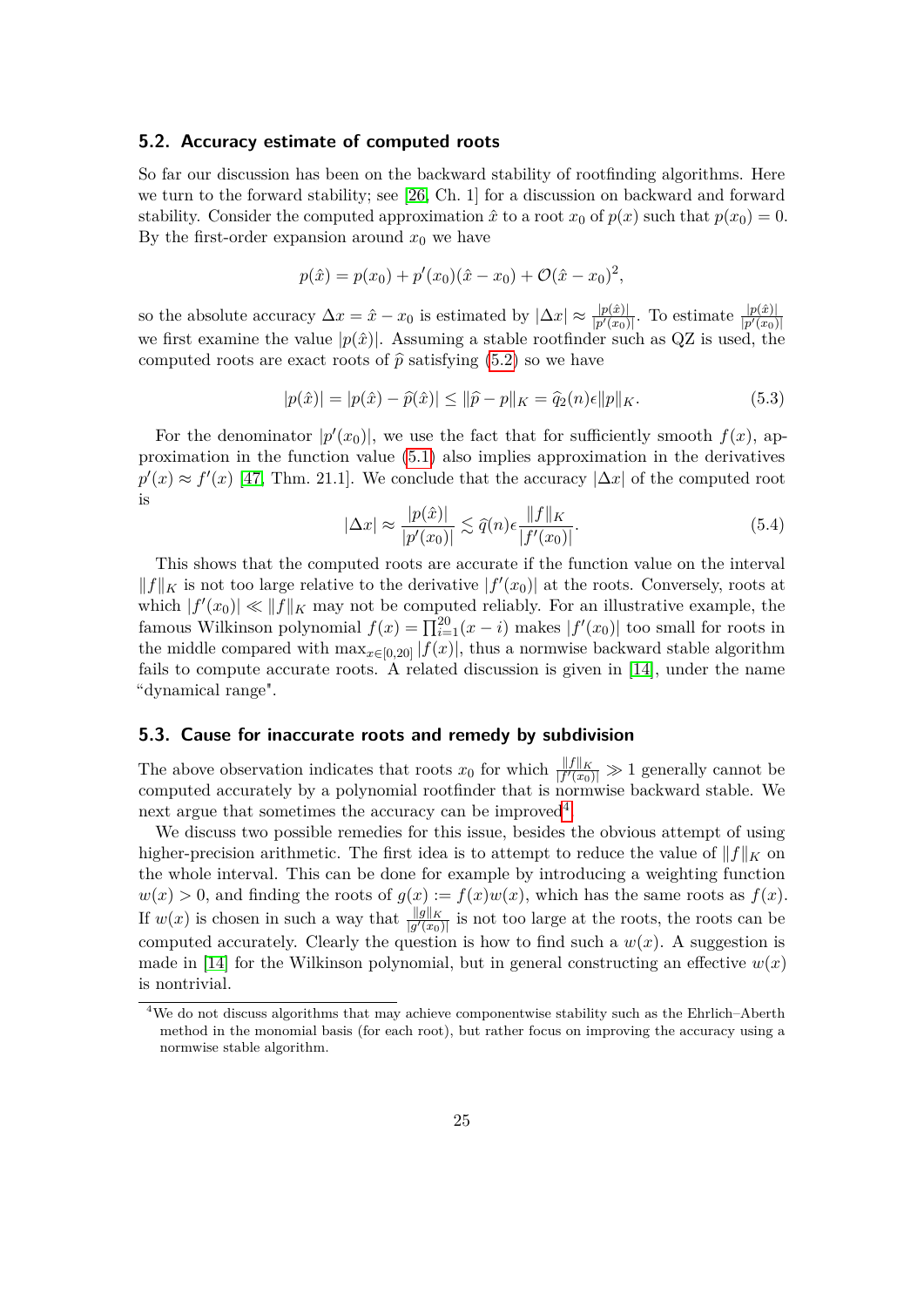### 5.2. Accuracy estimate of computed roots

So far our discussion has been on the backward stability of rootfinding algorithms. Here we turn to the forward stability; see [26, Ch. 1] for a discussion on backward and forward stability. Consider the computed approximation $\hat{x}$ to a root $x_0$ of $p(x)$ such that $p(x_0) = 0$. By the first-order expansion around $x_0$ we have

$$p(\hat{x}) = p(x_0) + p'(x_0)(\hat{x} - x_0) + \mathcal{O}(\hat{x} - x_0)^2,$$

so the absolute accuracy $\Delta x = \hat{x} - x_0$ is estimated by $|\Delta x| \approx \frac{|p(\hat{x})|}{|p'(x_0)|}$. To estimate $\frac{|p(\hat{x})|}{|p'(x_0)|}$ we first examine the value $|p(\hat{x})|$. Assuming a stable rootfinder such as QZ is used, the computed roots are exact roots of $\widehat{p}$ satisfying (5.2) so we have

$$|p(\hat{x})| = |p(\hat{x}) - \widehat{p}(\hat{x})| \leq \|\widehat{p} - p\|_K = \widehat{q}_2(n)\epsilon\|p\|_K. \tag{5.3}$$

For the denominator $|p'(x_0)|$, we use the fact that for sufficiently smooth $f(x)$, approximation in the function value (5.1) also implies approximation in the derivatives $p'(x) \approx f'(x)$ [47, Thm. 21.1]. We conclude that the accuracy $|\Delta x|$ of the computed root is

$$|\Delta x| \approx \frac{|p(\hat{x})|}{|p'(x_0)|} \lesssim \widehat{q}(n)\epsilon\frac{\|f\|_K}{|f'(x_0)|}. \tag{5.4}$$

This shows that the computed roots are accurate if the function value on the interval $\|f\|_K$ is not too large relative to the derivative $|f'(x_0)|$ at the roots. Conversely, roots at which $|f'(x_0)| \ll \|f\|_K$ may not be computed reliably. For an illustrative example, the famous Wilkinson polynomial $f(x) = \prod_{i=1}^{20}(x - i)$ makes $|f'(x_0)|$ too small for roots in the middle compared with $\max_{x \in [0,20]} |f(x)|$, thus a normwise backward stable algorithm fails to compute accurate roots. A related discussion is given in [14], under the name "dynamical range".

### 5.3. Cause for inaccurate roots and remedy by subdivision

The above observation indicates that roots $x_0$ for which $\frac{\|f\|_K}{|f'(x_0)|} \gg 1$ generally cannot be computed accurately by a polynomial rootfinder that is normwise backward stable. We next argue that sometimes the accuracy can be improved[4].

We discuss two possible remedies for this issue, besides the obvious attempt of using higher-precision arithmetic. The first idea is to attempt to reduce the value of $\|f\|_K$ on the whole interval. This can be done for example by introducing a weighting function $w(x) > 0$, and finding the roots of $g(x) := f(x)w(x)$, which has the same roots as $f(x)$. If $w(x)$ is chosen in such a way that $\frac{\|g\|_K}{|g'(x_0)|}$ is not too large at the roots, the roots can be computed accurately. Clearly the question is how to find such a $w(x)$. A suggestion is made in [14] for the Wilkinson polynomial, but in general constructing an effective $w(x)$ is nontrivial.

[4] We do not discuss algorithms that may achieve componentwise stability such as the Ehrlich–Aberth method in the monomial basis (for each root), but rather focus on improving the accuracy using a normwise stable algorithm.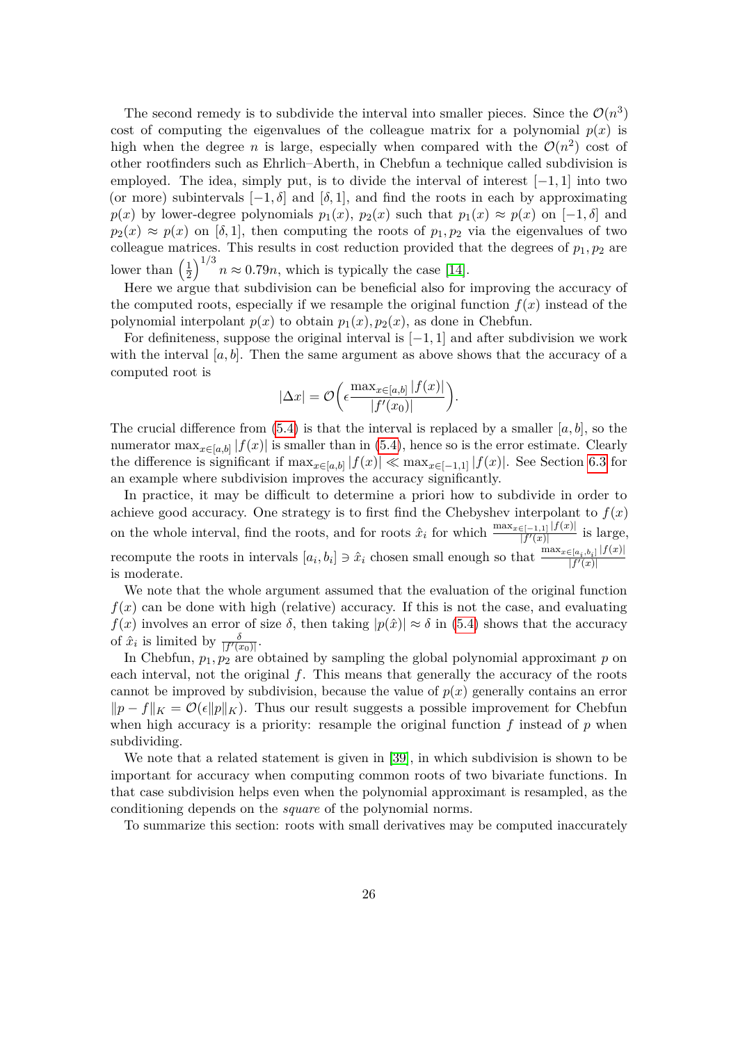The second remedy is to subdivide the interval into smaller pieces. Since the $\mathcal{O}(n^3)$ cost of computing the eigenvalues of the colleague matrix for a polynomial $p(x)$ is high when the degree $n$ is large, especially when compared with the $\mathcal{O}(n^2)$ cost of other rootfinders such as Ehrlich–Aberth, in Chebfun a technique called subdivision is employed. The idea, simply put, is to divide the interval of interest $[-1,1]$ into two (or more) subintervals $[-1,\delta]$ and $[\delta,1]$, and find the roots in each by approximating $p(x)$ by lower-degree polynomials $p_1(x)$, $p_2(x)$ such that $p_1(x) \approx p(x)$ on $[-1,\delta]$ and $p_2(x) \approx p(x)$ on $[\delta,1]$, then computing the roots of $p_1, p_2$ via the eigenvalues of two colleague matrices. This results in cost reduction provided that the degrees of $p_1, p_2$ are lower than $\left(\frac{1}{2}\right)^{1/3} n \approx 0.79n$, which is typically the case [14].

Here we argue that subdivision can be beneficial also for improving the accuracy of the computed roots, especially if we resample the original function $f(x)$ instead of the polynomial interpolant $p(x)$ to obtain $p_1(x), p_2(x)$, as done in Chebfun.

For definiteness, suppose the original interval is $[-1,1]$ and after subdivision we work with the interval $[a,b]$. Then the same argument as above shows that the accuracy of a computed root is

$$|\Delta x| = \mathcal{O}\left(\epsilon \frac{\max_{x\in[a,b]} |f(x)|}{|f'(x_0)|}\right).$$

The crucial difference from (5.4) is that the interval is replaced by a smaller $[a,b]$, so the numerator $\max_{x\in[a,b]} |f(x)|$ is smaller than in (5.4), hence so is the error estimate. Clearly the difference is significant if $\max_{x\in[a,b]} |f(x)| \ll \max_{x\in[-1,1]} |f(x)|$. See Section 6.3 for an example where subdivision improves the accuracy significantly.

In practice, it may be difficult to determine a priori how to subdivide in order to achieve good accuracy. One strategy is to first find the Chebyshev interpolant to $f(x)$ on the whole interval, find the roots, and for roots $\hat{x}_i$ for which $\frac{\max_{x\in[-1,1]} |f(x)|}{|f'(x)|}$ is large, recompute the roots in intervals $[a_i, b_i] \ni \hat{x}_i$ chosen small enough so that $\frac{\max_{x\in[a_i,b_i]} |f(x)|}{|f'(x)|}$ is moderate.

We note that the whole argument assumed that the evaluation of the original function $f(x)$ can be done with high (relative) accuracy. If this is not the case, and evaluating $f(x)$ involves an error of size $\delta$, then taking $|p(\hat{x})| \approx \delta$ in (5.4) shows that the accuracy of $\hat{x}_i$ is limited by $\frac{\delta}{|f'(x_0)|}$.

In Chebfun, $p_1, p_2$ are obtained by sampling the global polynomial approximant $p$ on each interval, not the original $f$. This means that generally the accuracy of the roots cannot be improved by subdivision, because the value of $p(x)$ generally contains an error $\|p - f\|_K = \mathcal{O}(\epsilon \|p\|_K)$. Thus our result suggests a possible improvement for Chebfun when high accuracy is a priority: resample the original function $f$ instead of $p$ when subdividing.

We note that a related statement is given in [39], in which subdivision is shown to be important for accuracy when computing common roots of two bivariate functions. In that case subdivision helps even when the polynomial approximant is resampled, as the conditioning depends on the *square* of the polynomial norms.

To summarize this section: roots with small derivatives may be computed inaccurately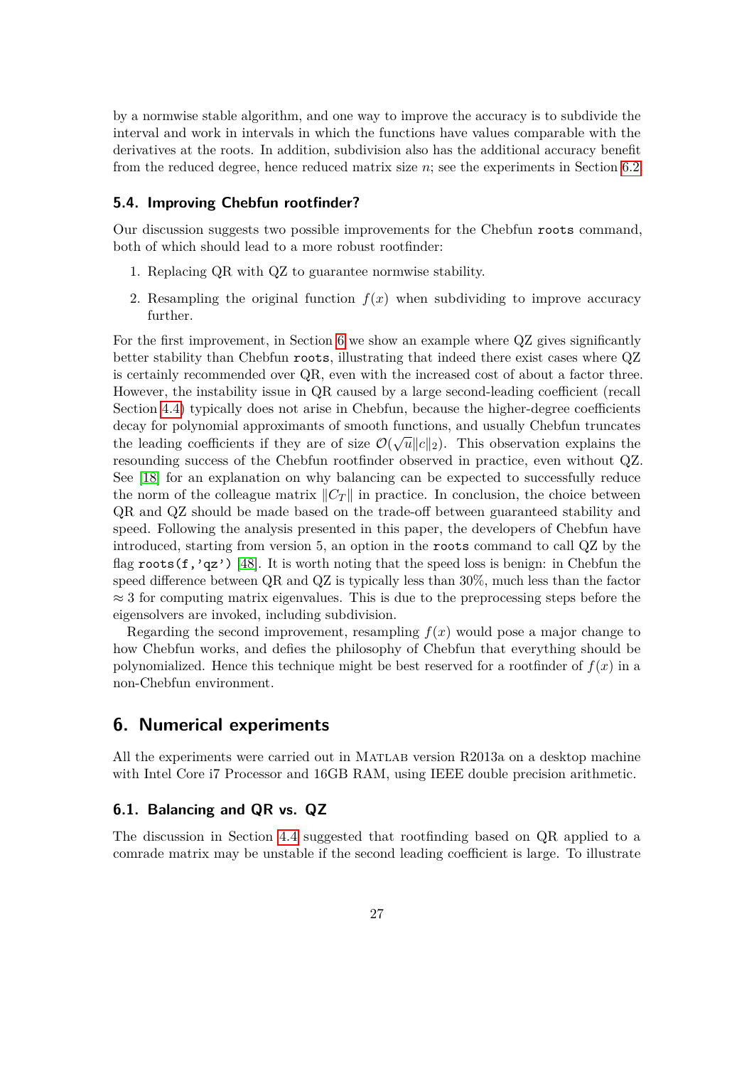by a normwise stable algorithm, and one way to improve the accuracy is to subdivide the interval and work in intervals in which the functions have values comparable with the derivatives at the roots. In addition, subdivision also has the additional accuracy benefit from the reduced degree, hence reduced matrix size $n$; see the experiments in Section 6.2.

### 5.4. Improving Chebfun rootfinder?

Our discussion suggests two possible improvements for the Chebfun `roots` command, both of which should lead to a more robust rootfinder:

1. Replacing QR with QZ to guarantee normwise stability.
2. Resampling the original function $f(x)$ when subdividing to improve accuracy further.

For the first improvement, in Section 6 we show an example where QZ gives significantly better stability than Chebfun `roots`, illustrating that indeed there exist cases where QZ is certainly recommended over QR, even with the increased cost of about a factor three. However, the instability issue in QR caused by a large second-leading coefficient (recall Section 4.4) typically does not arise in Chebfun, because the higher-degree coefficients decay for polynomial approximants of smooth functions, and usually Chebfun truncates the leading coefficients if they are of size $\mathcal{O}(\sqrt{u}\|c\|_2)$. This observation explains the resounding success of the Chebfun rootfinder observed in practice, even without QZ. See [18] for an explanation on why balancing can be expected to successfully reduce the norm of the colleague matrix $\|C_T\|$ in practice. In conclusion, the choice between QR and QZ should be made based on the trade-off between guaranteed stability and speed. Following the analysis presented in this paper, the developers of Chebfun have introduced, starting from version 5, an option in the `roots` command to call QZ by the flag `roots(f,'qz')` [48]. It is worth noting that the speed loss is benign: in Chebfun the speed difference between QR and QZ is typically less than 30%, much less than the factor $\approx 3$ for computing matrix eigenvalues. This is due to the preprocessing steps before the eigensolvers are invoked, including subdivision.

Regarding the second improvement, resampling $f(x)$ would pose a major change to how Chebfun works, and defies the philosophy of Chebfun that everything should be polynomialized. Hence this technique might be best reserved for a rootfinder of $f(x)$ in a non-Chebfun environment.

## 6. Numerical experiments

All the experiments were carried out in MATLAB version R2013a on a desktop machine with Intel Core i7 Processor and 16GB RAM, using IEEE double precision arithmetic.

### 6.1. Balancing and QR vs. QZ

The discussion in Section 4.4 suggested that rootfinding based on QR applied to a comrade matrix may be unstable if the second leading coefficient is large. To illustrate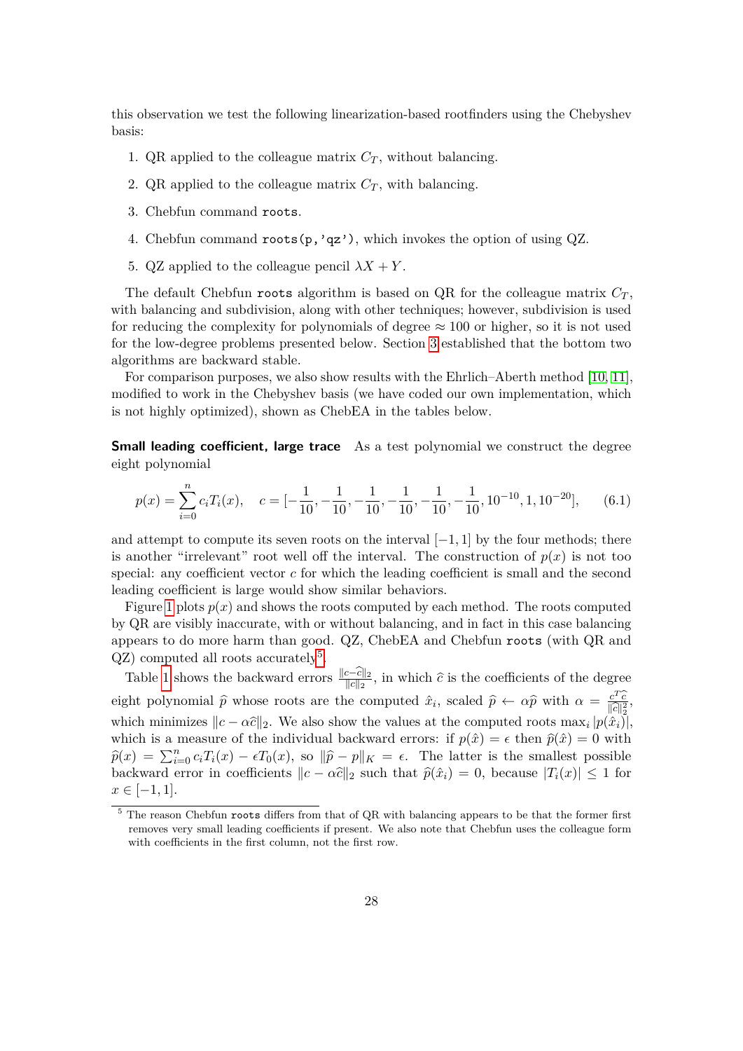this observation we test the following linearization-based rootfinders using the Chebyshev basis:

1. QR applied to the colleague matrix $C_T$, without balancing.
2. QR applied to the colleague matrix $C_T$, with balancing.
3. Chebfun command `roots`.
4. Chebfun command `roots(p,'qz')`, which invokes the option of using QZ.
5. QZ applied to the colleague pencil $\lambda X + Y$.

The default Chebfun `roots` algorithm is based on QR for the colleague matrix $C_T$, with balancing and subdivision, along with other techniques; however, subdivision is used for reducing the complexity for polynomials of degree $\approx 100$ or higher, so it is not used for the low-degree problems presented below. Section 3 established that the bottom two algorithms are backward stable.

For comparison purposes, we also show results with the Ehrlich–Aberth method [10, 11], modified to work in the Chebyshev basis (we have coded our own implementation, which is not highly optimized), shown as ChebEA in the tables below.

**Small leading coefficient, large trace** As a test polynomial we construct the degree eight polynomial

$$p(x) = \sum_{i=0}^{n} c_i T_i(x), \quad c = [-\frac{1}{10}, -\frac{1}{10}, -\frac{1}{10}, -\frac{1}{10}, -\frac{1}{10}, -\frac{1}{10}, 10^{-10}, 1, 10^{-20}], \qquad (6.1)$$

and attempt to compute its seven roots on the interval $[-1, 1]$ by the four methods; there is another "irrelevant" root well off the interval. The construction of $p(x)$ is not too special: any coefficient vector $c$ for which the leading coefficient is small and the second leading coefficient is large would show similar behaviors.

Figure 1 plots $p(x)$ and shows the roots computed by each method. The roots computed by QR are visibly inaccurate, with or without balancing, and in fact in this case balancing appears to do more harm than good. QZ, ChebEA and Chebfun `roots` (with QR and QZ) computed all roots accurately[5].

Table 1 shows the backward errors $\frac{\|c-\widehat{c}\|_2}{\|c\|_2}$, in which $\widehat{c}$ is the coefficients of the degree eight polynomial $\widehat{p}$ whose roots are the computed $\hat{x}_i$, scaled $\widehat{p} \leftarrow \alpha \widehat{p}$ with $\alpha = \frac{c^T \widehat{c}}{\|\widehat{c}\|_2^2}$, which minimizes $\|c - \alpha \widehat{c}\|_2$. We also show the values at the computed roots $\max_i |p(\hat{x}_i)|$, which is a measure of the individual backward errors: if $p(\hat{x}) = \epsilon$ then $\widehat{p}(\hat{x}) = 0$ with $\widehat{p}(x) = \sum_{i=0}^{n} c_i T_i(x) - \epsilon T_0(x)$, so $\|\widehat{p} - p\|_K = \epsilon$. The latter is the smallest possible backward error in coefficients $\|c - \alpha \widehat{c}\|_2$ such that $\widehat{p}(\hat{x}_i) = 0$, because $|T_i(x)| \leq 1$ for $x \in [-1, 1]$.

[5] The reason Chebfun `roots` differs from that of QR with balancing appears to be that the former first removes very small leading coefficients if present. We also note that Chebfun uses the colleague form with coefficients in the first column, not the first row.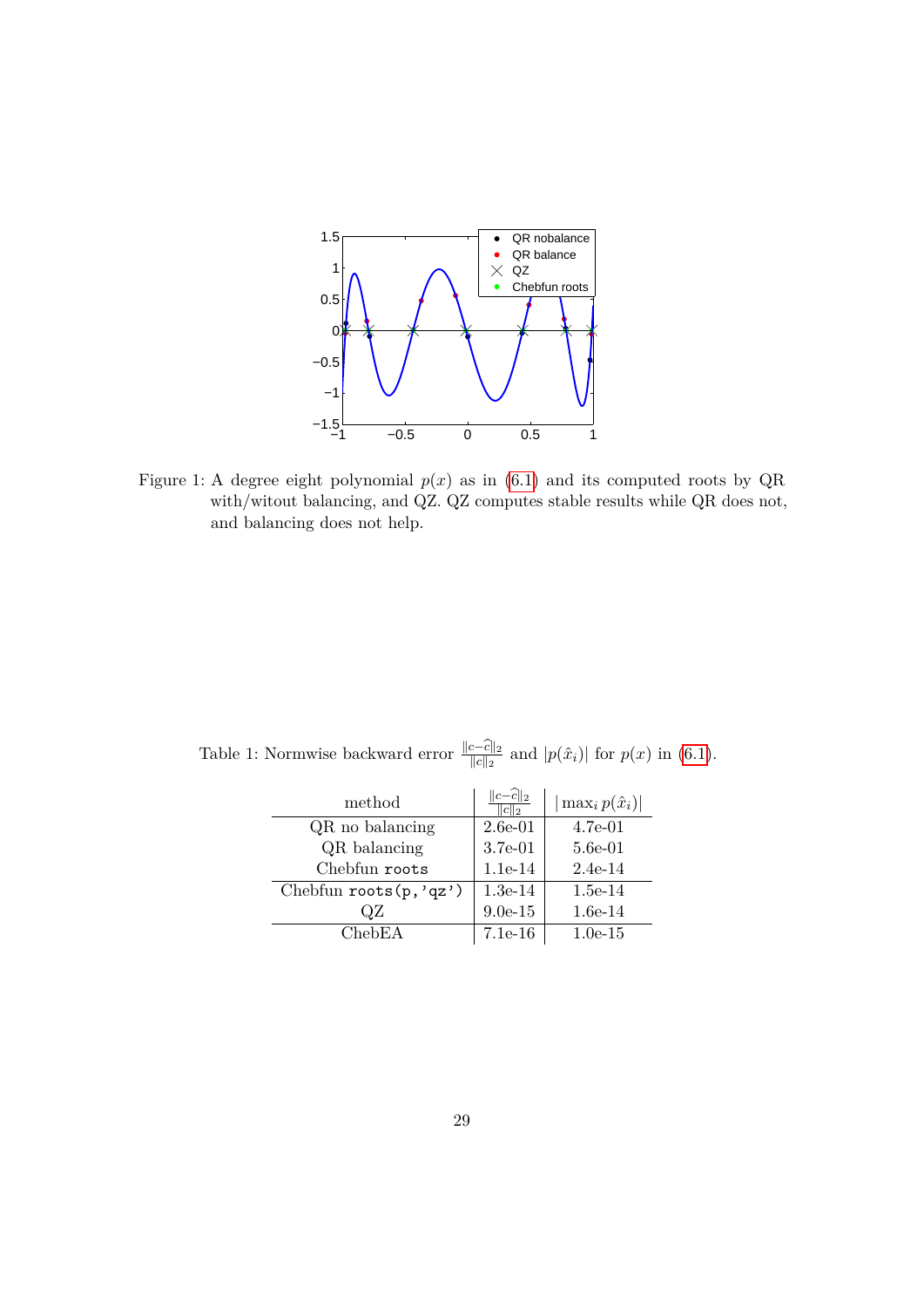Figure 1: A degree eight polynomial $p(x)$ as in (6.1) and its computed roots by QR with/witout balancing, and QZ. QZ computes stable results while QR does not, and balancing does not help.

Table 1: Normwise backward error $\frac{\|c-\widehat{c}\|_2}{\|c\|_2}$ and $|p(\hat{x}_i)|$ for $p(x)$ in (6.1).

| method | $\frac{\|c-\widehat{c}\|_2}{\|c\|_2}$ | $\lvert\max_i p(\hat{x}_i)\rvert$ |
|---|---|---|
| QR no balancing | 2.6e-01 | 4.7e-01 |
| QR balancing | 3.7e-01 | 5.6e-01 |
| Chebfun `roots` | 1.1e-14 | 2.4e-14 |
| Chebfun `roots(p,'qz')` | 1.3e-14 | 1.5e-14 |
| QZ | 9.0e-15 | 1.6e-14 |
| ChebEA | 7.1e-16 | 1.0e-15 |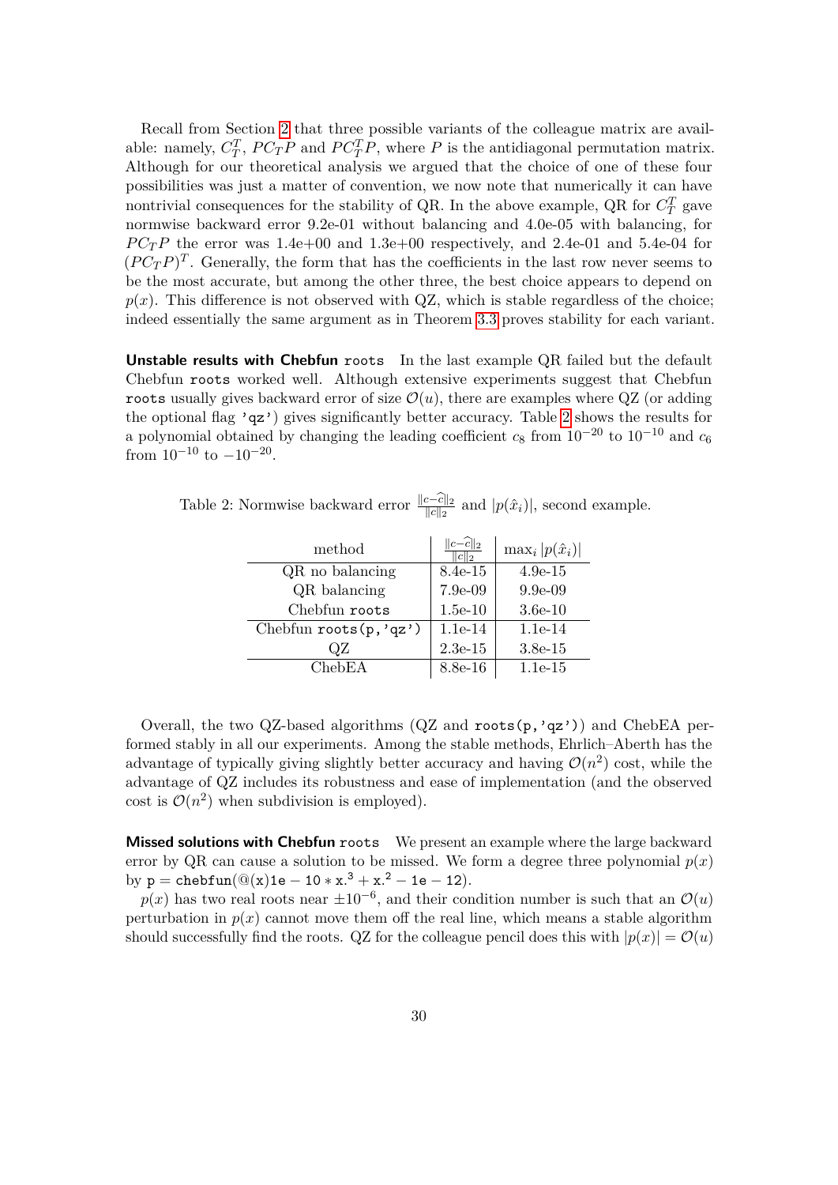Recall from Section 2 that three possible variants of the colleague matrix are available: namely, $C_T^T$, $PC_TP$ and $PC_T^TP$, where $P$ is the antidiagonal permutation matrix. Although for our theoretical analysis we argued that the choice of one of these four possibilities was just a matter of convention, we now note that numerically it can have nontrivial consequences for the stability of QR. In the above example, QR for $C_T^T$ gave normwise backward error 9.2e-01 without balancing and 4.0e-05 with balancing, for $PC_TP$ the error was 1.4e+00 and 1.3e+00 respectively, and 2.4e-01 and 5.4e-04 for $(PC_TP)^T$. Generally, the form that has the coefficients in the last row never seems to be the most accurate, but among the other three, the best choice appears to depend on $p(x)$. This difference is not observed with QZ, which is stable regardless of the choice; indeed essentially the same argument as in Theorem 3.3 proves stability for each variant.

**Unstable results with Chebfun `roots`** In the last example QR failed but the default Chebfun `roots` worked well. Although extensive experiments suggest that Chebfun `roots` usually gives backward error of size $\mathcal{O}(u)$, there are examples where QZ (or adding the optional flag `'qz'`) gives significantly better accuracy. Table 2 shows the results for a polynomial obtained by changing the leading coefficient $c_8$ from $10^{-20}$ to $10^{-10}$ and $c_6$ from $10^{-10}$ to $-10^{-20}$.

Table 2: Normwise backward error $\frac{\|c-\widehat{c}\|_2}{\|c\|_2}$ and $|p(\hat{x}_i)|$, second example.

| method | $\frac{\|c-\widehat{c}\|_2}{\|c\|_2}$ | $\max_i \|p(\hat{x}_i)\|$ |
|---|---|---|
| QR no balancing | 8.4e-15 | 4.9e-15 |
| QR balancing | 7.9e-09 | 9.9e-09 |
| Chebfun `roots` | 1.5e-10 | 3.6e-10 |
| Chebfun `roots(p,'qz')` | 1.1e-14 | 1.1e-14 |
| QZ | 2.3e-15 | 3.8e-15 |
| ChebEA | 8.8e-16 | 1.1e-15 |

Overall, the two QZ-based algorithms (QZ and `roots(p,'qz')`) and ChebEA performed stably in all our experiments. Among the stable methods, Ehrlich–Aberth has the advantage of typically giving slightly better accuracy and having $\mathcal{O}(n^2)$ cost, while the advantage of QZ includes its robustness and ease of implementation (and the observed cost is $\mathcal{O}(n^2)$ when subdivision is employed).

**Missed solutions with Chebfun `roots`** We present an example where the large backward error by QR can cause a solution to be missed. We form a degree three polynomial $p(x)$ by `p = chebfun(@(x)1e - 10 * x.^3 + x.^2 - 1e - 12)`.

$p(x)$ has two real roots near $\pm 10^{-6}$, and their condition number is such that an $\mathcal{O}(u)$ perturbation in $p(x)$ cannot move them off the real line, which means a stable algorithm should successfully find the roots. QZ for the colleague pencil does this with $|p(x)| = \mathcal{O}(u)$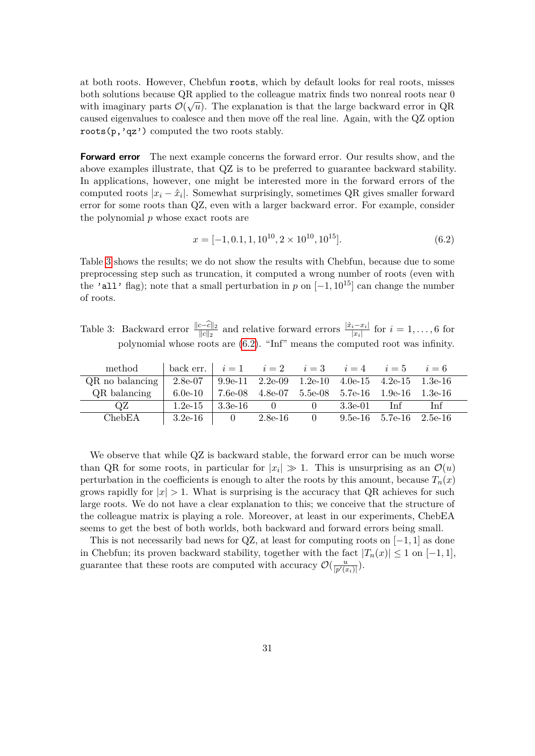at both roots. However, Chebfun `roots`, which by default looks for real roots, misses both solutions because QR applied to the colleague matrix finds two nonreal roots near 0 with imaginary parts $\mathcal{O}(\sqrt{u})$. The explanation is that the large backward error in QR caused eigenvalues to coalesce and then move off the real line. Again, with the QZ option `roots(p,'qz')` computed the two roots stably.

**Forward error** The next example concerns the forward error. Our results show, and the above examples illustrate, that QZ is to be preferred to guarantee backward stability. In applications, however, one might be interested more in the forward errors of the computed roots $|x_i - \hat{x}_i|$. Somewhat surprisingly, sometimes QR gives smaller forward error for some roots than QZ, even with a larger backward error. For example, consider the polynomial $p$ whose exact roots are

$$x = [-1, 0.1, 1, 10^{10}, 2 \times 10^{10}, 10^{15}]. \tag{6.2}$$

Table 3 shows the results; we do not show the results with Chebfun, because due to some preprocessing step such as truncation, it computed a wrong number of roots (even with the `'all'` flag); note that a small perturbation in $p$ on $[-1, 10^{15}]$ can change the number of roots.

Table 3: Backward error $\frac{\|c-\widehat{c}\|_2}{\|c\|_2}$ and relative forward errors $\frac{|\hat{x}_i - x_i|}{|x_i|}$ for $i = 1, \ldots, 6$ for polynomial whose roots are (6.2). "Inf" means the computed root was infinity.

| method | back err. | $i=1$ | $i=2$ | $i=3$ | $i=4$ | $i=5$ | $i=6$ |
|---|---|---|---|---|---|---|---|
| QR no balancing | 2.8e-07 | 9.9e-11 | 2.2e-09 | 1.2e-10 | 4.0e-15 | 4.2e-15 | 1.3e-16 |
| QR balancing | 6.0e-10 | 7.6e-08 | 4.8e-07 | 5.5e-08 | 5.7e-16 | 1.9e-16 | 1.3e-16 |
| QZ | 1.2e-15 | 3.3e-16 | 0 | 0 | 3.3e-01 | Inf | Inf |
| ChebEA | 3.2e-16 | 0 | 2.8e-16 | 0 | 9.5e-16 | 5.7e-16 | 2.5e-16 |

We observe that while QZ is backward stable, the forward error can be much worse than QR for some roots, in particular for $|x_i| \gg 1$. This is unsurprising as an $\mathcal{O}(u)$ perturbation in the coefficients is enough to alter the roots by this amount, because $T_n(x)$ grows rapidly for $|x| > 1$. What is surprising is the accuracy that QR achieves for such large roots. We do not have a clear explanation to this; we conceive that the structure of the colleague matrix is playing a role. Moreover, at least in our experiments, ChebEA seems to get the best of both worlds, both backward and forward errors being small.

This is not necessarily bad news for QZ, at least for computing roots on $[-1, 1]$ as done in Chebfun; its proven backward stability, together with the fact $|T_n(x)| \leq 1$ on $[-1, 1]$, guarantee that these roots are computed with accuracy $\mathcal{O}(\frac{u}{|p'(x_i)|})$.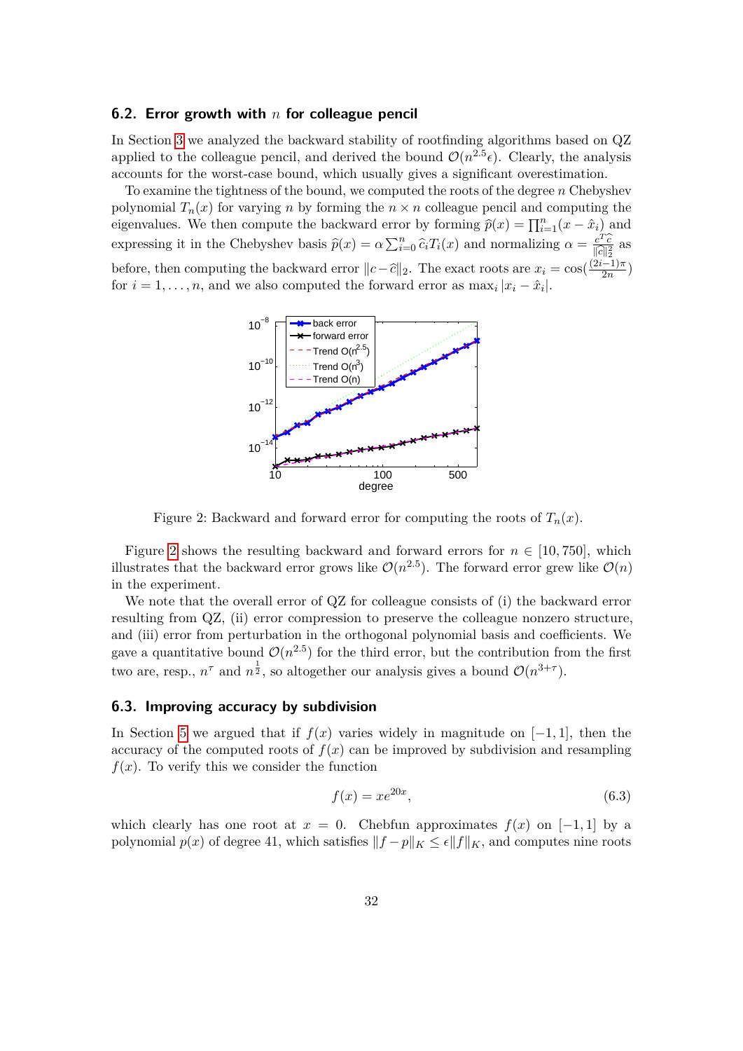### 6.2. Error growth with $n$ for colleague pencil

In Section 3 we analyzed the backward stability of rootfinding algorithms based on QZ applied to the colleague pencil, and derived the bound $\mathcal{O}(n^{2.5}\epsilon)$. Clearly, the analysis accounts for the worst-case bound, which usually gives a significant overestimation.

To examine the tightness of the bound, we computed the roots of the degree $n$ Chebyshev polynomial $T_n(x)$ for varying $n$ by forming the $n \times n$ colleague pencil and computing the eigenvalues. We then compute the backward error by forming $\widehat{p}(x) = \prod_{i=1}^{n}(x - \hat{x}_i)$ and expressing it in the Chebyshev basis $\widehat{p}(x) = \alpha \sum_{i=0}^{n} \widehat{c}_i T_i(x)$ and normalizing $\alpha = \frac{c^T \widehat{c}}{\|\widehat{c}\|_2^2}$ as before, then computing the backward error $\|c - \widehat{c}\|_2$. The exact roots are $x_i = \cos(\frac{(2i-1)\pi}{2n})$ for $i = 1, \ldots, n$, and we also computed the forward error as $\max_i |x_i - \hat{x}_i|$.

Figure 2: Backward and forward error for computing the roots of $T_n(x)$.

Figure 2 shows the resulting backward and forward errors for $n \in [10, 750]$, which illustrates that the backward error grows like $\mathcal{O}(n^{2.5})$. The forward error grew like $\mathcal{O}(n)$ in the experiment.

We note that the overall error of QZ for colleague consists of (i) the backward error resulting from QZ, (ii) error compression to preserve the colleague nonzero structure, and (iii) error from perturbation in the orthogonal polynomial basis and coefficients. We gave a quantitative bound $\mathcal{O}(n^{2.5})$ for the third error, but the contribution from the first two are, resp., $n^{\tau}$ and $n^{\frac{1}{2}}$, so altogether our analysis gives a bound $\mathcal{O}(n^{3+\tau})$.

### 6.3. Improving accuracy by subdivision

In Section 5 we argued that if $f(x)$ varies widely in magnitude on $[-1, 1]$, then the accuracy of the computed roots of $f(x)$ can be improved by subdivision and resampling $f(x)$. To verify this we consider the function

$$f(x) = xe^{20x}, \tag{6.3}$$

which clearly has one root at $x = 0$. Chebfun approximates $f(x)$ on $[-1, 1]$ by a polynomial $p(x)$ of degree 41, which satisfies $\|f - p\|_K \leq \epsilon \|f\|_K$, and computes nine roots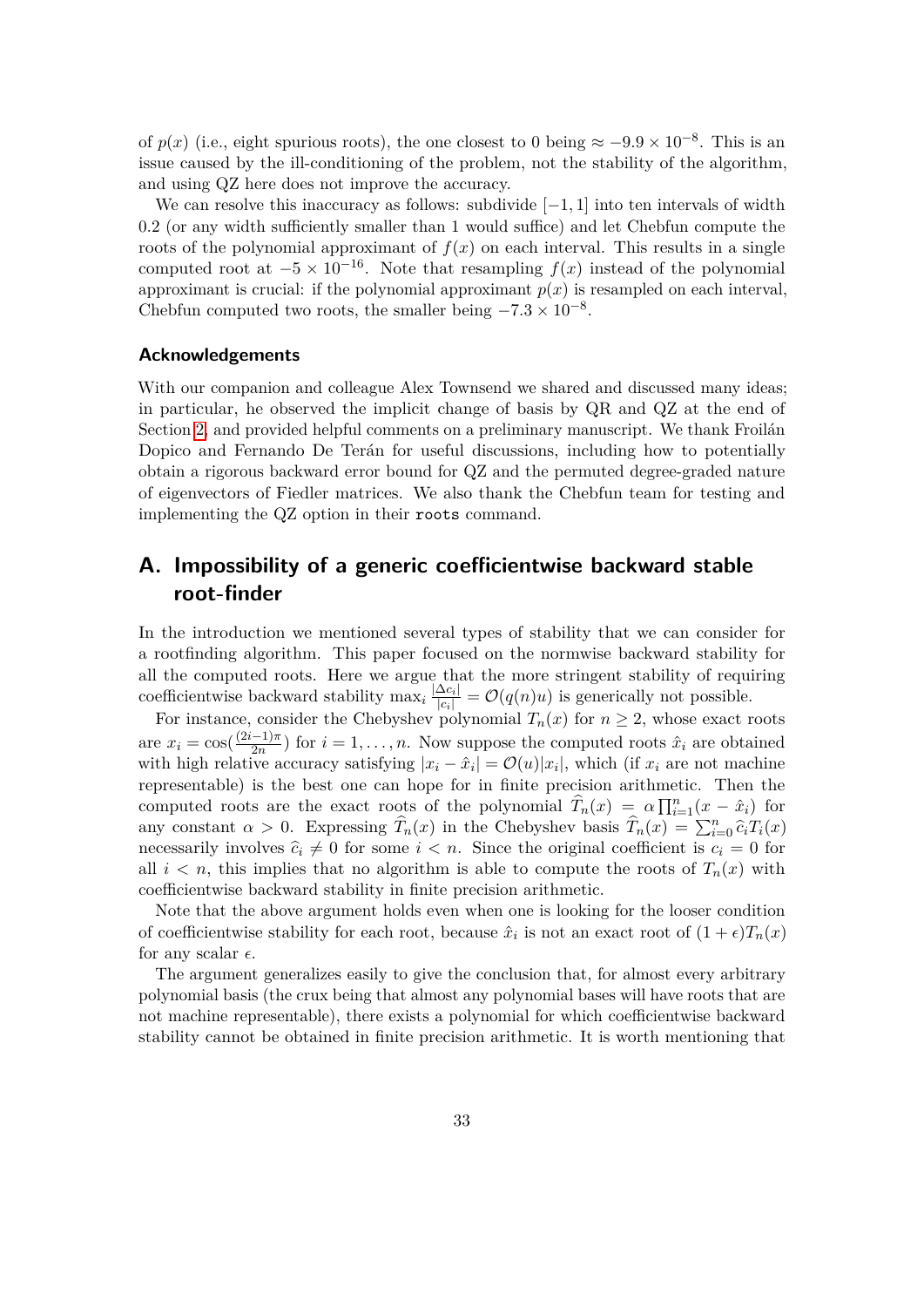of $p(x)$ (i.e., eight spurious roots), the one closest to 0 being $\approx -9.9 \times 10^{-8}$. This is an issue caused by the ill-conditioning of the problem, not the stability of the algorithm, and using QZ here does not improve the accuracy.

We can resolve this inaccuracy as follows: subdivide $[-1, 1]$ into ten intervals of width 0.2 (or any width sufficiently smaller than 1 would suffice) and let Chebfun compute the roots of the polynomial approximant of $f(x)$ on each interval. This results in a single computed root at $-5 \times 10^{-16}$. Note that resampling $f(x)$ instead of the polynomial approximant is crucial: if the polynomial approximant $p(x)$ is resampled on each interval, Chebfun computed two roots, the smaller being $-7.3 \times 10^{-8}$.

### Acknowledgements

With our companion and colleague Alex Townsend we shared and discussed many ideas; in particular, he observed the implicit change of basis by QR and QZ at the end of Section 2, and provided helpful comments on a preliminary manuscript. We thank Froilán Dopico and Fernando De Terán for useful discussions, including how to potentially obtain a rigorous backward error bound for QZ and the permuted degree-graded nature of eigenvectors of Fiedler matrices. We also thank the Chebfun team for testing and implementing the QZ option in their `roots` command.

## A. Impossibility of a generic coefficientwise backward stable root-finder

In the introduction we mentioned several types of stability that we can consider for a rootfinding algorithm. This paper focused on the normwise backward stability for all the computed roots. Here we argue that the more stringent stability of requiring coefficientwise backward stability $\max_i \frac{|\Delta c_i|}{|c_i|} = \mathcal{O}(q(n)u)$ is generically not possible.

For instance, consider the Chebyshev polynomial $T_n(x)$ for $n \geq 2$, whose exact roots are $x_i = \cos(\frac{(2i-1)\pi}{2n})$ for $i = 1, \ldots, n$. Now suppose the computed roots $\hat{x}_i$ are obtained with high relative accuracy satisfying $|x_i - \hat{x}_i| = \mathcal{O}(u)|x_i|$, which (if $x_i$ are not machine representable) is the best one can hope for in finite precision arithmetic. Then the computed roots are the exact roots of the polynomial $\widehat{T}_n(x) = \alpha \prod_{i=1}^{n}(x - \hat{x}_i)$ for any constant $\alpha > 0$. Expressing $\widehat{T}_n(x)$ in the Chebyshev basis $\widehat{T}_n(x) = \sum_{i=0}^{n} \widehat{c}_i T_i(x)$ necessarily involves $\widehat{c}_i \neq 0$ for some $i < n$. Since the original coefficient is $c_i = 0$ for all $i < n$, this implies that no algorithm is able to compute the roots of $T_n(x)$ with coefficientwise backward stability in finite precision arithmetic.

Note that the above argument holds even when one is looking for the looser condition of coefficientwise stability for each root, because $\hat{x}_i$ is not an exact root of $(1 + \epsilon)T_n(x)$ for any scalar $\epsilon$.

The argument generalizes easily to give the conclusion that, for almost every arbitrary polynomial basis (the crux being that almost any polynomial bases will have roots that are not machine representable), there exists a polynomial for which coefficientwise backward stability cannot be obtained in finite precision arithmetic. It is worth mentioning that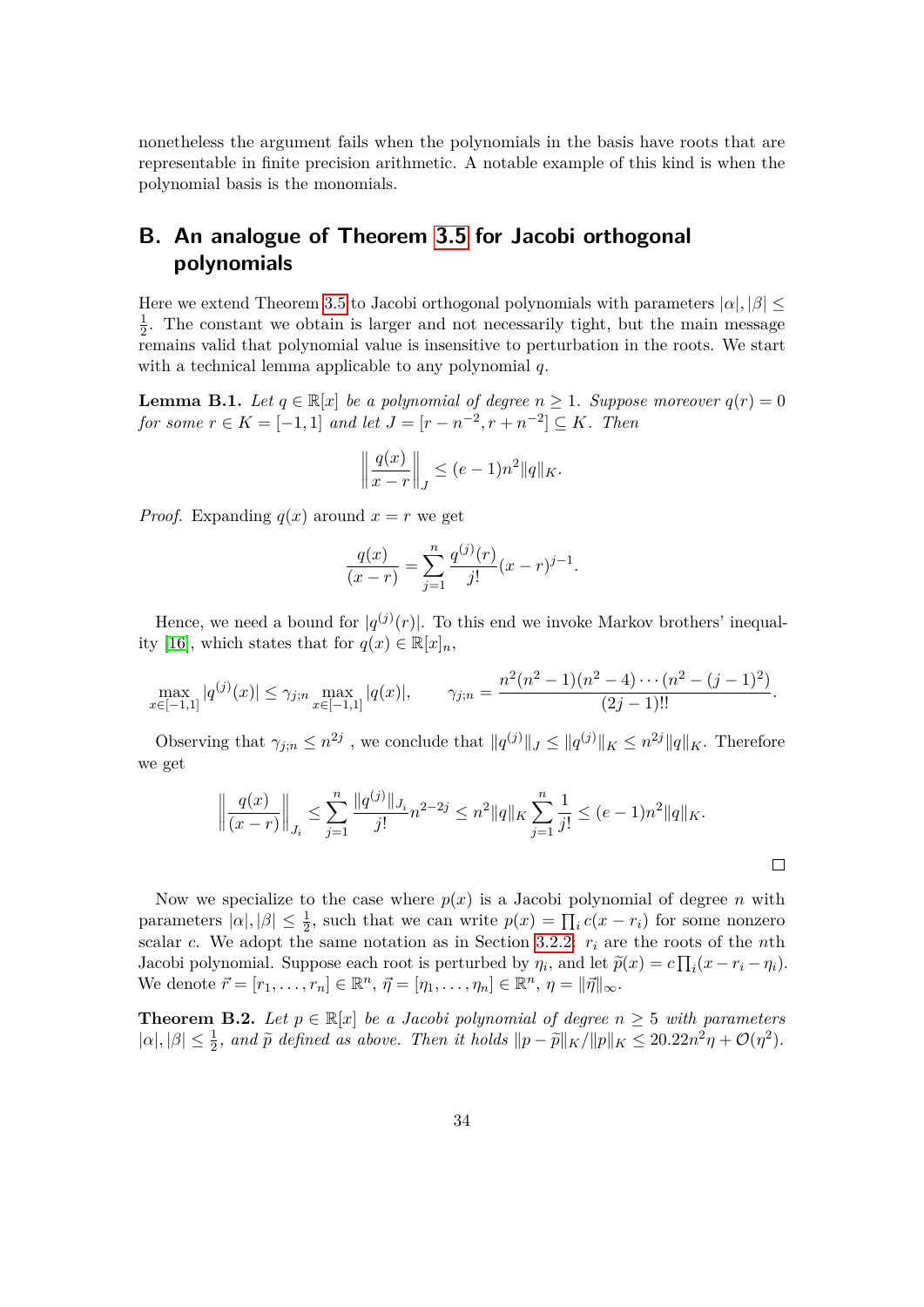nonetheless the argument fails when the polynomials in the basis have roots that are representable in finite precision arithmetic. A notable example of this kind is when the polynomial basis is the monomials.

# B. An analogue of Theorem 3.5 for Jacobi orthogonal polynomials

Here we extend Theorem 3.5 to Jacobi orthogonal polynomials with parameters $|\alpha|, |\beta| \leq \frac{1}{2}$. The constant we obtain is larger and not necessarily tight, but the main message remains valid that polynomial value is insensitive to perturbation in the roots. We start with a technical lemma applicable to any polynomial $q$.

**Lemma B.1.** *Let $q \in \mathbb{R}[x]$ be a polynomial of degree $n \geq 1$. Suppose moreover $q(r) = 0$ for some $r \in K = [-1, 1]$ and let $J = [r - n^{-2}, r + n^{-2}] \subseteq K$. Then*

$$\left\| \frac{q(x)}{x - r} \right\|_J \leq (e - 1)n^2 \|q\|_K.$$

*Proof.* Expanding $q(x)$ around $x = r$ we get

$$\frac{q(x)}{(x - r)} = \sum_{j=1}^{n} \frac{q^{(j)}(r)}{j!}(x - r)^{j-1}.$$

Hence, we need a bound for $|q^{(j)}(r)|$. To this end we invoke Markov brothers' inequality [16], which states that for $q(x) \in \mathbb{R}[x]_n$,

$$\max_{x \in [-1,1]} |q^{(j)}(x)| \leq \gamma_{j;n} \max_{x \in [-1,1]} |q(x)|, \qquad \gamma_{j;n} = \frac{n^2(n^2 - 1)(n^2 - 4) \cdots (n^2 - (j - 1)^2)}{(2j - 1)!!}.$$

Observing that $\gamma_{j;n} \leq n^{2j}$ , we conclude that $\|q^{(j)}\|_J \leq \|q^{(j)}\|_K \leq n^{2j}\|q\|_K$. Therefore we get

$$\left\| \frac{q(x)}{(x - r)} \right\|_{J_i} \leq \sum_{j=1}^{n} \frac{\|q^{(j)}\|_{J_i}}{j!} n^{2-2j} \leq n^2\|q\|_K \sum_{j=1}^{n} \frac{1}{j!} \leq (e - 1)n^2\|q\|_K.$$

□

Now we specialize to the case where $p(x)$ is a Jacobi polynomial of degree $n$ with parameters $|\alpha|, |\beta| \leq \frac{1}{2}$, such that we can write $p(x) = \prod_i c(x - r_i)$ for some nonzero scalar $c$. We adopt the same notation as in Section 3.2.2: $r_i$ are the roots of the $n$th Jacobi polynomial. Suppose each root is perturbed by $\eta_i$, and let $\widetilde{p}(x) = c \prod_i (x - r_i - \eta_i)$. We denote $\vec{r} = [r_1, \ldots, r_n] \in \mathbb{R}^n$, $\vec{\eta} = [\eta_1, \ldots, \eta_n] \in \mathbb{R}^n$, $\eta = \|\vec{\eta}\|_\infty$.

**Theorem B.2.** *Let $p \in \mathbb{R}[x]$ be a Jacobi polynomial of degree $n \geq 5$ with parameters $|\alpha|, |\beta| \leq \frac{1}{2}$, and $\widetilde{p}$ defined as above. Then it holds $\|p - \widetilde{p}\|_K / \|p\|_K \leq 20.22n^2\eta + \mathcal{O}(\eta^2)$.*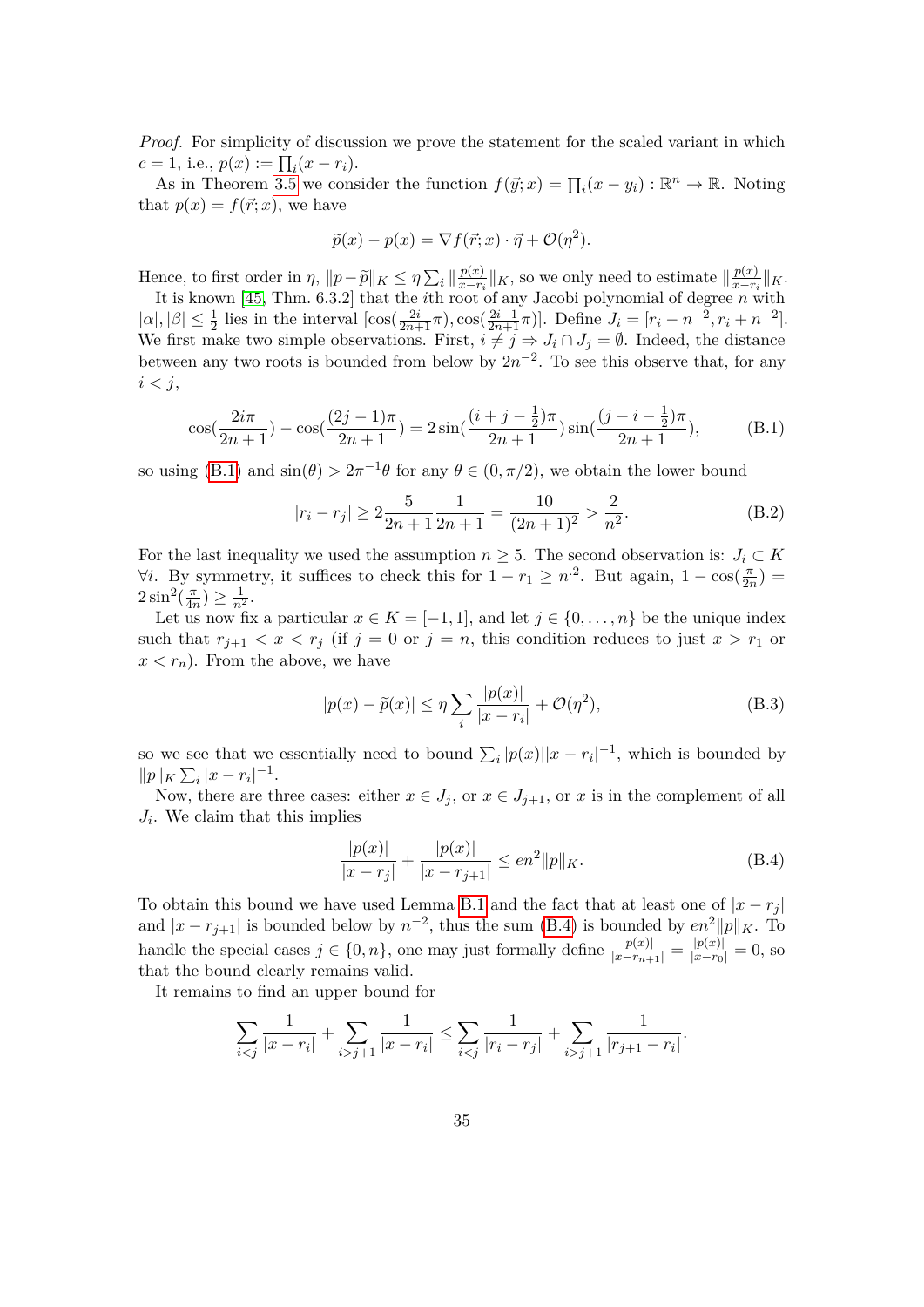*Proof.* For simplicity of discussion we prove the statement for the scaled variant in which $c = 1$, i.e., $p(x) := \prod_i (x - r_i)$.

As in Theorem 3.5 we consider the function $f(\vec{y}; x) = \prod_i (x - y_i) : \mathbb{R}^n \to \mathbb{R}$. Noting that $p(x) = f(\vec{r}; x)$, we have

$$\widetilde{p}(x) - p(x) = \nabla f(\vec{r}; x) \cdot \vec{\eta} + \mathcal{O}(\eta^2).$$

Hence, to first order in $\eta$, $\|p - \widetilde{p}\|_K \le \eta \sum_i \|\frac{p(x)}{x - r_i}\|_K$, so we only need to estimate $\|\frac{p(x)}{x-r_i}\|_K$.

It is known [45, Thm. 6.3.2] that the $i$th root of any Jacobi polynomial of degree $n$ with $|\alpha|, |\beta| \le \frac{1}{2}$ lies in the interval $[\cos(\frac{2i}{2n+1}\pi), \cos(\frac{2i-1}{2n+1}\pi)]$. Define $J_i = [r_i - n^{-2}, r_i + n^{-2}]$. We first make two simple observations. First, $i \ne j \Rightarrow J_i \cap J_j = \emptyset$. Indeed, the distance between any two roots is bounded from below by $2n^{-2}$. To see this observe that, for any $i < j$,

$$\cos(\frac{2i\pi}{2n+1}) - \cos(\frac{(2j-1)\pi}{2n+1}) = 2\sin(\frac{(i+j-\frac{1}{2})\pi}{2n+1})\sin(\frac{(j-i-\frac{1}{2})\pi}{2n+1}), \tag{B.1}$$

so using (B.1) and $\sin(\theta) > 2\pi^{-1}\theta$ for any $\theta \in (0, \pi/2)$, we obtain the lower bound

$$|r_i - r_j| \ge 2\frac{5}{2n+1}\frac{1}{2n+1} = \frac{10}{(2n+1)^2} > \frac{2}{n^2}. \tag{B.2}$$

For the last inequality we used the assumption $n \ge 5$. The second observation is: $J_i \subset K$ $\forall i$. By symmetry, it suffices to check this for $1 - r_1 \ge n^{-2}$. But again, $1 - \cos(\frac{\pi}{2n}) = 2\sin^2(\frac{\pi}{4n}) \ge \frac{1}{n^2}$.

Let us now fix a particular $x \in K = [-1, 1]$, and let $j \in \{0, \dots, n\}$ be the unique index such that $r_{j+1} < x < r_j$ (if $j = 0$ or $j = n$, this condition reduces to just $x > r_1$ or $x < r_n$). From the above, we have

$$|p(x) - \widetilde{p}(x)| \le \eta \sum_i \frac{|p(x)|}{|x - r_i|} + \mathcal{O}(\eta^2), \tag{B.3}$$

so we see that we essentially need to bound $\sum_i |p(x)||x - r_i|^{-1}$, which is bounded by $\|p\|_K \sum_i |x - r_i|^{-1}$.

Now, there are three cases: either $x \in J_j$, or $x \in J_{j+1}$, or $x$ is in the complement of all $J_i$. We claim that this implies

$$\frac{|p(x)|}{|x - r_j|} + \frac{|p(x)|}{|x - r_{j+1}|} \le en^2\|p\|_K. \tag{B.4}$$

To obtain this bound we have used Lemma B.1 and the fact that at least one of $|x - r_j|$ and $|x - r_{j+1}|$ is bounded below by $n^{-2}$, thus the sum (B.4) is bounded by $en^2\|p\|_K$. To handle the special cases $j \in \{0, n\}$, one may just formally define $\frac{|p(x)|}{|x - r_{n+1}|} = \frac{|p(x)|}{|x - r_0|} = 0$, so that the bound clearly remains valid.

It remains to find an upper bound for

$$\sum_{i<j} \frac{1}{|x - r_i|} + \sum_{i>j+1} \frac{1}{|x - r_i|} \le \sum_{i<j} \frac{1}{|r_i - r_j|} + \sum_{i>j+1} \frac{1}{|r_{j+1} - r_i|}.$$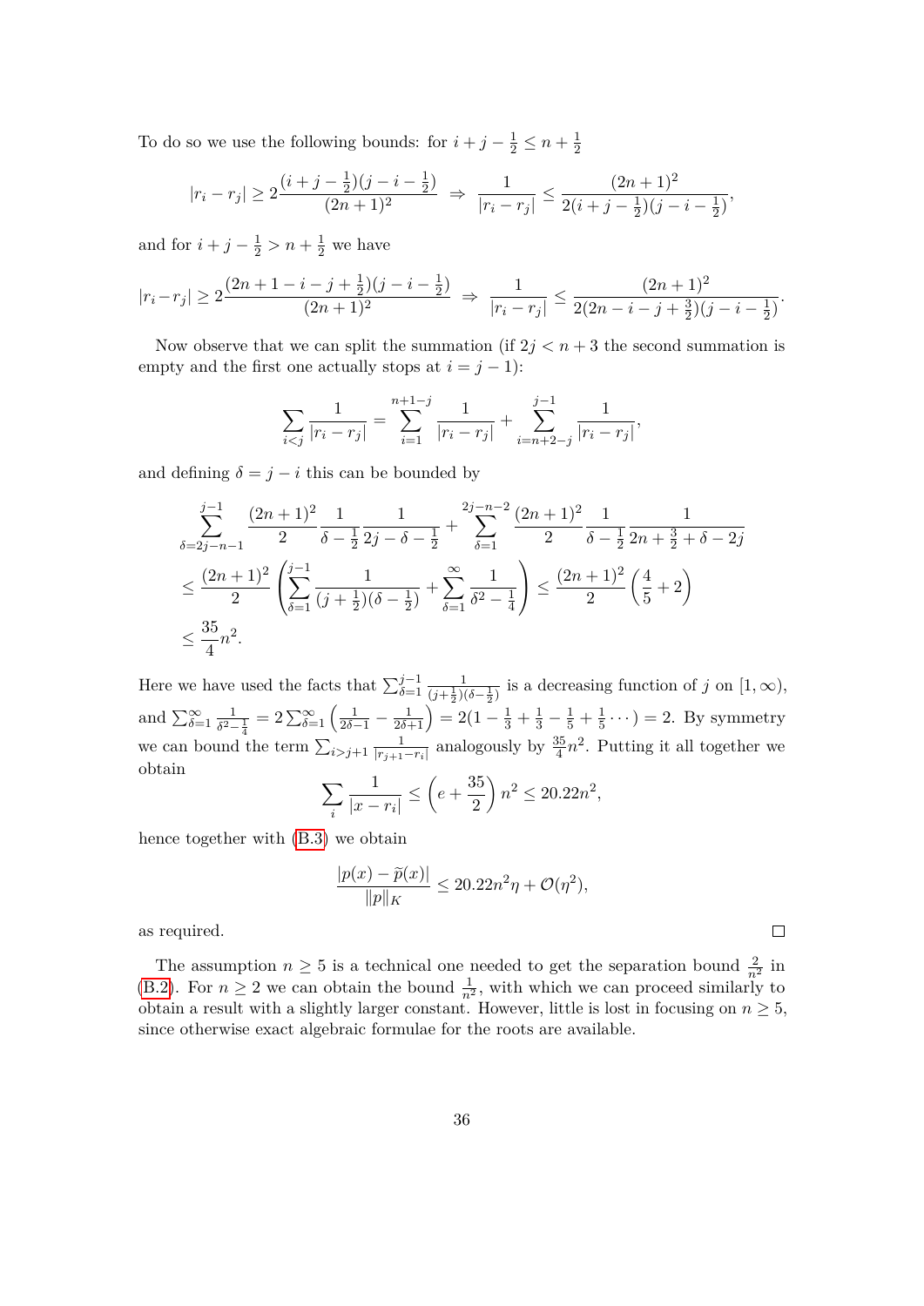To do so we use the following bounds: for $i + j - \frac{1}{2} \leq n + \frac{1}{2}$

$$|r_i - r_j| \geq 2\frac{(i + j - \frac{1}{2})(j - i - \frac{1}{2})}{(2n+1)^2} \;\Rightarrow\; \frac{1}{|r_i - r_j|} \leq \frac{(2n+1)^2}{2(i + j - \frac{1}{2})(j - i - \frac{1}{2})},$$

and for $i + j - \frac{1}{2} > n + \frac{1}{2}$ we have

$$|r_i - r_j| \geq 2\frac{(2n + 1 - i - j + \frac{1}{2})(j - i - \frac{1}{2})}{(2n+1)^2} \;\Rightarrow\; \frac{1}{|r_i - r_j|} \leq \frac{(2n+1)^2}{2(2n - i - j + \frac{3}{2})(j - i - \frac{1}{2})}.$$

Now observe that we can split the summation (if $2j < n + 3$ the second summation is empty and the first one actually stops at $i = j - 1$):

$$\sum_{i<j} \frac{1}{|r_i - r_j|} = \sum_{i=1}^{n+1-j} \frac{1}{|r_i - r_j|} + \sum_{i=n+2-j}^{j-1} \frac{1}{|r_i - r_j|},$$

and defining $\delta = j - i$ this can be bounded by

$$\begin{aligned}
&\sum_{\delta=2j-n-1}^{j-1} \frac{(2n+1)^2}{2} \frac{1}{\delta - \frac{1}{2}} \frac{1}{2j - \delta - \frac{1}{2}} + \sum_{\delta=1}^{2j-n-2} \frac{(2n+1)^2}{2} \frac{1}{\delta - \frac{1}{2}} \frac{1}{2n + \frac{3}{2} + \delta - 2j} \\
&\leq \frac{(2n+1)^2}{2} \left( \sum_{\delta=1}^{j-1} \frac{1}{(j + \frac{1}{2})(\delta - \frac{1}{2})} + \sum_{\delta=1}^{\infty} \frac{1}{\delta^2 - \frac{1}{4}} \right) \leq \frac{(2n+1)^2}{2} \left( \frac{4}{5} + 2 \right) \\
&\leq \frac{35}{4} n^2.
\end{aligned}$$

Here we have used the facts that $\sum_{\delta=1}^{j-1} \frac{1}{(j+\frac{1}{2})(\delta - \frac{1}{2})}$ is a decreasing function of $j$ on $[1, \infty)$, and $\sum_{\delta=1}^{\infty} \frac{1}{\delta^2 - \frac{1}{4}} = 2\sum_{\delta=1}^{\infty} \left( \frac{1}{2\delta - 1} - \frac{1}{2\delta + 1} \right) = 2(1 - \frac{1}{3} + \frac{1}{3} - \frac{1}{5} + \frac{1}{5} \cdots) = 2$. By symmetry we can bound the term $\sum_{i>j+1} \frac{1}{|r_{j+1} - r_i|}$ analogously by $\frac{35}{4}n^2$. Putting it all together we obtain

$$\sum_i \frac{1}{|x - r_i|} \leq \left( e + \frac{35}{2} \right) n^2 \leq 20.22 n^2,$$

hence together with (B.3) we obtain

$$\frac{|p(x) - \widetilde{p}(x)|}{\|p\|_K} \leq 20.22 n^2 \eta + \mathcal{O}(\eta^2),$$

as required. $\square$

The assumption $n \geq 5$ is a technical one needed to get the separation bound $\frac{2}{n^2}$ in (B.2). For $n \geq 2$ we can obtain the bound $\frac{1}{n^2}$, with which we can proceed similarly to obtain a result with a slightly larger constant. However, little is lost in focusing on $n \geq 5$, since otherwise exact algebraic formulae for the roots are available.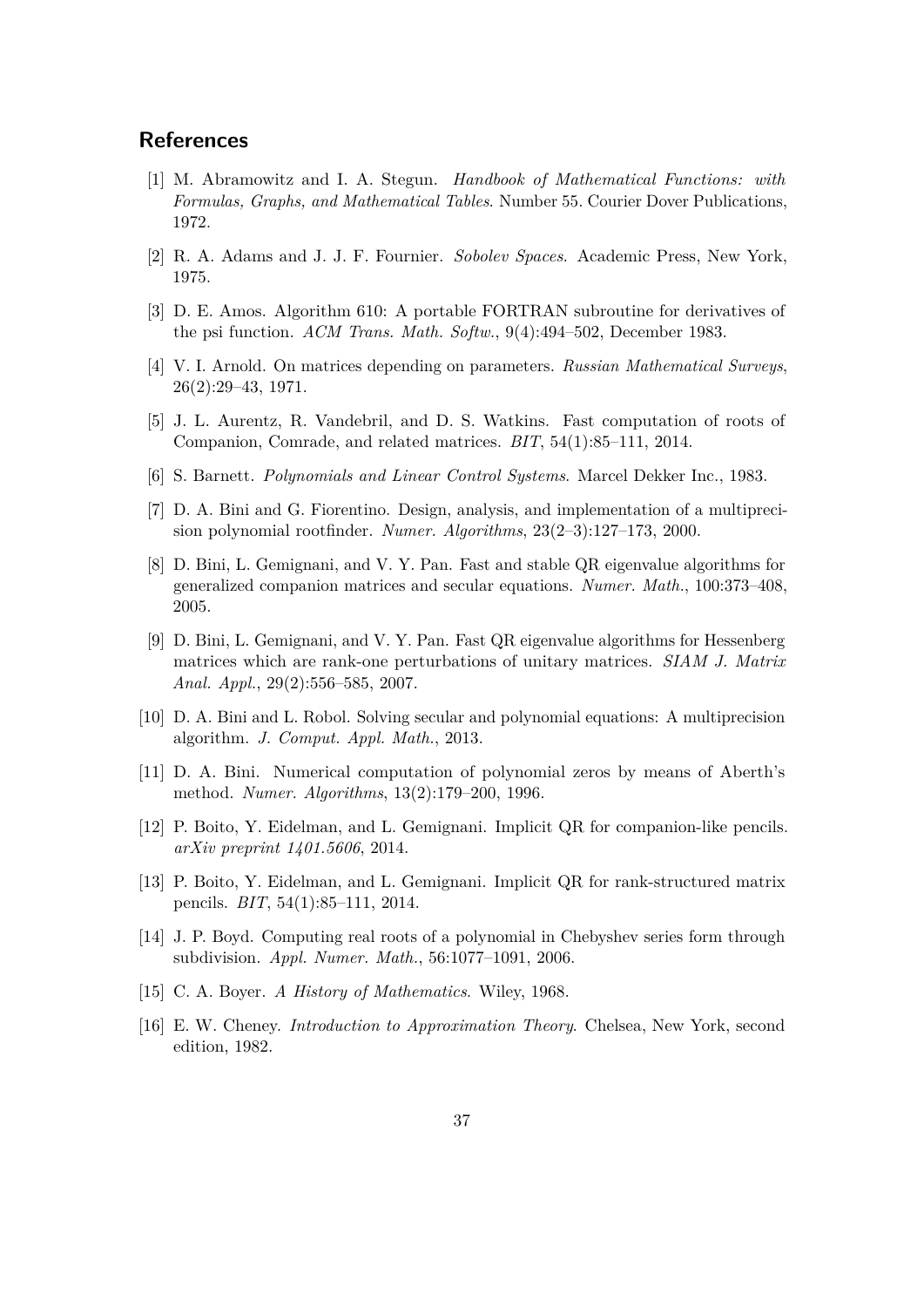## References

[1] M. Abramowitz and I. A. Stegun. *Handbook of Mathematical Functions: with Formulas, Graphs, and Mathematical Tables*. Number 55. Courier Dover Publications, 1972.

[2] R. A. Adams and J. J. F. Fournier. *Sobolev Spaces*. Academic Press, New York, 1975.

[3] D. E. Amos. Algorithm 610: A portable FORTRAN subroutine for derivatives of the psi function. *ACM Trans. Math. Softw.*, 9(4):494–502, December 1983.

[4] V. I. Arnold. On matrices depending on parameters. *Russian Mathematical Surveys*, 26(2):29–43, 1971.

[5] J. L. Aurentz, R. Vandebril, and D. S. Watkins. Fast computation of roots of Companion, Comrade, and related matrices. *BIT*, 54(1):85–111, 2014.

[6] S. Barnett. *Polynomials and Linear Control Systems*. Marcel Dekker Inc., 1983.

[7] D. A. Bini and G. Fiorentino. Design, analysis, and implementation of a multiprecision polynomial rootfinder. *Numer. Algorithms*, 23(2–3):127–173, 2000.

[8] D. Bini, L. Gemignani, and V. Y. Pan. Fast and stable QR eigenvalue algorithms for generalized companion matrices and secular equations. *Numer. Math.*, 100:373–408, 2005.

[9] D. Bini, L. Gemignani, and V. Y. Pan. Fast QR eigenvalue algorithms for Hessenberg matrices which are rank-one perturbations of unitary matrices. *SIAM J. Matrix Anal. Appl.*, 29(2):556–585, 2007.

[10] D. A. Bini and L. Robol. Solving secular and polynomial equations: A multiprecision algorithm. *J. Comput. Appl. Math.*, 2013.

[11] D. A. Bini. Numerical computation of polynomial zeros by means of Aberth's method. *Numer. Algorithms*, 13(2):179–200, 1996.

[12] P. Boito, Y. Eidelman, and L. Gemignani. Implicit QR for companion-like pencils. *arXiv preprint 1401.5606*, 2014.

[13] P. Boito, Y. Eidelman, and L. Gemignani. Implicit QR for rank-structured matrix pencils. *BIT*, 54(1):85–111, 2014.

[14] J. P. Boyd. Computing real roots of a polynomial in Chebyshev series form through subdivision. *Appl. Numer. Math.*, 56:1077–1091, 2006.

[15] C. A. Boyer. *A History of Mathematics*. Wiley, 1968.

[16] E. W. Cheney. *Introduction to Approximation Theory*. Chelsea, New York, second edition, 1982.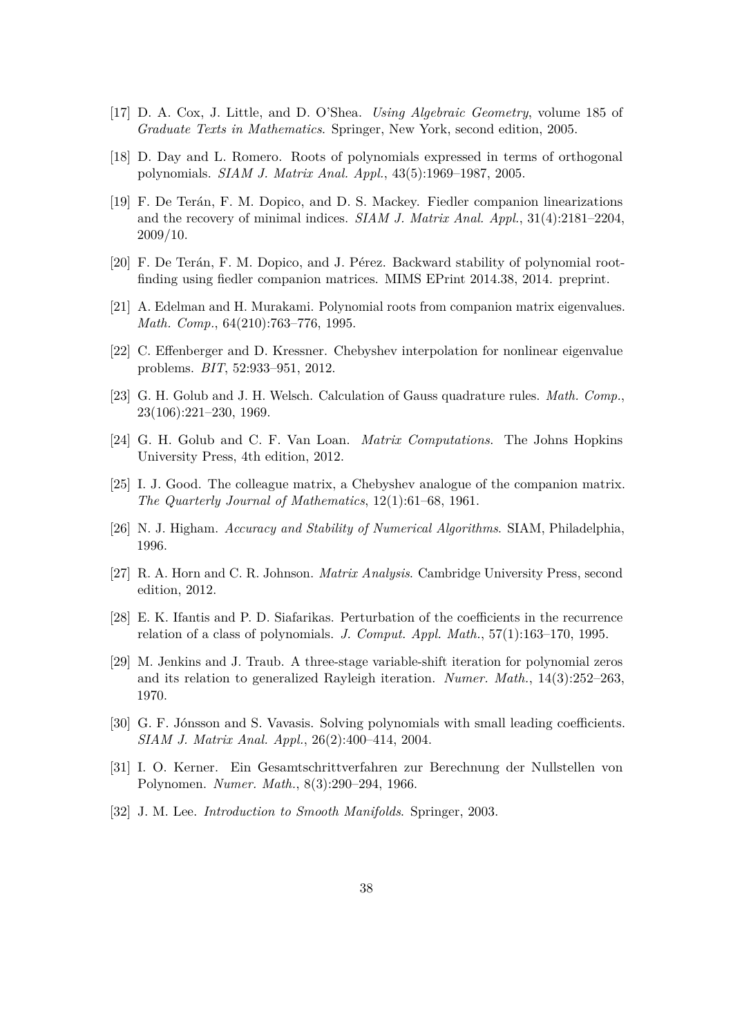[17] D. A. Cox, J. Little, and D. O'Shea. *Using Algebraic Geometry*, volume 185 of *Graduate Texts in Mathematics*. Springer, New York, second edition, 2005.

[18] D. Day and L. Romero. Roots of polynomials expressed in terms of orthogonal polynomials. *SIAM J. Matrix Anal. Appl.*, 43(5):1969–1987, 2005.

[19] F. De Terán, F. M. Dopico, and D. S. Mackey. Fiedler companion linearizations and the recovery of minimal indices. *SIAM J. Matrix Anal. Appl.*, 31(4):2181–2204, 2009/10.

[20] F. De Terán, F. M. Dopico, and J. Pérez. Backward stability of polynomial root-finding using fiedler companion matrices. MIMS EPrint 2014.38, 2014. preprint.

[21] A. Edelman and H. Murakami. Polynomial roots from companion matrix eigenvalues. *Math. Comp.*, 64(210):763–776, 1995.

[22] C. Effenberger and D. Kressner. Chebyshev interpolation for nonlinear eigenvalue problems. *BIT*, 52:933–951, 2012.

[23] G. H. Golub and J. H. Welsch. Calculation of Gauss quadrature rules. *Math. Comp.*, 23(106):221–230, 1969.

[24] G. H. Golub and C. F. Van Loan. *Matrix Computations*. The Johns Hopkins University Press, 4th edition, 2012.

[25] I. J. Good. The colleague matrix, a Chebyshev analogue of the companion matrix. *The Quarterly Journal of Mathematics*, 12(1):61–68, 1961.

[26] N. J. Higham. *Accuracy and Stability of Numerical Algorithms*. SIAM, Philadelphia, 1996.

[27] R. A. Horn and C. R. Johnson. *Matrix Analysis*. Cambridge University Press, second edition, 2012.

[28] E. K. Ifantis and P. D. Siafarikas. Perturbation of the coefficients in the recurrence relation of a class of polynomials. *J. Comput. Appl. Math.*, 57(1):163–170, 1995.

[29] M. Jenkins and J. Traub. A three-stage variable-shift iteration for polynomial zeros and its relation to generalized Rayleigh iteration. *Numer. Math.*, 14(3):252–263, 1970.

[30] G. F. Jónsson and S. Vavasis. Solving polynomials with small leading coefficients. *SIAM J. Matrix Anal. Appl.*, 26(2):400–414, 2004.

[31] I. O. Kerner. Ein Gesamtschrittverfahren zur Berechnung der Nullstellen von Polynomen. *Numer. Math.*, 8(3):290–294, 1966.

[32] J. M. Lee. *Introduction to Smooth Manifolds*. Springer, 2003.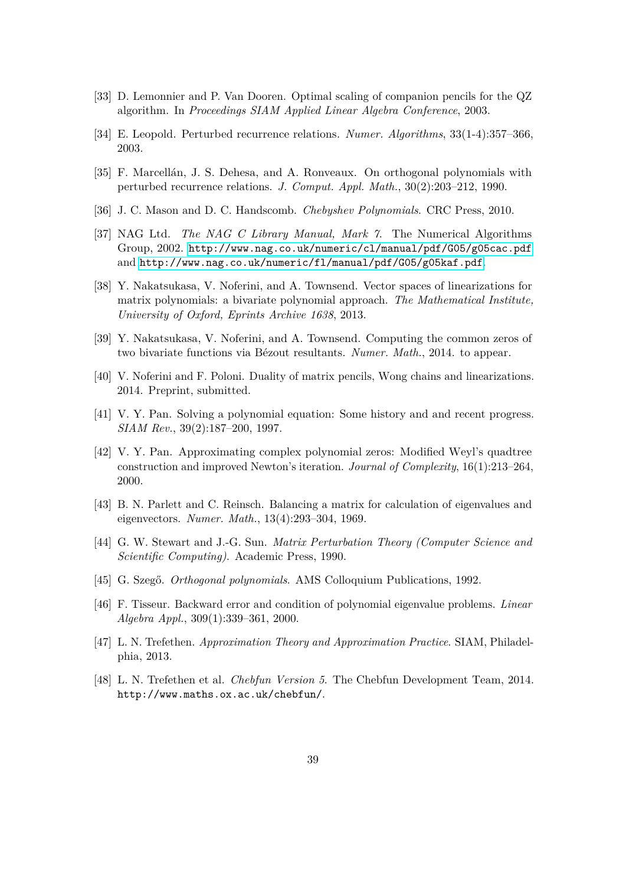[33] D. Lemonnier and P. Van Dooren. Optimal scaling of companion pencils for the QZ algorithm. In *Proceedings SIAM Applied Linear Algebra Conference*, 2003.

[34] E. Leopold. Perturbed recurrence relations. *Numer. Algorithms*, 33(1-4):357–366, 2003.

[35] F. Marcellán, J. S. Dehesa, and A. Ronveaux. On orthogonal polynomials with perturbed recurrence relations. *J. Comput. Appl. Math.*, 30(2):203–212, 1990.

[36] J. C. Mason and D. C. Handscomb. *Chebyshev Polynomials*. CRC Press, 2010.

[37] NAG Ltd. *The NAG C Library Manual, Mark 7*. The Numerical Algorithms Group, 2002. http://www.nag.co.uk/numeric/cl/manual/pdf/G05/g05cac.pdf and http://www.nag.co.uk/numeric/fl/manual/pdf/G05/g05kaf.pdf.

[38] Y. Nakatsukasa, V. Noferini, and A. Townsend. Vector spaces of linearizations for matrix polynomials: a bivariate polynomial approach. *The Mathematical Institute, University of Oxford, Eprints Archive 1638*, 2013.

[39] Y. Nakatsukasa, V. Noferini, and A. Townsend. Computing the common zeros of two bivariate functions via Bézout resultants. *Numer. Math.*, 2014. to appear.

[40] V. Noferini and F. Poloni. Duality of matrix pencils, Wong chains and linearizations. 2014. Preprint, submitted.

[41] V. Y. Pan. Solving a polynomial equation: Some history and and recent progress. *SIAM Rev.*, 39(2):187–200, 1997.

[42] V. Y. Pan. Approximating complex polynomial zeros: Modified Weyl's quadtree construction and improved Newton's iteration. *Journal of Complexity*, 16(1):213–264, 2000.

[43] B. N. Parlett and C. Reinsch. Balancing a matrix for calculation of eigenvalues and eigenvectors. *Numer. Math.*, 13(4):293–304, 1969.

[44] G. W. Stewart and J.-G. Sun. *Matrix Perturbation Theory (Computer Science and Scientific Computing)*. Academic Press, 1990.

[45] G. Szegő. *Orthogonal polynomials*. AMS Colloquium Publications, 1992.

[46] F. Tisseur. Backward error and condition of polynomial eigenvalue problems. *Linear Algebra Appl.*, 309(1):339–361, 2000.

[47] L. N. Trefethen. *Approximation Theory and Approximation Practice*. SIAM, Philadelphia, 2013.

[48] L. N. Trefethen et al. *Chebfun Version 5*. The Chebfun Development Team, 2014. http://www.maths.ox.ac.uk/chebfun/.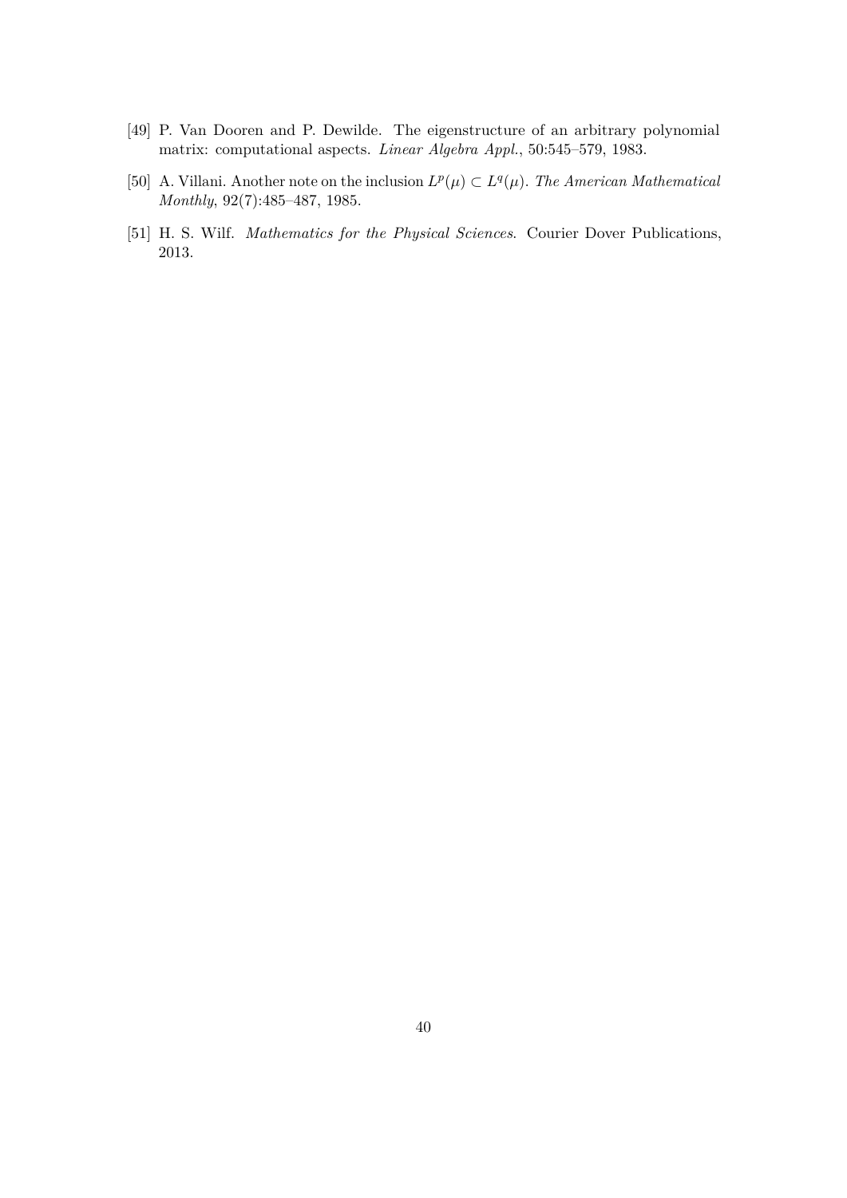[49] P. Van Dooren and P. Dewilde. The eigenstructure of an arbitrary polynomial matrix: computational aspects. *Linear Algebra Appl.*, 50:545–579, 1983.

[50] A. Villani. Another note on the inclusion $L^p(\mu) \subset L^q(\mu)$. *The American Mathematical Monthly*, 92(7):485–487, 1985.

[51] H. S. Wilf. *Mathematics for the Physical Sciences*. Courier Dover Publications, 2013.